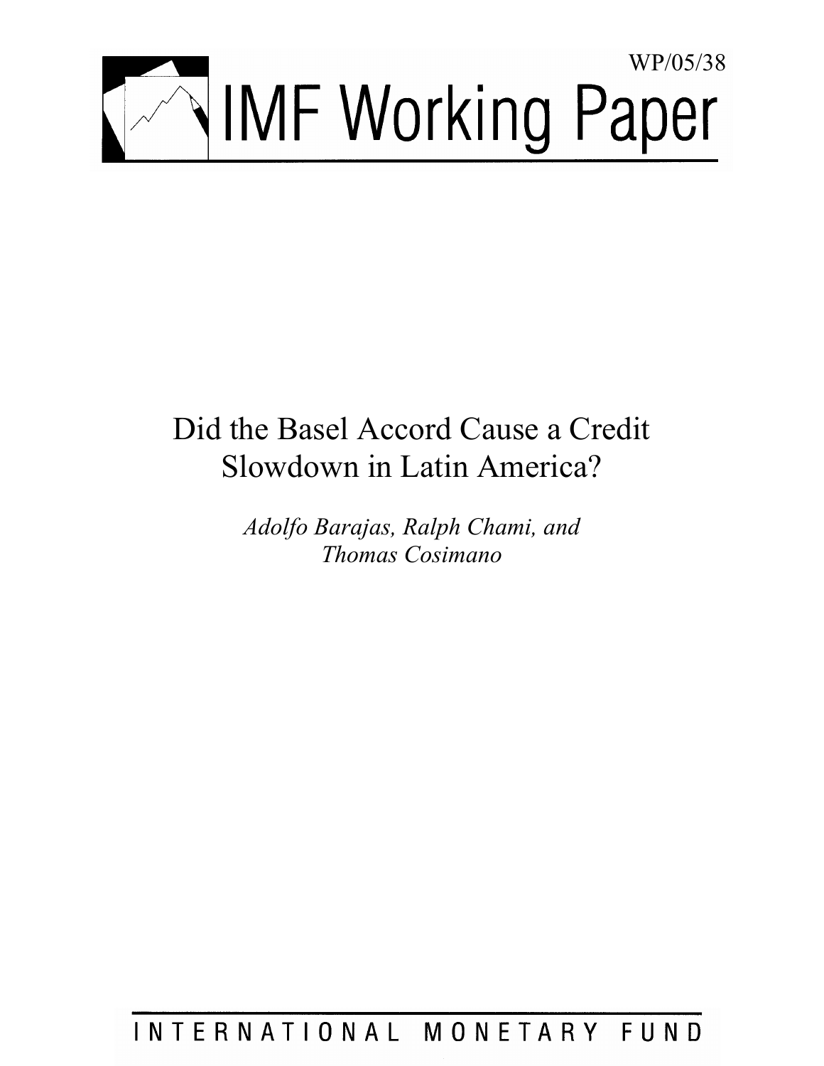WP/05/38

# IMF Working Paper

## Did the Basel Accord Cause a Credit Slowdown in Latin America?

*Adolfo Barajas, Ralph Chami, and Thomas Cosimano*

INTERNATIONAL MONETARY FUND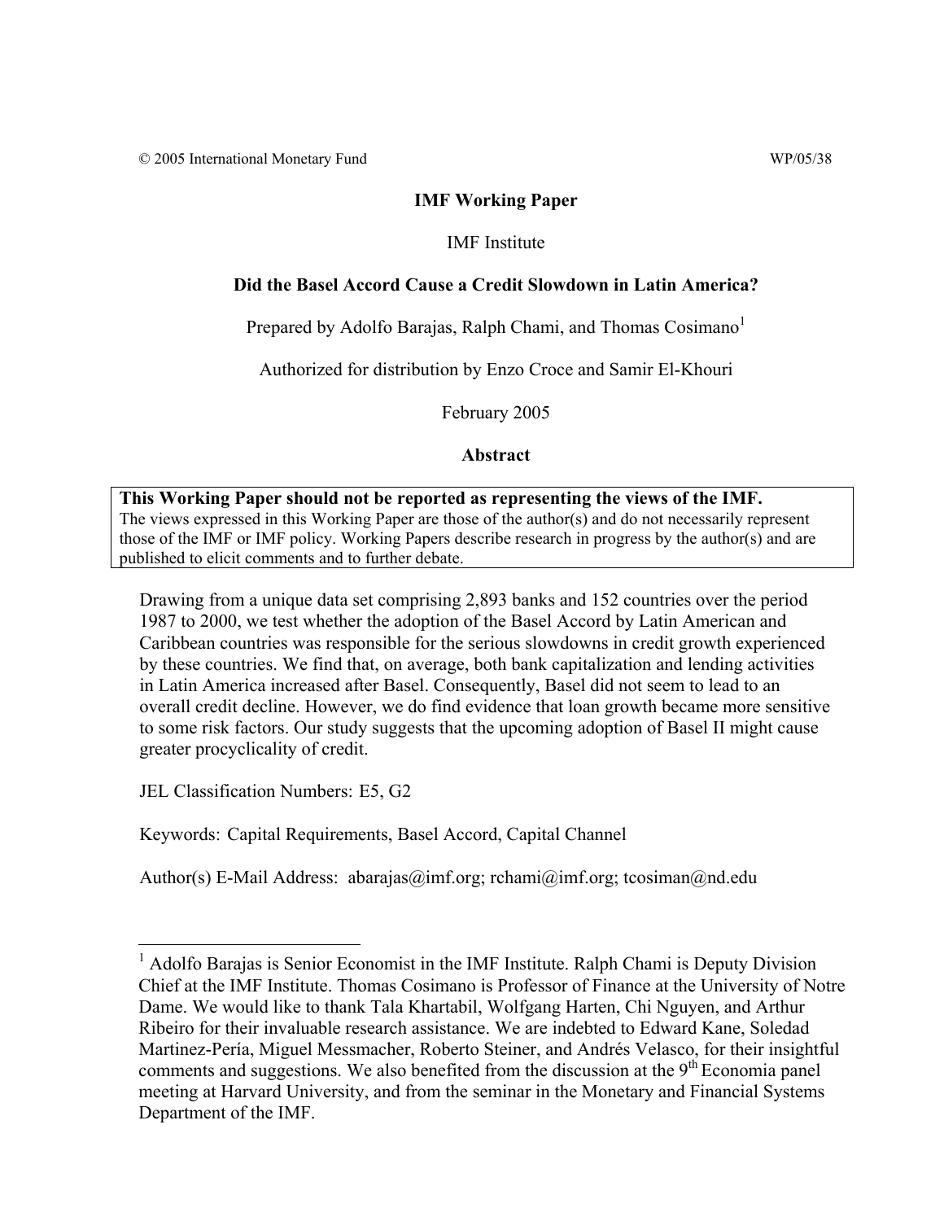© 2005 International Monetary Fund WP/05/38

**IMF Working Paper**

IMF Institute

**Did the Basel Accord Cause a Credit Slowdown in Latin America?**

Prepared by Adolfo Barajas, Ralph Chami, and Thomas Cosimano[1]

Authorized for distribution by Enzo Croce and Samir El-Khouri

February 2005

**Abstract**

**This Working Paper should not be reported as representing the views of the IMF.**
The views expressed in this Working Paper are those of the author(s) and do not necessarily represent those of the IMF or IMF policy. Working Papers describe research in progress by the author(s) and are published to elicit comments and to further debate.

Drawing from a unique data set comprising 2,893 banks and 152 countries over the period 1987 to 2000, we test whether the adoption of the Basel Accord by Latin American and Caribbean countries was responsible for the serious slowdowns in credit growth experienced by these countries. We find that, on average, both bank capitalization and lending activities in Latin America increased after Basel. Consequently, Basel did not seem to lead to an overall credit decline. However, we do find evidence that loan growth became more sensitive to some risk factors. Our study suggests that the upcoming adoption of Basel II might cause greater procyclicality of credit.

JEL Classification Numbers: E5, G2

Keywords: Capital Requirements, Basel Accord, Capital Channel

Author(s) E-Mail Address: abarajas@imf.org; rchami@imf.org; tcosiman@nd.edu

---

[1] Adolfo Barajas is Senior Economist in the IMF Institute. Ralph Chami is Deputy Division Chief at the IMF Institute. Thomas Cosimano is Professor of Finance at the University of Notre Dame. We would like to thank Tala Khartabil, Wolfgang Harten, Chi Nguyen, and Arthur Ribeiro for their invaluable research assistance. We are indebted to Edward Kane, Soledad Martinez-Pería, Miguel Messmacher, Roberto Steiner, and Andrés Velasco, for their insightful comments and suggestions. We also benefited from the discussion at the 9th Economia panel meeting at Harvard University, and from the seminar in the Monetary and Financial Systems Department of the IMF.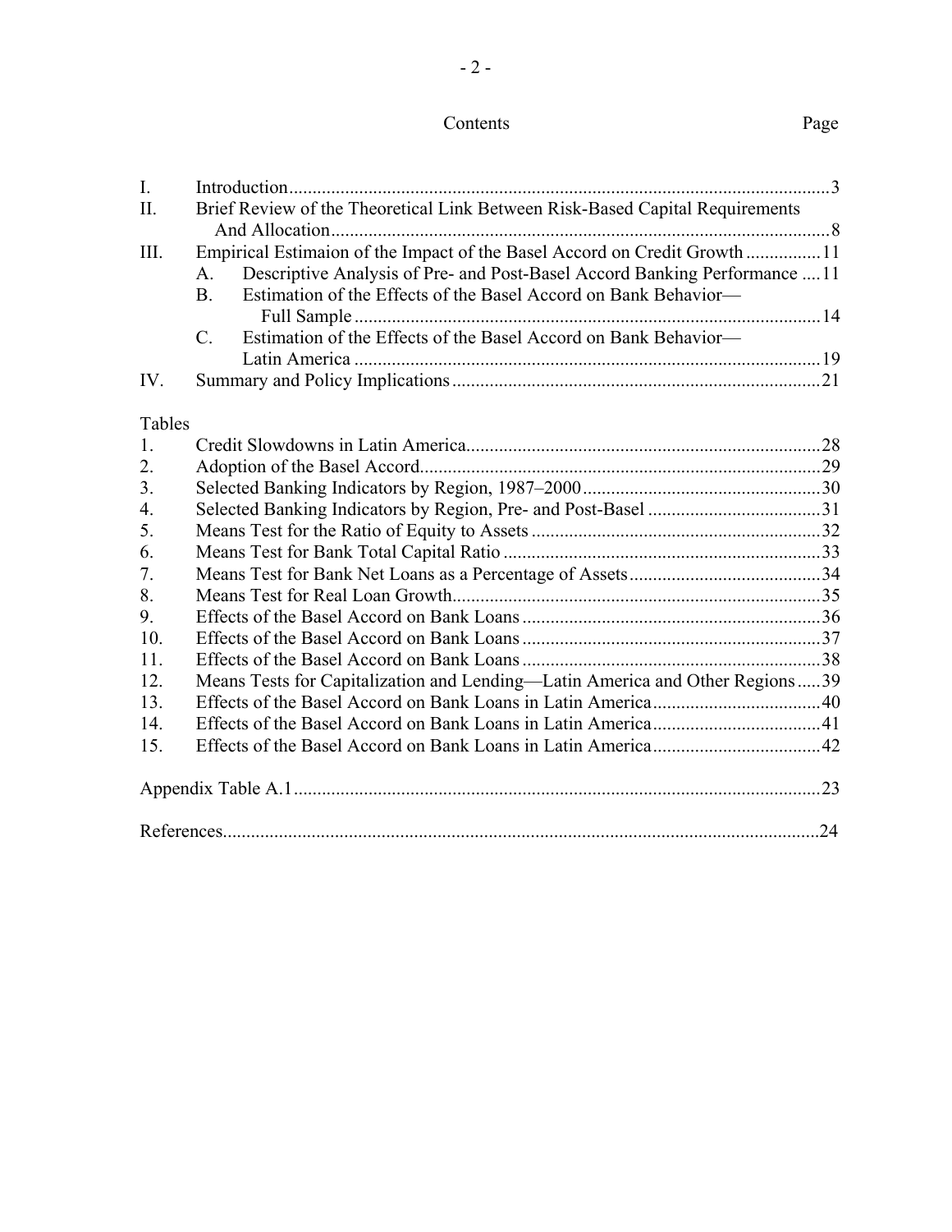## Contents

| | | Page |
|---|---|---|
| I. | Introduction | 3 |
| II. | Brief Review of the Theoretical Link Between Risk-Based Capital Requirements And Allocation | 8 |
| III. | Empirical Estimaion of the Impact of the Basel Accord on Credit Growth | 11 |
| | A. Descriptive Analysis of Pre- and Post-Basel Accord Banking Performance | 11 |
| | B. Estimation of the Effects of the Basel Accord on Bank Behavior—Full Sample | 14 |
| | C. Estimation of the Effects of the Basel Accord on Bank Behavior—Latin America | 19 |
| IV. | Summary and Policy Implications | 21 |

### Tables

| | | |
|---|---|---|
| 1. | Credit Slowdowns in Latin America | 28 |
| 2. | Adoption of the Basel Accord | 29 |
| 3. | Selected Banking Indicators by Region, 1987–2000 | 30 |
| 4. | Selected Banking Indicators by Region, Pre- and Post-Basel | 31 |
| 5. | Means Test for the Ratio of Equity to Assets | 32 |
| 6. | Means Test for Bank Total Capital Ratio | 33 |
| 7. | Means Test for Bank Net Loans as a Percentage of Assets | 34 |
| 8. | Means Test for Real Loan Growth | 35 |
| 9. | Effects of the Basel Accord on Bank Loans | 36 |
| 10. | Effects of the Basel Accord on Bank Loans | 37 |
| 11. | Effects of the Basel Accord on Bank Loans | 38 |
| 12. | Means Tests for Capitalization and Lending—Latin America and Other Regions | 39 |
| 13. | Effects of the Basel Accord on Bank Loans in Latin America | 40 |
| 14. | Effects of the Basel Accord on Bank Loans in Latin America | 41 |
| 15. | Effects of the Basel Accord on Bank Loans in Latin America | 42 |

Appendix Table A.1 ..... 23

References ..... 24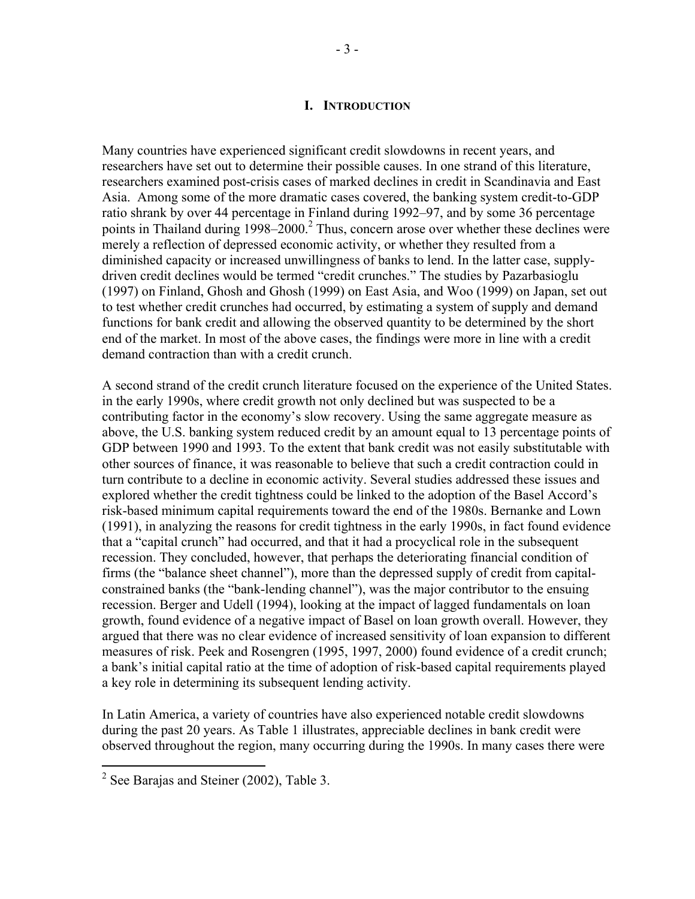# I. INTRODUCTION

Many countries have experienced significant credit slowdowns in recent years, and researchers have set out to determine their possible causes. In one strand of this literature, researchers examined post-crisis cases of marked declines in credit in Scandinavia and East Asia. Among some of the more dramatic cases covered, the banking system credit-to-GDP ratio shrank by over 44 percentage in Finland during 1992–97, and by some 36 percentage points in Thailand during 1998–2000.[2] Thus, concern arose over whether these declines were merely a reflection of depressed economic activity, or whether they resulted from a diminished capacity or increased unwillingness of banks to lend. In the latter case, supply-driven credit declines would be termed "credit crunches." The studies by Pazarbasioglu (1997) on Finland, Ghosh and Ghosh (1999) on East Asia, and Woo (1999) on Japan, set out to test whether credit crunches had occurred, by estimating a system of supply and demand functions for bank credit and allowing the observed quantity to be determined by the short end of the market. In most of the above cases, the findings were more in line with a credit demand contraction than with a credit crunch.

A second strand of the credit crunch literature focused on the experience of the United States. in the early 1990s, where credit growth not only declined but was suspected to be a contributing factor in the economy's slow recovery. Using the same aggregate measure as above, the U.S. banking system reduced credit by an amount equal to 13 percentage points of GDP between 1990 and 1993. To the extent that bank credit was not easily substitutable with other sources of finance, it was reasonable to believe that such a credit contraction could in turn contribute to a decline in economic activity. Several studies addressed these issues and explored whether the credit tightness could be linked to the adoption of the Basel Accord's risk-based minimum capital requirements toward the end of the 1980s. Bernanke and Lown (1991), in analyzing the reasons for credit tightness in the early 1990s, in fact found evidence that a "capital crunch" had occurred, and that it had a procyclical role in the subsequent recession. They concluded, however, that perhaps the deteriorating financial condition of firms (the "balance sheet channel"), more than the depressed supply of credit from capital-constrained banks (the "bank-lending channel"), was the major contributor to the ensuing recession. Berger and Udell (1994), looking at the impact of lagged fundamentals on loan growth, found evidence of a negative impact of Basel on loan growth overall. However, they argued that there was no clear evidence of increased sensitivity of loan expansion to different measures of risk. Peek and Rosengren (1995, 1997, 2000) found evidence of a credit crunch; a bank's initial capital ratio at the time of adoption of risk-based capital requirements played a key role in determining its subsequent lending activity.

In Latin America, a variety of countries have also experienced notable credit slowdowns during the past 20 years. As Table 1 illustrates, appreciable declines in bank credit were observed throughout the region, many occurring during the 1990s. In many cases there were

[2] See Barajas and Steiner (2002), Table 3.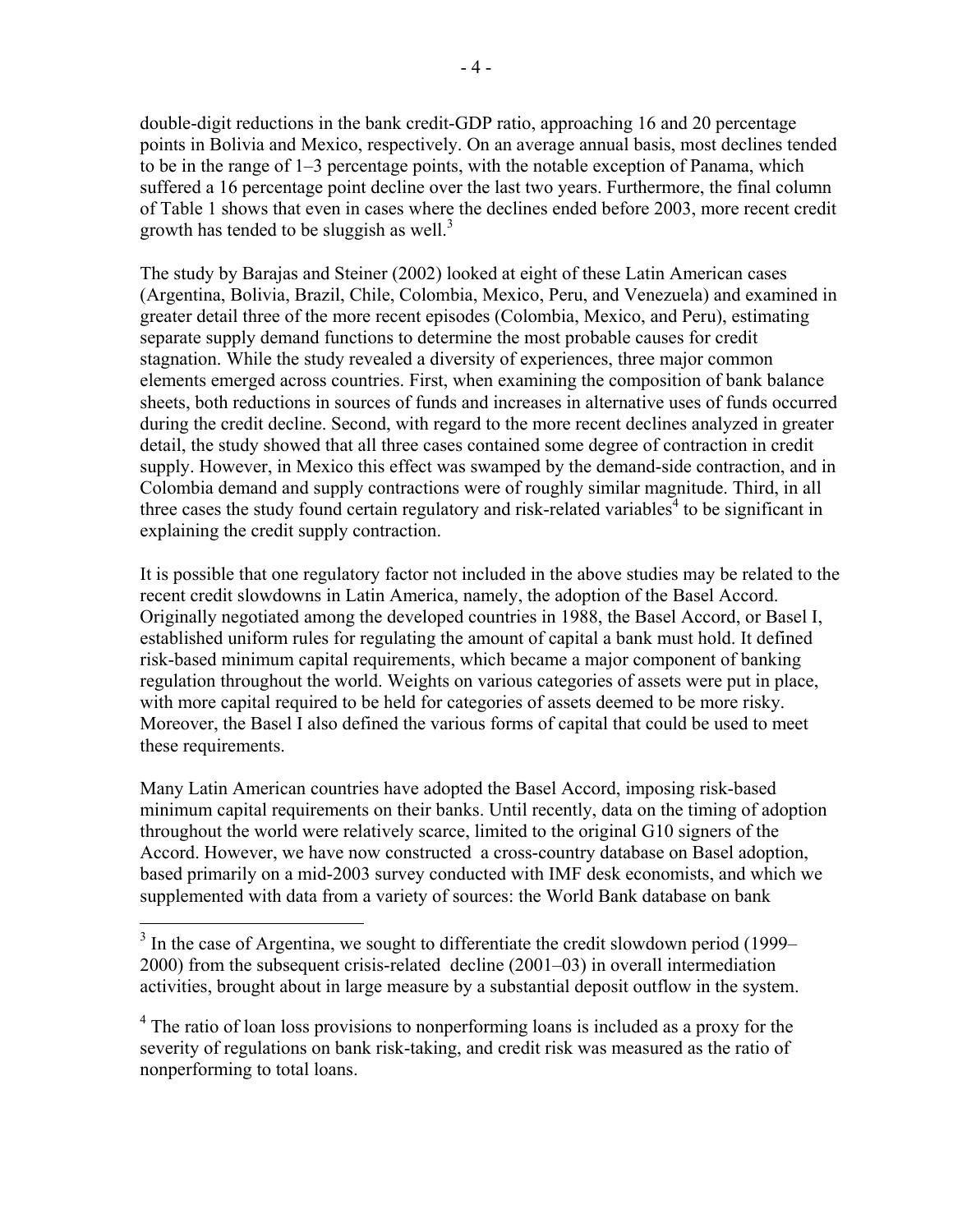double-digit reductions in the bank credit-GDP ratio, approaching 16 and 20 percentage points in Bolivia and Mexico, respectively. On an average annual basis, most declines tended to be in the range of 1–3 percentage points, with the notable exception of Panama, which suffered a 16 percentage point decline over the last two years. Furthermore, the final column of Table 1 shows that even in cases where the declines ended before 2003, more recent credit growth has tended to be sluggish as well.[3]

The study by Barajas and Steiner (2002) looked at eight of these Latin American cases (Argentina, Bolivia, Brazil, Chile, Colombia, Mexico, Peru, and Venezuela) and examined in greater detail three of the more recent episodes (Colombia, Mexico, and Peru), estimating separate supply demand functions to determine the most probable causes for credit stagnation. While the study revealed a diversity of experiences, three major common elements emerged across countries. First, when examining the composition of bank balance sheets, both reductions in sources of funds and increases in alternative uses of funds occurred during the credit decline. Second, with regard to the more recent declines analyzed in greater detail, the study showed that all three cases contained some degree of contraction in credit supply. However, in Mexico this effect was swamped by the demand-side contraction, and in Colombia demand and supply contractions were of roughly similar magnitude. Third, in all three cases the study found certain regulatory and risk-related variables[4] to be significant in explaining the credit supply contraction.

It is possible that one regulatory factor not included in the above studies may be related to the recent credit slowdowns in Latin America, namely, the adoption of the Basel Accord. Originally negotiated among the developed countries in 1988, the Basel Accord, or Basel I, established uniform rules for regulating the amount of capital a bank must hold. It defined risk-based minimum capital requirements, which became a major component of banking regulation throughout the world. Weights on various categories of assets were put in place, with more capital required to be held for categories of assets deemed to be more risky. Moreover, the Basel I also defined the various forms of capital that could be used to meet these requirements.

Many Latin American countries have adopted the Basel Accord, imposing risk-based minimum capital requirements on their banks. Until recently, data on the timing of adoption throughout the world were relatively scarce, limited to the original G10 signers of the Accord. However, we have now constructed a cross-country database on Basel adoption, based primarily on a mid-2003 survey conducted with IMF desk economists, and which we supplemented with data from a variety of sources: the World Bank database on bank

[3] In the case of Argentina, we sought to differentiate the credit slowdown period (1999–2000) from the subsequent crisis-related decline (2001–03) in overall intermediation activities, brought about in large measure by a substantial deposit outflow in the system.

[4] The ratio of loan loss provisions to nonperforming loans is included as a proxy for the severity of regulations on bank risk-taking, and credit risk was measured as the ratio of nonperforming to total loans.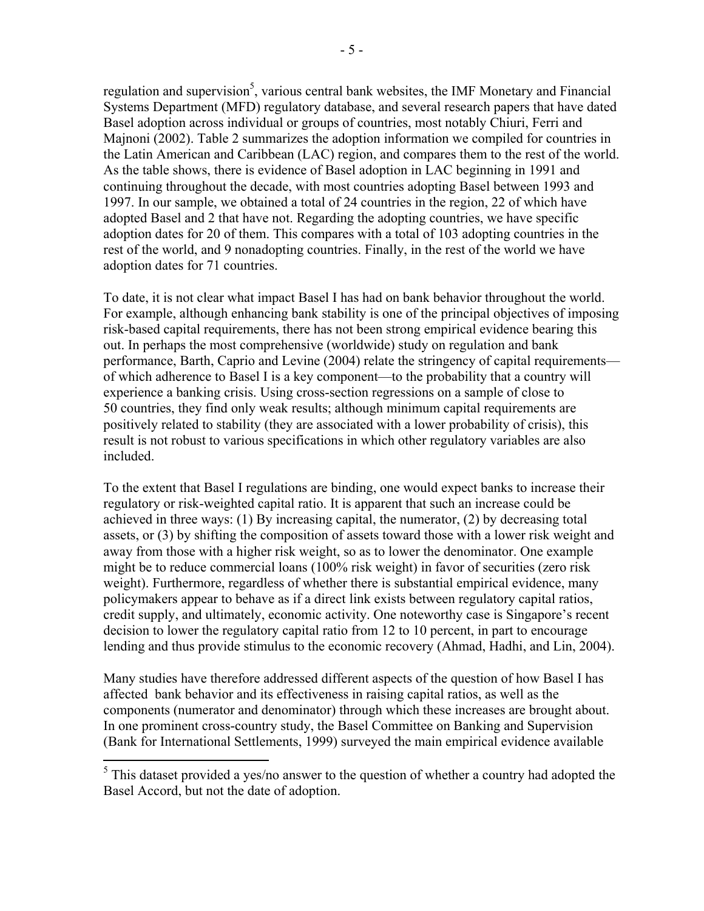regulation and supervision[5], various central bank websites, the IMF Monetary and Financial Systems Department (MFD) regulatory database, and several research papers that have dated Basel adoption across individual or groups of countries, most notably Chiuri, Ferri and Majnoni (2002). Table 2 summarizes the adoption information we compiled for countries in the Latin American and Caribbean (LAC) region, and compares them to the rest of the world. As the table shows, there is evidence of Basel adoption in LAC beginning in 1991 and continuing throughout the decade, with most countries adopting Basel between 1993 and 1997. In our sample, we obtained a total of 24 countries in the region, 22 of which have adopted Basel and 2 that have not. Regarding the adopting countries, we have specific adoption dates for 20 of them. This compares with a total of 103 adopting countries in the rest of the world, and 9 nonadopting countries. Finally, in the rest of the world we have adoption dates for 71 countries.

To date, it is not clear what impact Basel I has had on bank behavior throughout the world. For example, although enhancing bank stability is one of the principal objectives of imposing risk-based capital requirements, there has not been strong empirical evidence bearing this out. In perhaps the most comprehensive (worldwide) study on regulation and bank performance, Barth, Caprio and Levine (2004) relate the stringency of capital requirements—of which adherence to Basel I is a key component—to the probability that a country will experience a banking crisis. Using cross-section regressions on a sample of close to 50 countries, they find only weak results; although minimum capital requirements are positively related to stability (they are associated with a lower probability of crisis), this result is not robust to various specifications in which other regulatory variables are also included.

To the extent that Basel I regulations are binding, one would expect banks to increase their regulatory or risk-weighted capital ratio. It is apparent that such an increase could be achieved in three ways: (1) By increasing capital, the numerator, (2) by decreasing total assets, or (3) by shifting the composition of assets toward those with a lower risk weight and away from those with a higher risk weight, so as to lower the denominator. One example might be to reduce commercial loans (100% risk weight) in favor of securities (zero risk weight). Furthermore, regardless of whether there is substantial empirical evidence, many policymakers appear to behave as if a direct link exists between regulatory capital ratios, credit supply, and ultimately, economic activity. One noteworthy case is Singapore's recent decision to lower the regulatory capital ratio from 12 to 10 percent, in part to encourage lending and thus provide stimulus to the economic recovery (Ahmad, Hadhi, and Lin, 2004).

Many studies have therefore addressed different aspects of the question of how Basel I has affected bank behavior and its effectiveness in raising capital ratios, as well as the components (numerator and denominator) through which these increases are brought about. In one prominent cross-country study, the Basel Committee on Banking and Supervision (Bank for International Settlements, 1999) surveyed the main empirical evidence available

[5] This dataset provided a yes/no answer to the question of whether a country had adopted the Basel Accord, but not the date of adoption.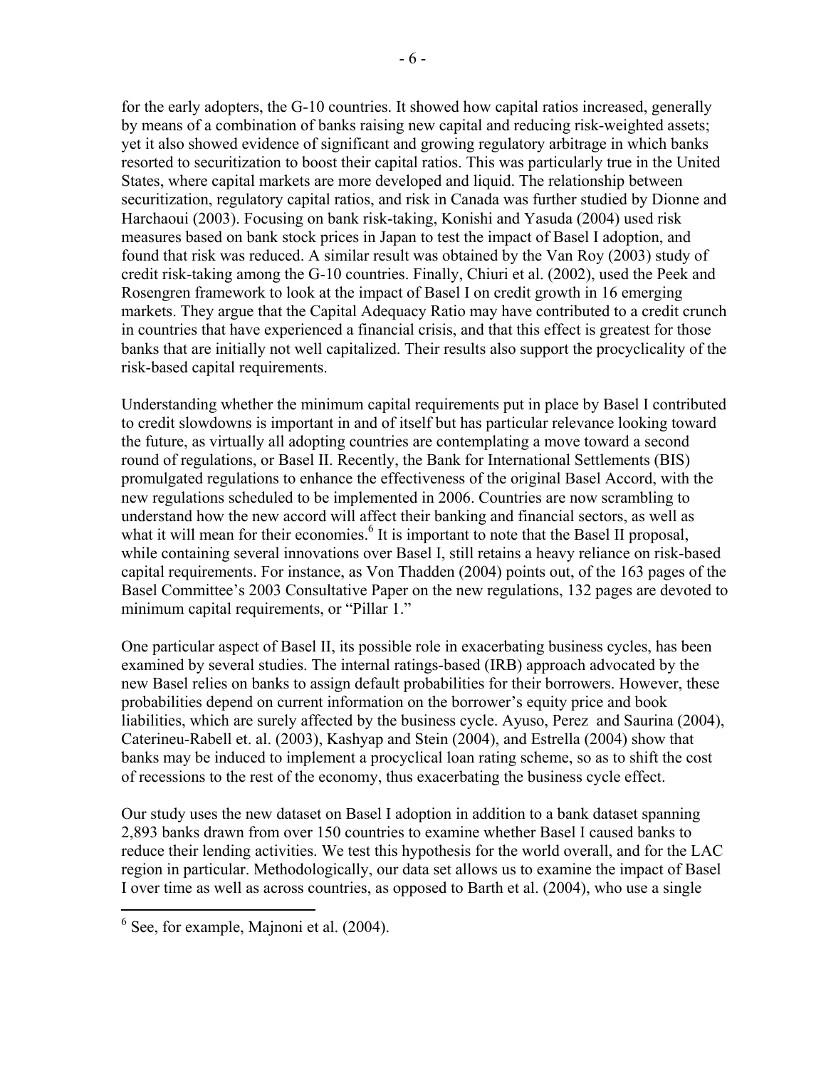for the early adopters, the G-10 countries. It showed how capital ratios increased, generally by means of a combination of banks raising new capital and reducing risk-weighted assets; yet it also showed evidence of significant and growing regulatory arbitrage in which banks resorted to securitization to boost their capital ratios. This was particularly true in the United States, where capital markets are more developed and liquid. The relationship between securitization, regulatory capital ratios, and risk in Canada was further studied by Dionne and Harchaoui (2003). Focusing on bank risk-taking, Konishi and Yasuda (2004) used risk measures based on bank stock prices in Japan to test the impact of Basel I adoption, and found that risk was reduced. A similar result was obtained by the Van Roy (2003) study of credit risk-taking among the G-10 countries. Finally, Chiuri et al. (2002), used the Peek and Rosengren framework to look at the impact of Basel I on credit growth in 16 emerging markets. They argue that the Capital Adequacy Ratio may have contributed to a credit crunch in countries that have experienced a financial crisis, and that this effect is greatest for those banks that are initially not well capitalized. Their results also support the procyclicality of the risk-based capital requirements.

Understanding whether the minimum capital requirements put in place by Basel I contributed to credit slowdowns is important in and of itself but has particular relevance looking toward the future, as virtually all adopting countries are contemplating a move toward a second round of regulations, or Basel II. Recently, the Bank for International Settlements (BIS) promulgated regulations to enhance the effectiveness of the original Basel Accord, with the new regulations scheduled to be implemented in 2006. Countries are now scrambling to understand how the new accord will affect their banking and financial sectors, as well as what it will mean for their economies.[6] It is important to note that the Basel II proposal, while containing several innovations over Basel I, still retains a heavy reliance on risk-based capital requirements. For instance, as Von Thadden (2004) points out, of the 163 pages of the Basel Committee's 2003 Consultative Paper on the new regulations, 132 pages are devoted to minimum capital requirements, or "Pillar 1."

One particular aspect of Basel II, its possible role in exacerbating business cycles, has been examined by several studies. The internal ratings-based (IRB) approach advocated by the new Basel relies on banks to assign default probabilities for their borrowers. However, these probabilities depend on current information on the borrower's equity price and book liabilities, which are surely affected by the business cycle. Ayuso, Perez and Saurina (2004), Caterineu-Rabell et. al. (2003), Kashyap and Stein (2004), and Estrella (2004) show that banks may be induced to implement a procyclical loan rating scheme, so as to shift the cost of recessions to the rest of the economy, thus exacerbating the business cycle effect.

Our study uses the new dataset on Basel I adoption in addition to a bank dataset spanning 2,893 banks drawn from over 150 countries to examine whether Basel I caused banks to reduce their lending activities. We test this hypothesis for the world overall, and for the LAC region in particular. Methodologically, our data set allows us to examine the impact of Basel I over time as well as across countries, as opposed to Barth et al. (2004), who use a single

[6] See, for example, Majnoni et al. (2004).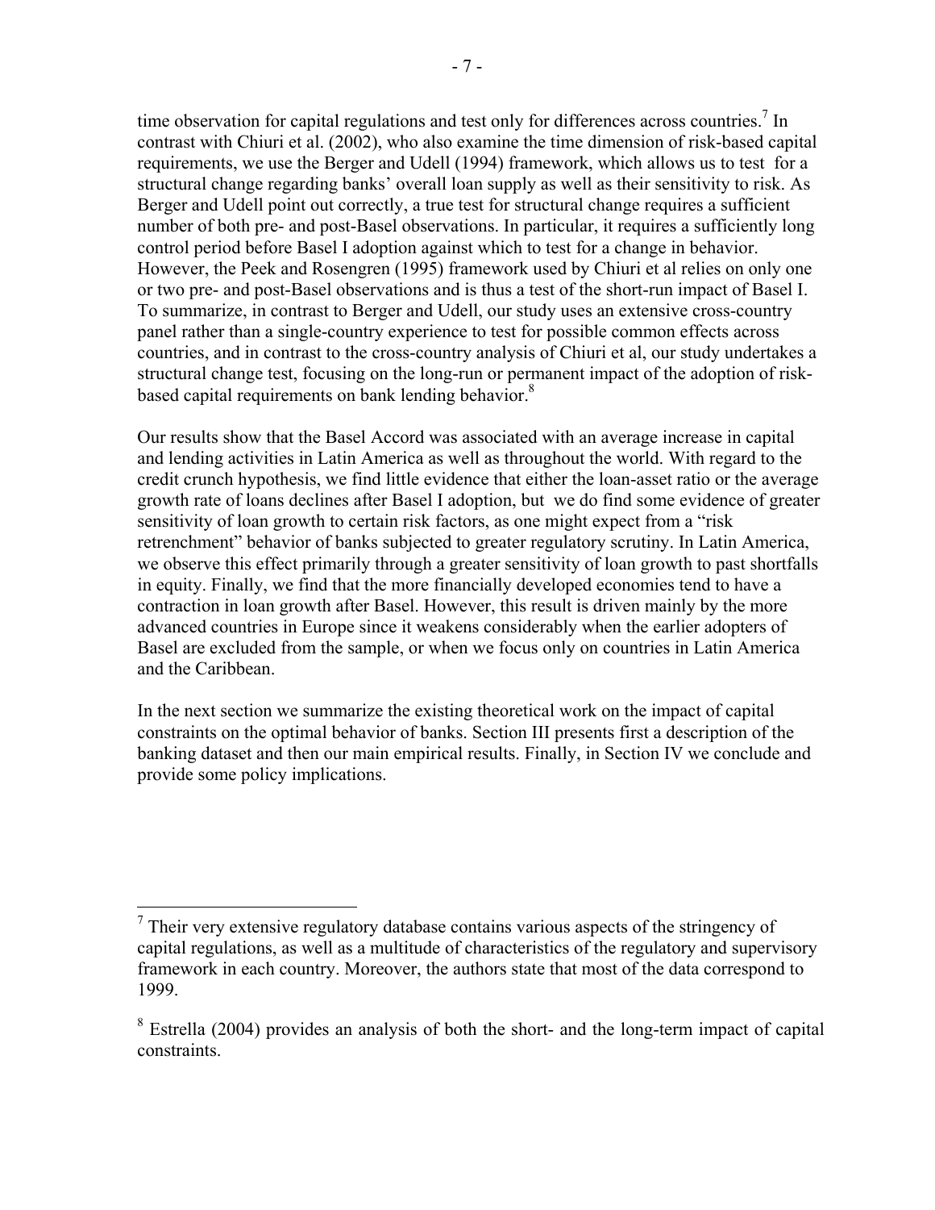time observation for capital regulations and test only for differences across countries.[7] In contrast with Chiuri et al. (2002), who also examine the time dimension of risk-based capital requirements, we use the Berger and Udell (1994) framework, which allows us to test for a structural change regarding banks' overall loan supply as well as their sensitivity to risk. As Berger and Udell point out correctly, a true test for structural change requires a sufficient number of both pre- and post-Basel observations. In particular, it requires a sufficiently long control period before Basel I adoption against which to test for a change in behavior. However, the Peek and Rosengren (1995) framework used by Chiuri et al relies on only one or two pre- and post-Basel observations and is thus a test of the short-run impact of Basel I. To summarize, in contrast to Berger and Udell, our study uses an extensive cross-country panel rather than a single-country experience to test for possible common effects across countries, and in contrast to the cross-country analysis of Chiuri et al, our study undertakes a structural change test, focusing on the long-run or permanent impact of the adoption of risk-based capital requirements on bank lending behavior.[8]

Our results show that the Basel Accord was associated with an average increase in capital and lending activities in Latin America as well as throughout the world. With regard to the credit crunch hypothesis, we find little evidence that either the loan-asset ratio or the average growth rate of loans declines after Basel I adoption, but we do find some evidence of greater sensitivity of loan growth to certain risk factors, as one might expect from a "risk retrenchment" behavior of banks subjected to greater regulatory scrutiny. In Latin America, we observe this effect primarily through a greater sensitivity of loan growth to past shortfalls in equity. Finally, we find that the more financially developed economies tend to have a contraction in loan growth after Basel. However, this result is driven mainly by the more advanced countries in Europe since it weakens considerably when the earlier adopters of Basel are excluded from the sample, or when we focus only on countries in Latin America and the Caribbean.

In the next section we summarize the existing theoretical work on the impact of capital constraints on the optimal behavior of banks. Section III presents first a description of the banking dataset and then our main empirical results. Finally, in Section IV we conclude and provide some policy implications.

---

[7] Their very extensive regulatory database contains various aspects of the stringency of capital regulations, as well as a multitude of characteristics of the regulatory and supervisory framework in each country. Moreover, the authors state that most of the data correspond to 1999.

[8] Estrella (2004) provides an analysis of both the short- and the long-term impact of capital constraints.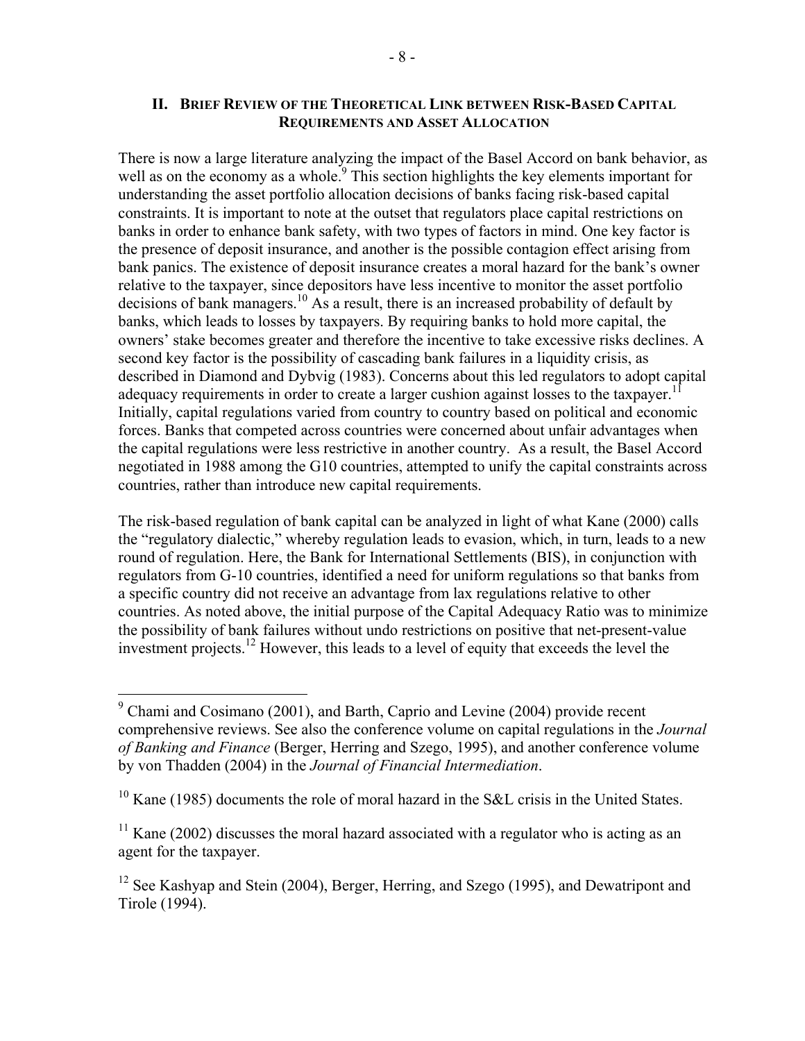## II. Brief Review of the Theoretical Link between Risk-Based Capital Requirements and Asset Allocation

There is now a large literature analyzing the impact of the Basel Accord on bank behavior, as well as on the economy as a whole.[9] This section highlights the key elements important for understanding the asset portfolio allocation decisions of banks facing risk-based capital constraints. It is important to note at the outset that regulators place capital restrictions on banks in order to enhance bank safety, with two types of factors in mind. One key factor is the presence of deposit insurance, and another is the possible contagion effect arising from bank panics. The existence of deposit insurance creates a moral hazard for the bank's owner relative to the taxpayer, since depositors have less incentive to monitor the asset portfolio decisions of bank managers.[10] As a result, there is an increased probability of default by banks, which leads to losses by taxpayers. By requiring banks to hold more capital, the owners' stake becomes greater and therefore the incentive to take excessive risks declines. A second key factor is the possibility of cascading bank failures in a liquidity crisis, as described in Diamond and Dybvig (1983). Concerns about this led regulators to adopt capital adequacy requirements in order to create a larger cushion against losses to the taxpayer.[11] Initially, capital regulations varied from country to country based on political and economic forces. Banks that competed across countries were concerned about unfair advantages when the capital regulations were less restrictive in another country. As a result, the Basel Accord negotiated in 1988 among the G10 countries, attempted to unify the capital constraints across countries, rather than introduce new capital requirements.

The risk-based regulation of bank capital can be analyzed in light of what Kane (2000) calls the "regulatory dialectic," whereby regulation leads to evasion, which, in turn, leads to a new round of regulation. Here, the Bank for International Settlements (BIS), in conjunction with regulators from G-10 countries, identified a need for uniform regulations so that banks from a specific country did not receive an advantage from lax regulations relative to other countries. As noted above, the initial purpose of the Capital Adequacy Ratio was to minimize the possibility of bank failures without undo restrictions on positive that net-present-value investment projects.[12] However, this leads to a level of equity that exceeds the level the

---

[9] Chami and Cosimano (2001), and Barth, Caprio and Levine (2004) provide recent comprehensive reviews. See also the conference volume on capital regulations in the *Journal of Banking and Finance* (Berger, Herring and Szego, 1995), and another conference volume by von Thadden (2004) in the *Journal of Financial Intermediation*.

[10] Kane (1985) documents the role of moral hazard in the S&L crisis in the United States.

[11] Kane (2002) discusses the moral hazard associated with a regulator who is acting as an agent for the taxpayer.

[12] See Kashyap and Stein (2004), Berger, Herring, and Szego (1995), and Dewatripont and Tirole (1994).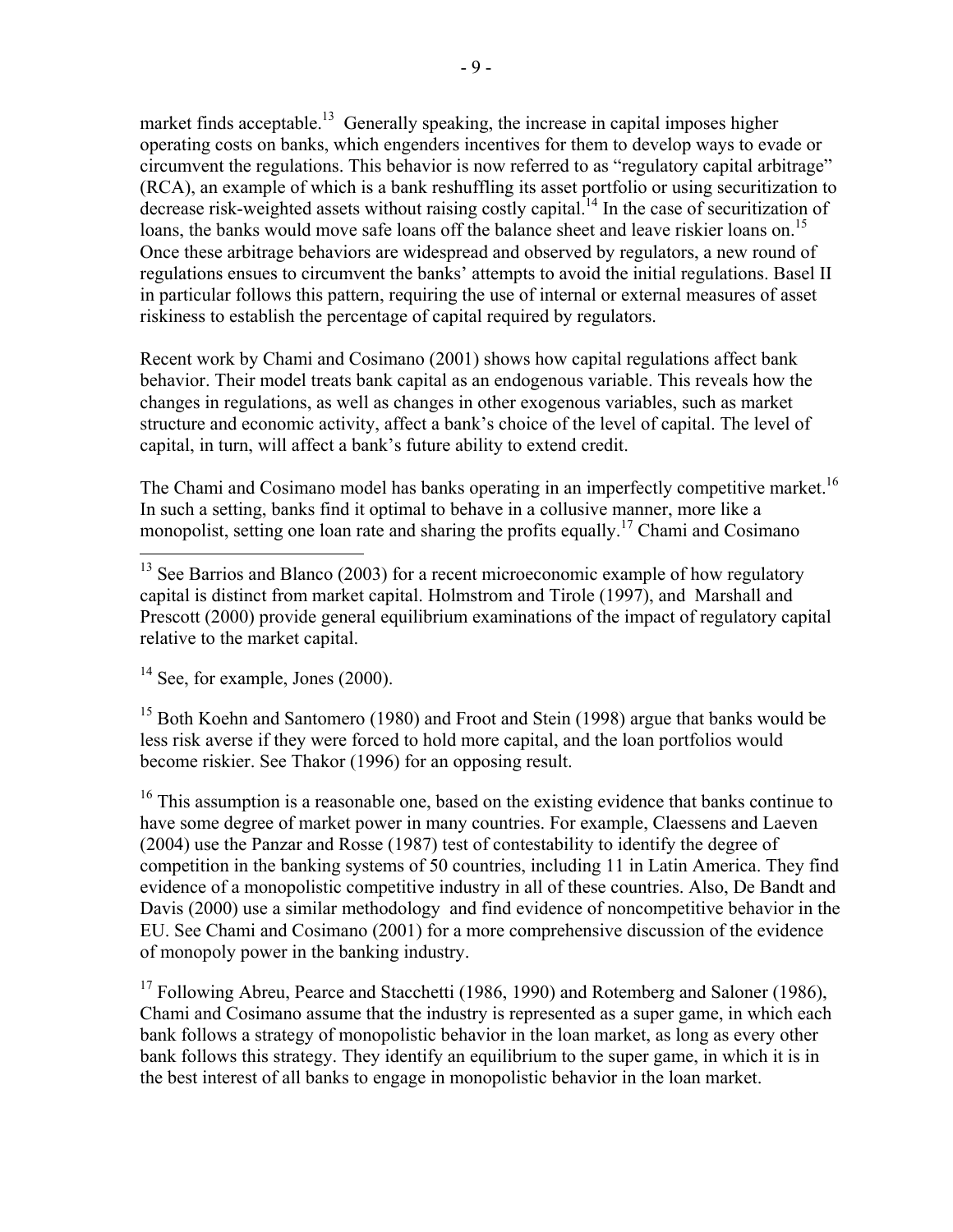market finds acceptable.[13] Generally speaking, the increase in capital imposes higher operating costs on banks, which engenders incentives for them to develop ways to evade or circumvent the regulations. This behavior is now referred to as "regulatory capital arbitrage" (RCA), an example of which is a bank reshuffling its asset portfolio or using securitization to decrease risk-weighted assets without raising costly capital.[14] In the case of securitization of loans, the banks would move safe loans off the balance sheet and leave riskier loans on.[15] Once these arbitrage behaviors are widespread and observed by regulators, a new round of regulations ensues to circumvent the banks' attempts to avoid the initial regulations. Basel II in particular follows this pattern, requiring the use of internal or external measures of asset riskiness to establish the percentage of capital required by regulators.

Recent work by Chami and Cosimano (2001) shows how capital regulations affect bank behavior. Their model treats bank capital as an endogenous variable. This reveals how the changes in regulations, as well as changes in other exogenous variables, such as market structure and economic activity, affect a bank's choice of the level of capital. The level of capital, in turn, will affect a bank's future ability to extend credit.

The Chami and Cosimano model has banks operating in an imperfectly competitive market.[16] In such a setting, banks find it optimal to behave in a collusive manner, more like a monopolist, setting one loan rate and sharing the profits equally.[17] Chami and Cosimano

---

[13] See Barrios and Blanco (2003) for a recent microeconomic example of how regulatory capital is distinct from market capital. Holmstrom and Tirole (1997), and Marshall and Prescott (2000) provide general equilibrium examinations of the impact of regulatory capital relative to the market capital.

[14] See, for example, Jones (2000).

[15] Both Koehn and Santomero (1980) and Froot and Stein (1998) argue that banks would be less risk averse if they were forced to hold more capital, and the loan portfolios would become riskier. See Thakor (1996) for an opposing result.

[16] This assumption is a reasonable one, based on the existing evidence that banks continue to have some degree of market power in many countries. For example, Claessens and Laeven (2004) use the Panzar and Rosse (1987) test of contestability to identify the degree of competition in the banking systems of 50 countries, including 11 in Latin America. They find evidence of a monopolistic competitive industry in all of these countries. Also, De Bandt and Davis (2000) use a similar methodology and find evidence of noncompetitive behavior in the EU. See Chami and Cosimano (2001) for a more comprehensive discussion of the evidence of monopoly power in the banking industry.

[17] Following Abreu, Pearce and Stacchetti (1986, 1990) and Rotemberg and Saloner (1986), Chami and Cosimano assume that the industry is represented as a super game, in which each bank follows a strategy of monopolistic behavior in the loan market, as long as every other bank follows this strategy. They identify an equilibrium to the super game, in which it is in the best interest of all banks to engage in monopolistic behavior in the loan market.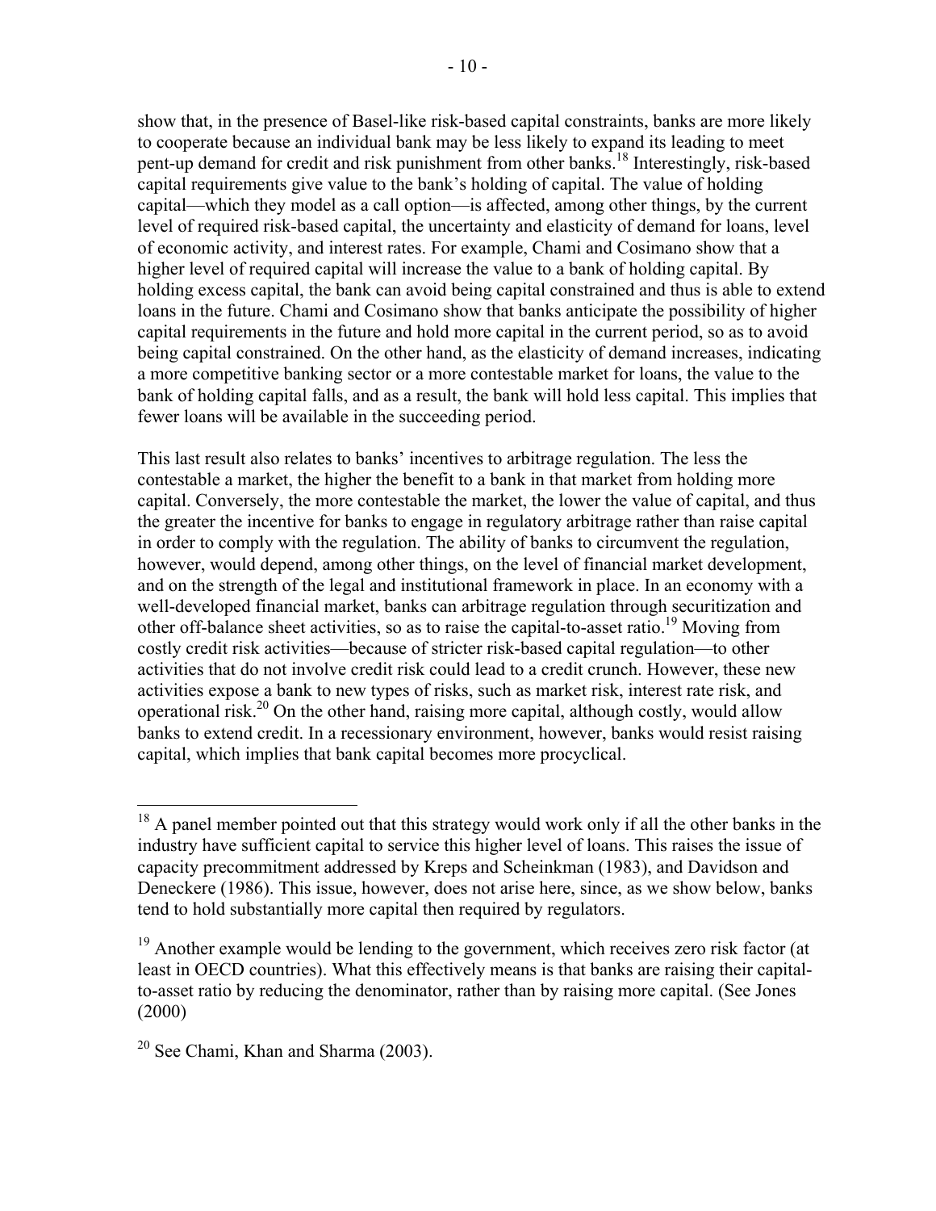show that, in the presence of Basel-like risk-based capital constraints, banks are more likely to cooperate because an individual bank may be less likely to expand its leading to meet pent-up demand for credit and risk punishment from other banks.[18] Interestingly, risk-based capital requirements give value to the bank's holding of capital. The value of holding capital—which they model as a call option—is affected, among other things, by the current level of required risk-based capital, the uncertainty and elasticity of demand for loans, level of economic activity, and interest rates. For example, Chami and Cosimano show that a higher level of required capital will increase the value to a bank of holding capital. By holding excess capital, the bank can avoid being capital constrained and thus is able to extend loans in the future. Chami and Cosimano show that banks anticipate the possibility of higher capital requirements in the future and hold more capital in the current period, so as to avoid being capital constrained. On the other hand, as the elasticity of demand increases, indicating a more competitive banking sector or a more contestable market for loans, the value to the bank of holding capital falls, and as a result, the bank will hold less capital. This implies that fewer loans will be available in the succeeding period.

This last result also relates to banks' incentives to arbitrage regulation. The less the contestable a market, the higher the benefit to a bank in that market from holding more capital. Conversely, the more contestable the market, the lower the value of capital, and thus the greater the incentive for banks to engage in regulatory arbitrage rather than raise capital in order to comply with the regulation. The ability of banks to circumvent the regulation, however, would depend, among other things, on the level of financial market development, and on the strength of the legal and institutional framework in place. In an economy with a well-developed financial market, banks can arbitrage regulation through securitization and other off-balance sheet activities, so as to raise the capital-to-asset ratio.[19] Moving from costly credit risk activities—because of stricter risk-based capital regulation—to other activities that do not involve credit risk could lead to a credit crunch. However, these new activities expose a bank to new types of risks, such as market risk, interest rate risk, and operational risk.[20] On the other hand, raising more capital, although costly, would allow banks to extend credit. In a recessionary environment, however, banks would resist raising capital, which implies that bank capital becomes more procyclical.

---

[18] A panel member pointed out that this strategy would work only if all the other banks in the industry have sufficient capital to service this higher level of loans. This raises the issue of capacity precommitment addressed by Kreps and Scheinkman (1983), and Davidson and Deneckere (1986). This issue, however, does not arise here, since, as we show below, banks tend to hold substantially more capital then required by regulators.

[19] Another example would be lending to the government, which receives zero risk factor (at least in OECD countries). What this effectively means is that banks are raising their capital-to-asset ratio by reducing the denominator, rather than by raising more capital. (See Jones (2000)

[20] See Chami, Khan and Sharma (2003).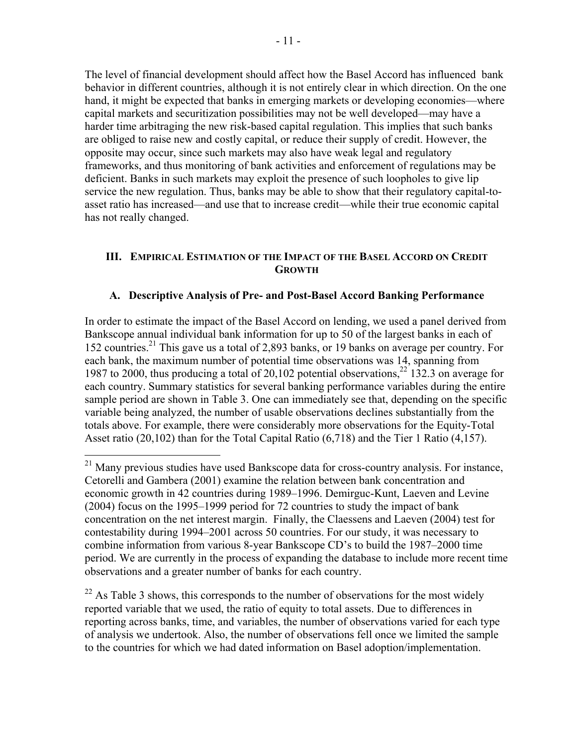The level of financial development should affect how the Basel Accord has influenced bank behavior in different countries, although it is not entirely clear in which direction. On the one hand, it might be expected that banks in emerging markets or developing economies—where capital markets and securitization possibilities may not be well developed—may have a harder time arbitraging the new risk-based capital regulation. This implies that such banks are obliged to raise new and costly capital, or reduce their supply of credit. However, the opposite may occur, since such markets may also have weak legal and regulatory frameworks, and thus monitoring of bank activities and enforcement of regulations may be deficient. Banks in such markets may exploit the presence of such loopholes to give lip service the new regulation. Thus, banks may be able to show that their regulatory capital-to-asset ratio has increased—and use that to increase credit—while their true economic capital has not really changed.

## III. Empirical Estimation of the Impact of the Basel Accord on Credit Growth

### A. Descriptive Analysis of Pre- and Post-Basel Accord Banking Performance

In order to estimate the impact of the Basel Accord on lending, we used a panel derived from Bankscope annual individual bank information for up to 50 of the largest banks in each of 152 countries.[21] This gave us a total of 2,893 banks, or 19 banks on average per country. For each bank, the maximum number of potential time observations was 14, spanning from 1987 to 2000, thus producing a total of 20,102 potential observations,[22] 132.3 on average for each country. Summary statistics for several banking performance variables during the entire sample period are shown in Table 3. One can immediately see that, depending on the specific variable being analyzed, the number of usable observations declines substantially from the totals above. For example, there were considerably more observations for the Equity-Total Asset ratio (20,102) than for the Total Capital Ratio (6,718) and the Tier 1 Ratio (4,157).

[21] Many previous studies have used Bankscope data for cross-country analysis. For instance, Cetorelli and Gambera (2001) examine the relation between bank concentration and economic growth in 42 countries during 1989–1996. Demirguc-Kunt, Laeven and Levine (2004) focus on the 1995–1999 period for 72 countries to study the impact of bank concentration on the net interest margin. Finally, the Claessens and Laeven (2004) test for contestability during 1994–2001 across 50 countries. For our study, it was necessary to combine information from various 8-year Bankscope CD's to build the 1987–2000 time period. We are currently in the process of expanding the database to include more recent time observations and a greater number of banks for each country.

[22] As Table 3 shows, this corresponds to the number of observations for the most widely reported variable that we used, the ratio of equity to total assets. Due to differences in reporting across banks, time, and variables, the number of observations varied for each type of analysis we undertook. Also, the number of observations fell once we limited the sample to the countries for which we had dated information on Basel adoption/implementation.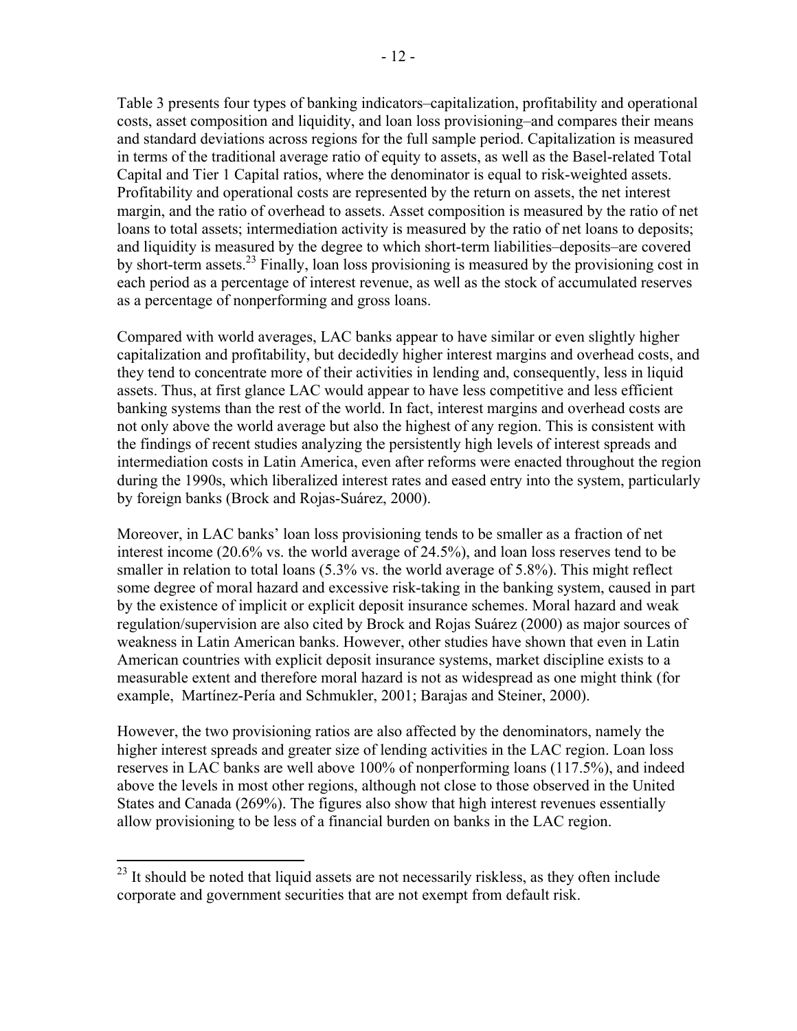Table 3 presents four types of banking indicators–capitalization, profitability and operational costs, asset composition and liquidity, and loan loss provisioning–and compares their means and standard deviations across regions for the full sample period. Capitalization is measured in terms of the traditional average ratio of equity to assets, as well as the Basel-related Total Capital and Tier 1 Capital ratios, where the denominator is equal to risk-weighted assets. Profitability and operational costs are represented by the return on assets, the net interest margin, and the ratio of overhead to assets. Asset composition is measured by the ratio of net loans to total assets; intermediation activity is measured by the ratio of net loans to deposits; and liquidity is measured by the degree to which short-term liabilities–deposits–are covered by short-term assets.[23] Finally, loan loss provisioning is measured by the provisioning cost in each period as a percentage of interest revenue, as well as the stock of accumulated reserves as a percentage of nonperforming and gross loans.

Compared with world averages, LAC banks appear to have similar or even slightly higher capitalization and profitability, but decidedly higher interest margins and overhead costs, and they tend to concentrate more of their activities in lending and, consequently, less in liquid assets. Thus, at first glance LAC would appear to have less competitive and less efficient banking systems than the rest of the world. In fact, interest margins and overhead costs are not only above the world average but also the highest of any region. This is consistent with the findings of recent studies analyzing the persistently high levels of interest spreads and intermediation costs in Latin America, even after reforms were enacted throughout the region during the 1990s, which liberalized interest rates and eased entry into the system, particularly by foreign banks (Brock and Rojas-Suárez, 2000).

Moreover, in LAC banks' loan loss provisioning tends to be smaller as a fraction of net interest income (20.6% vs. the world average of 24.5%), and loan loss reserves tend to be smaller in relation to total loans (5.3% vs. the world average of 5.8%). This might reflect some degree of moral hazard and excessive risk-taking in the banking system, caused in part by the existence of implicit or explicit deposit insurance schemes. Moral hazard and weak regulation/supervision are also cited by Brock and Rojas Suárez (2000) as major sources of weakness in Latin American banks. However, other studies have shown that even in Latin American countries with explicit deposit insurance systems, market discipline exists to a measurable extent and therefore moral hazard is not as widespread as one might think (for example, Martínez-Pería and Schmukler, 2001; Barajas and Steiner, 2000).

However, the two provisioning ratios are also affected by the denominators, namely the higher interest spreads and greater size of lending activities in the LAC region. Loan loss reserves in LAC banks are well above 100% of nonperforming loans (117.5%), and indeed above the levels in most other regions, although not close to those observed in the United States and Canada (269%). The figures also show that high interest revenues essentially allow provisioning to be less of a financial burden on banks in the LAC region.

[23] It should be noted that liquid assets are not necessarily riskless, as they often include corporate and government securities that are not exempt from default risk.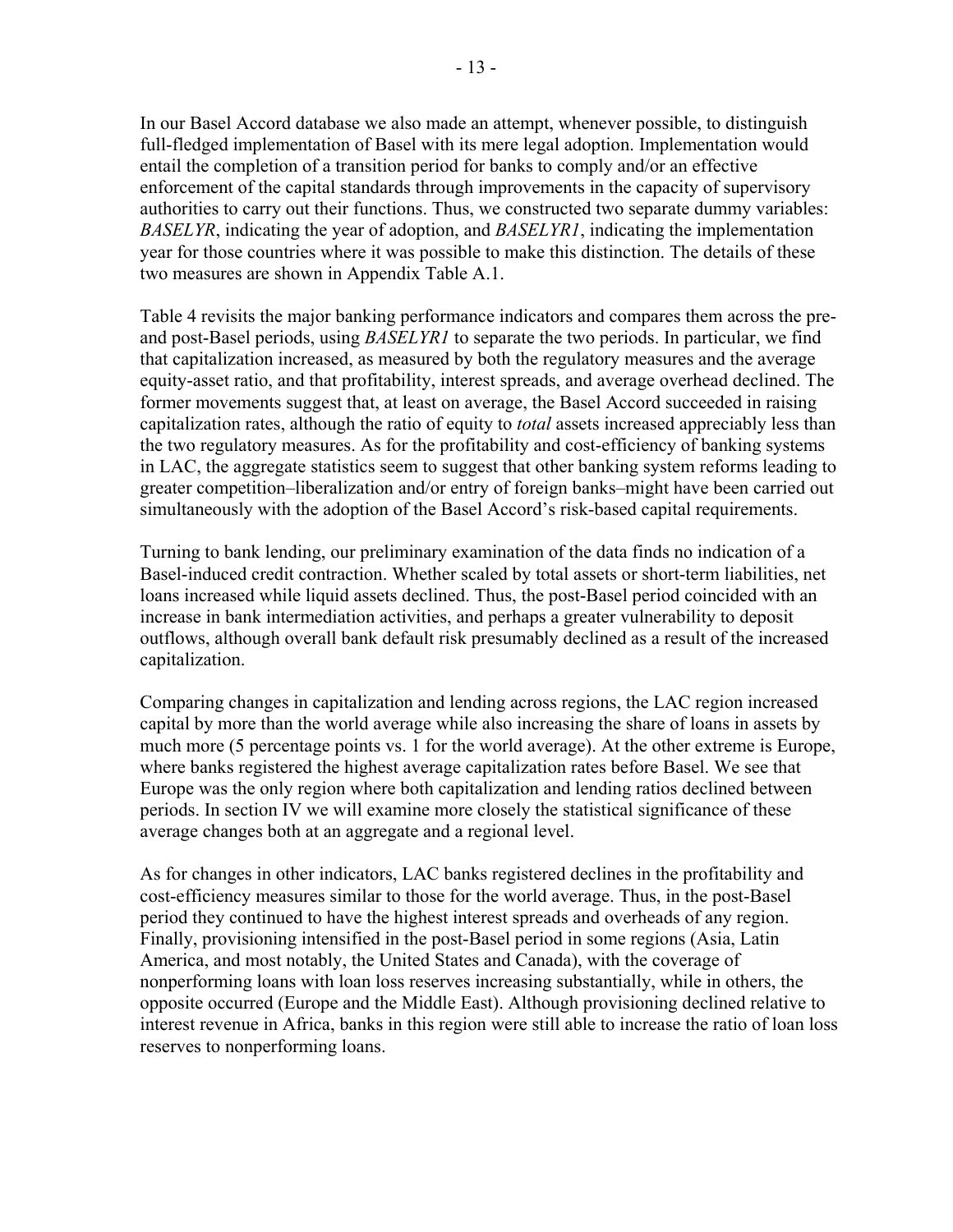In our Basel Accord database we also made an attempt, whenever possible, to distinguish full-fledged implementation of Basel with its mere legal adoption. Implementation would entail the completion of a transition period for banks to comply and/or an effective enforcement of the capital standards through improvements in the capacity of supervisory authorities to carry out their functions. Thus, we constructed two separate dummy variables: *BASELYR*, indicating the year of adoption, and *BASELYR1*, indicating the implementation year for those countries where it was possible to make this distinction. The details of these two measures are shown in Appendix Table A.1.

Table 4 revisits the major banking performance indicators and compares them across the pre- and post-Basel periods, using *BASELYR1* to separate the two periods. In particular, we find that capitalization increased, as measured by both the regulatory measures and the average equity-asset ratio, and that profitability, interest spreads, and average overhead declined. The former movements suggest that, at least on average, the Basel Accord succeeded in raising capitalization rates, although the ratio of equity to *total* assets increased appreciably less than the two regulatory measures. As for the profitability and cost-efficiency of banking systems in LAC, the aggregate statistics seem to suggest that other banking system reforms leading to greater competition–liberalization and/or entry of foreign banks–might have been carried out simultaneously with the adoption of the Basel Accord's risk-based capital requirements.

Turning to bank lending, our preliminary examination of the data finds no indication of a Basel-induced credit contraction. Whether scaled by total assets or short-term liabilities, net loans increased while liquid assets declined. Thus, the post-Basel period coincided with an increase in bank intermediation activities, and perhaps a greater vulnerability to deposit outflows, although overall bank default risk presumably declined as a result of the increased capitalization.

Comparing changes in capitalization and lending across regions, the LAC region increased capital by more than the world average while also increasing the share of loans in assets by much more (5 percentage points vs. 1 for the world average). At the other extreme is Europe, where banks registered the highest average capitalization rates before Basel. We see that Europe was the only region where both capitalization and lending ratios declined between periods. In section IV we will examine more closely the statistical significance of these average changes both at an aggregate and a regional level.

As for changes in other indicators, LAC banks registered declines in the profitability and cost-efficiency measures similar to those for the world average. Thus, in the post-Basel period they continued to have the highest interest spreads and overheads of any region. Finally, provisioning intensified in the post-Basel period in some regions (Asia, Latin America, and most notably, the United States and Canada), with the coverage of nonperforming loans with loan loss reserves increasing substantially, while in others, the opposite occurred (Europe and the Middle East). Although provisioning declined relative to interest revenue in Africa, banks in this region were still able to increase the ratio of loan loss reserves to nonperforming loans.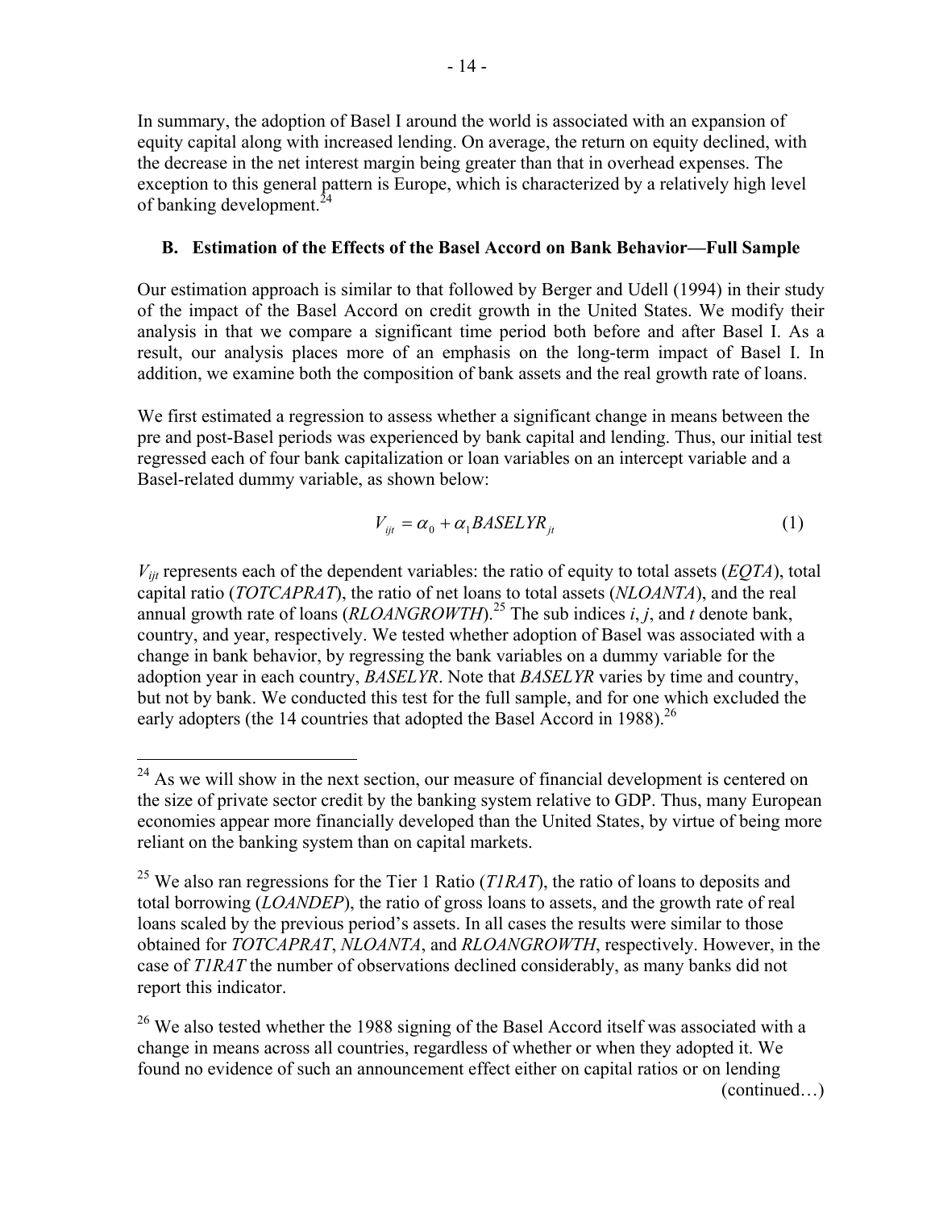In summary, the adoption of Basel I around the world is associated with an expansion of equity capital along with increased lending. On average, the return on equity declined, with the decrease in the net interest margin being greater than that in overhead expenses. The exception to this general pattern is Europe, which is characterized by a relatively high level of banking development.[24]

### B. Estimation of the Effects of the Basel Accord on Bank Behavior—Full Sample

Our estimation approach is similar to that followed by Berger and Udell (1994) in their study of the impact of the Basel Accord on credit growth in the United States. We modify their analysis in that we compare a significant time period both before and after Basel I. As a result, our analysis places more of an emphasis on the long-term impact of Basel I. In addition, we examine both the composition of bank assets and the real growth rate of loans.

We first estimated a regression to assess whether a significant change in means between the pre and post-Basel periods was experienced by bank capital and lending. Thus, our initial test regressed each of four bank capitalization or loan variables on an intercept variable and a Basel-related dummy variable, as shown below:

$$V_{ijt} = \alpha_0 + \alpha_1 BASELYR_{jt} \tag{1}$$

$V_{ijt}$ represents each of the dependent variables: the ratio of equity to total assets (*EQTA*), total capital ratio (*TOTCAPRAT*), the ratio of net loans to total assets (*NLOANTA*), and the real annual growth rate of loans (*RLOANGROWTH*).[25] The sub indices *i*, *j*, and *t* denote bank, country, and year, respectively. We tested whether adoption of Basel was associated with a change in bank behavior, by regressing the bank variables on a dummy variable for the adoption year in each country, *BASELYR*. Note that *BASELYR* varies by time and country, but not by bank. We conducted this test for the full sample, and for one which excluded the early adopters (the 14 countries that adopted the Basel Accord in 1988).[26]

---

[24] As we will show in the next section, our measure of financial development is centered on the size of private sector credit by the banking system relative to GDP. Thus, many European economies appear more financially developed than the United States, by virtue of being more reliant on the banking system than on capital markets.

[25] We also ran regressions for the Tier 1 Ratio (*T1RAT*), the ratio of loans to deposits and total borrowing (*LOANDEP*), the ratio of gross loans to assets, and the growth rate of real loans scaled by the previous period's assets. In all cases the results were similar to those obtained for *TOTCAPRAT*, *NLOANTA*, and *RLOANGROWTH*, respectively. However, in the case of *T1RAT* the number of observations declined considerably, as many banks did not report this indicator.

[26] We also tested whether the 1988 signing of the Basel Accord itself was associated with a change in means across all countries, regardless of whether or when they adopted it. We found no evidence of such an announcement effect either on capital ratios or on lending (continued…)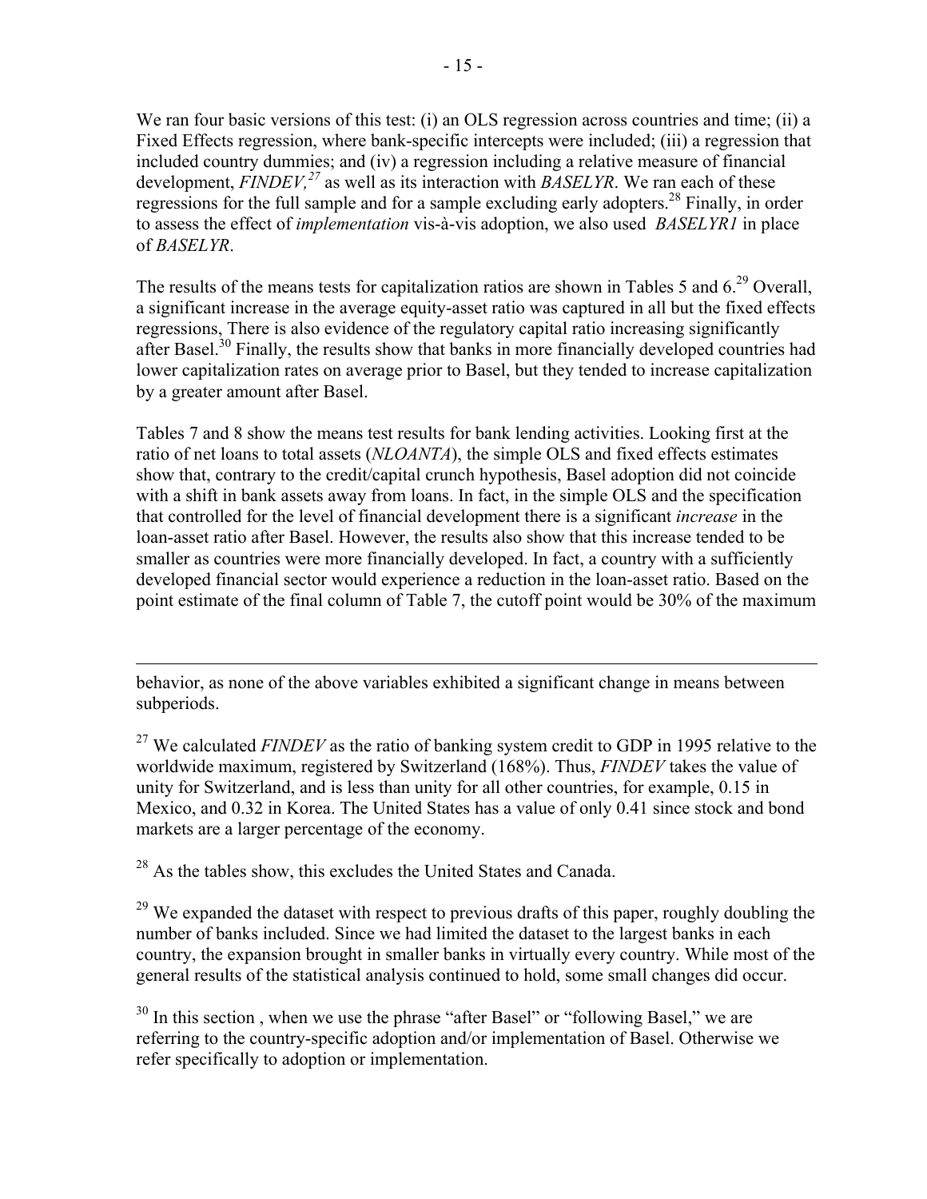We ran four basic versions of this test: (i) an OLS regression across countries and time; (ii) a Fixed Effects regression, where bank-specific intercepts were included; (iii) a regression that included country dummies; and (iv) a regression including a relative measure of financial development, *FINDEV,*[27] as well as its interaction with *BASELYR*. We ran each of these regressions for the full sample and for a sample excluding early adopters.[28] Finally, in order to assess the effect of *implementation* vis-à-vis adoption, we also used *BASELYR1* in place of *BASELYR*.

The results of the means tests for capitalization ratios are shown in Tables 5 and 6.[29] Overall, a significant increase in the average equity-asset ratio was captured in all but the fixed effects regressions, There is also evidence of the regulatory capital ratio increasing significantly after Basel.[30] Finally, the results show that banks in more financially developed countries had lower capitalization rates on average prior to Basel, but they tended to increase capitalization by a greater amount after Basel.

Tables 7 and 8 show the means test results for bank lending activities. Looking first at the ratio of net loans to total assets (*NLOANTA*), the simple OLS and fixed effects estimates show that, contrary to the credit/capital crunch hypothesis, Basel adoption did not coincide with a shift in bank assets away from loans. In fact, in the simple OLS and the specification that controlled for the level of financial development there is a significant *increase* in the loan-asset ratio after Basel. However, the results also show that this increase tended to be smaller as countries were more financially developed. In fact, a country with a sufficiently developed financial sector would experience a reduction in the loan-asset ratio. Based on the point estimate of the final column of Table 7, the cutoff point would be 30% of the maximum

---

behavior, as none of the above variables exhibited a significant change in means between subperiods.

[27] We calculated *FINDEV* as the ratio of banking system credit to GDP in 1995 relative to the worldwide maximum, registered by Switzerland (168%). Thus, *FINDEV* takes the value of unity for Switzerland, and is less than unity for all other countries, for example, 0.15 in Mexico, and 0.32 in Korea. The United States has a value of only 0.41 since stock and bond markets are a larger percentage of the economy.

[28] As the tables show, this excludes the United States and Canada.

[29] We expanded the dataset with respect to previous drafts of this paper, roughly doubling the number of banks included. Since we had limited the dataset to the largest banks in each country, the expansion brought in smaller banks in virtually every country. While most of the general results of the statistical analysis continued to hold, some small changes did occur.

[30] In this section , when we use the phrase "after Basel" or "following Basel," we are referring to the country-specific adoption and/or implementation of Basel. Otherwise we refer specifically to adoption or implementation.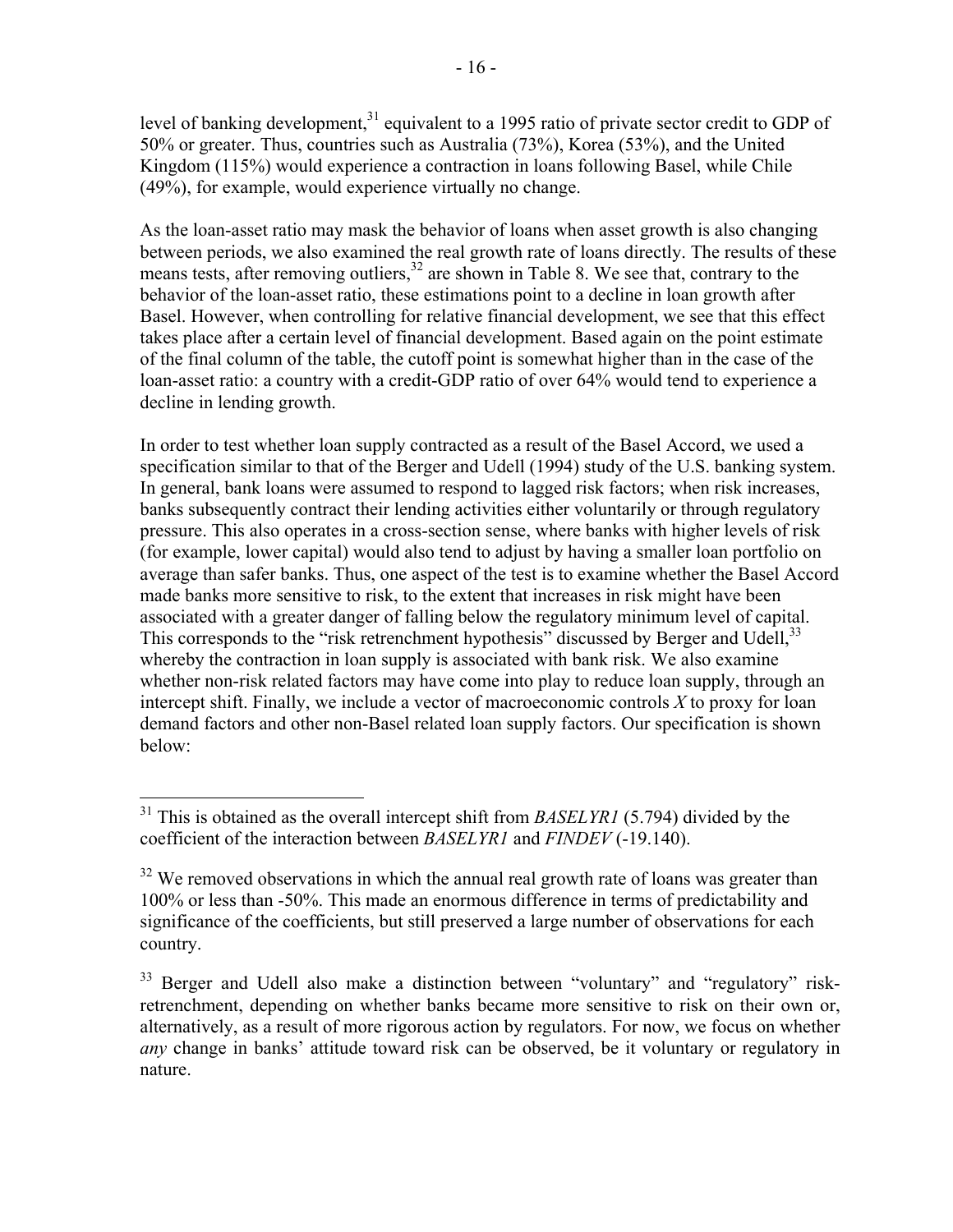level of banking development,[31] equivalent to a 1995 ratio of private sector credit to GDP of 50% or greater. Thus, countries such as Australia (73%), Korea (53%), and the United Kingdom (115%) would experience a contraction in loans following Basel, while Chile (49%), for example, would experience virtually no change.

As the loan-asset ratio may mask the behavior of loans when asset growth is also changing between periods, we also examined the real growth rate of loans directly. The results of these means tests, after removing outliers,[32] are shown in Table 8. We see that, contrary to the behavior of the loan-asset ratio, these estimations point to a decline in loan growth after Basel. However, when controlling for relative financial development, we see that this effect takes place after a certain level of financial development. Based again on the point estimate of the final column of the table, the cutoff point is somewhat higher than in the case of the loan-asset ratio: a country with a credit-GDP ratio of over 64% would tend to experience a decline in lending growth.

In order to test whether loan supply contracted as a result of the Basel Accord, we used a specification similar to that of the Berger and Udell (1994) study of the U.S. banking system. In general, bank loans were assumed to respond to lagged risk factors; when risk increases, banks subsequently contract their lending activities either voluntarily or through regulatory pressure. This also operates in a cross-section sense, where banks with higher levels of risk (for example, lower capital) would also tend to adjust by having a smaller loan portfolio on average than safer banks. Thus, one aspect of the test is to examine whether the Basel Accord made banks more sensitive to risk, to the extent that increases in risk might have been associated with a greater danger of falling below the regulatory minimum level of capital. This corresponds to the "risk retrenchment hypothesis" discussed by Berger and Udell,[33] whereby the contraction in loan supply is associated with bank risk. We also examine whether non-risk related factors may have come into play to reduce loan supply, through an intercept shift. Finally, we include a vector of macroeconomic controls $X$ to proxy for loan demand factors and other non-Basel related loan supply factors. Our specification is shown below:

---

[31] This is obtained as the overall intercept shift from *BASELYR1* (5.794) divided by the coefficient of the interaction between *BASELYR1* and *FINDEV* (-19.140).

[32] We removed observations in which the annual real growth rate of loans was greater than 100% or less than -50%. This made an enormous difference in terms of predictability and significance of the coefficients, but still preserved a large number of observations for each country.

[33] Berger and Udell also make a distinction between "voluntary" and "regulatory" risk-retrenchment, depending on whether banks became more sensitive to risk on their own or, alternatively, as a result of more rigorous action by regulators. For now, we focus on whether *any* change in banks' attitude toward risk can be observed, be it voluntary or regulatory in nature.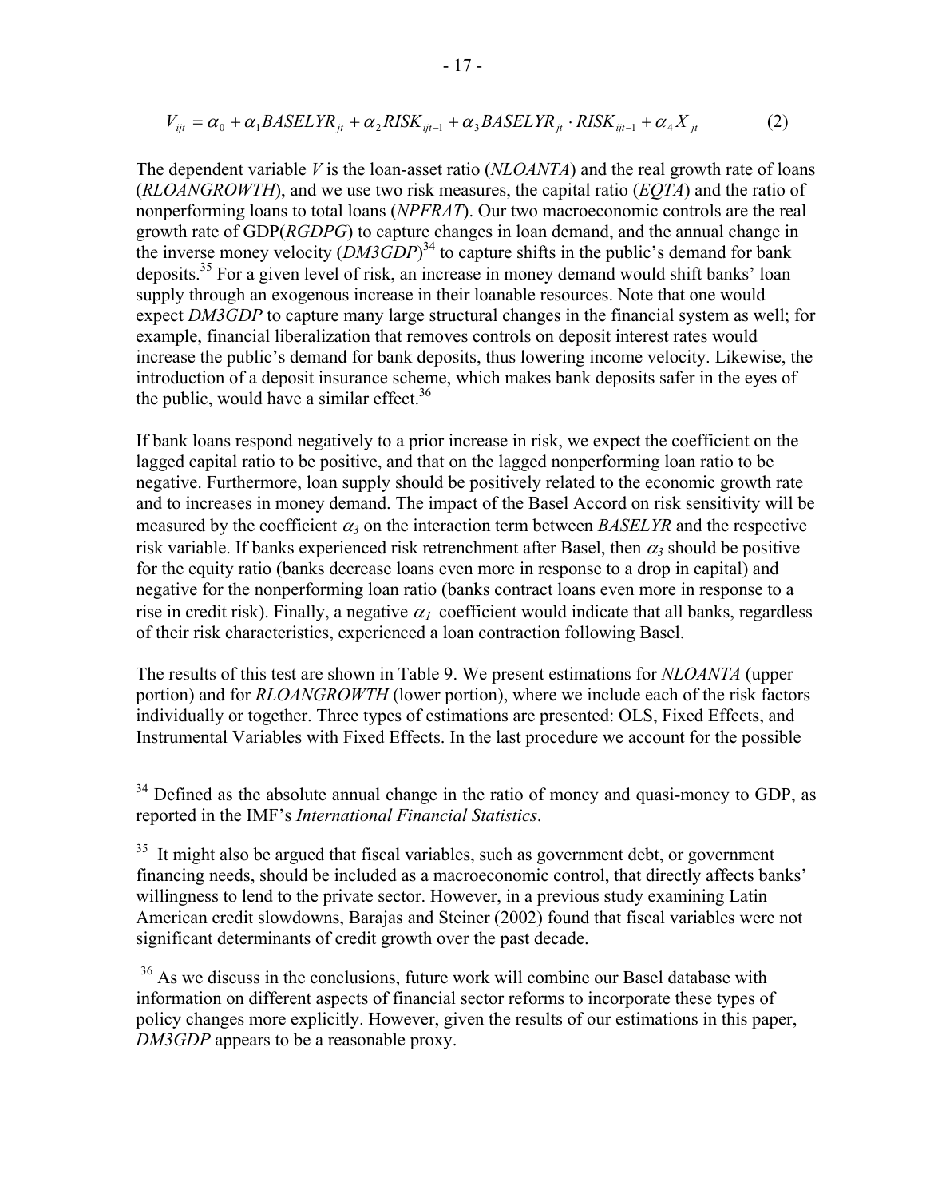$$V_{ijt} = \alpha_0 + \alpha_1 BASELYR_{jt} + \alpha_2 RISK_{ijt-1} + \alpha_3 BASELYR_{jt} \cdot RISK_{ijt-1} + \alpha_4 X_{jt} \qquad (2)$$

The dependent variable *V* is the loan-asset ratio (*NLOANTA*) and the real growth rate of loans (*RLOANGROWTH*), and we use two risk measures, the capital ratio (*EQTA*) and the ratio of nonperforming loans to total loans (*NPFRAT*). Our two macroeconomic controls are the real growth rate of GDP(*RGDPG*) to capture changes in loan demand, and the annual change in the inverse money velocity (*DM3GDP*)[34] to capture shifts in the public's demand for bank deposits.[35] For a given level of risk, an increase in money demand would shift banks' loan supply through an exogenous increase in their loanable resources. Note that one would expect *DM3GDP* to capture many large structural changes in the financial system as well; for example, financial liberalization that removes controls on deposit interest rates would increase the public's demand for bank deposits, thus lowering income velocity. Likewise, the introduction of a deposit insurance scheme, which makes bank deposits safer in the eyes of the public, would have a similar effect.[36]

If bank loans respond negatively to a prior increase in risk, we expect the coefficient on the lagged capital ratio to be positive, and that on the lagged nonperforming loan ratio to be negative. Furthermore, loan supply should be positively related to the economic growth rate and to increases in money demand. The impact of the Basel Accord on risk sensitivity will be measured by the coefficient $\alpha_3$ on the interaction term between *BASELYR* and the respective risk variable. If banks experienced risk retrenchment after Basel, then $\alpha_3$ should be positive for the equity ratio (banks decrease loans even more in response to a drop in capital) and negative for the nonperforming loan ratio (banks contract loans even more in response to a rise in credit risk). Finally, a negative $\alpha_1$ coefficient would indicate that all banks, regardless of their risk characteristics, experienced a loan contraction following Basel.

The results of this test are shown in Table 9. We present estimations for *NLOANTA* (upper portion) and for *RLOANGROWTH* (lower portion), where we include each of the risk factors individually or together. Three types of estimations are presented: OLS, Fixed Effects, and Instrumental Variables with Fixed Effects. In the last procedure we account for the possible

---

[34] Defined as the absolute annual change in the ratio of money and quasi-money to GDP, as reported in the IMF's *International Financial Statistics*.

[35] It might also be argued that fiscal variables, such as government debt, or government financing needs, should be included as a macroeconomic control, that directly affects banks' willingness to lend to the private sector. However, in a previous study examining Latin American credit slowdowns, Barajas and Steiner (2002) found that fiscal variables were not significant determinants of credit growth over the past decade.

[36] As we discuss in the conclusions, future work will combine our Basel database with information on different aspects of financial sector reforms to incorporate these types of policy changes more explicitly. However, given the results of our estimations in this paper, *DM3GDP* appears to be a reasonable proxy.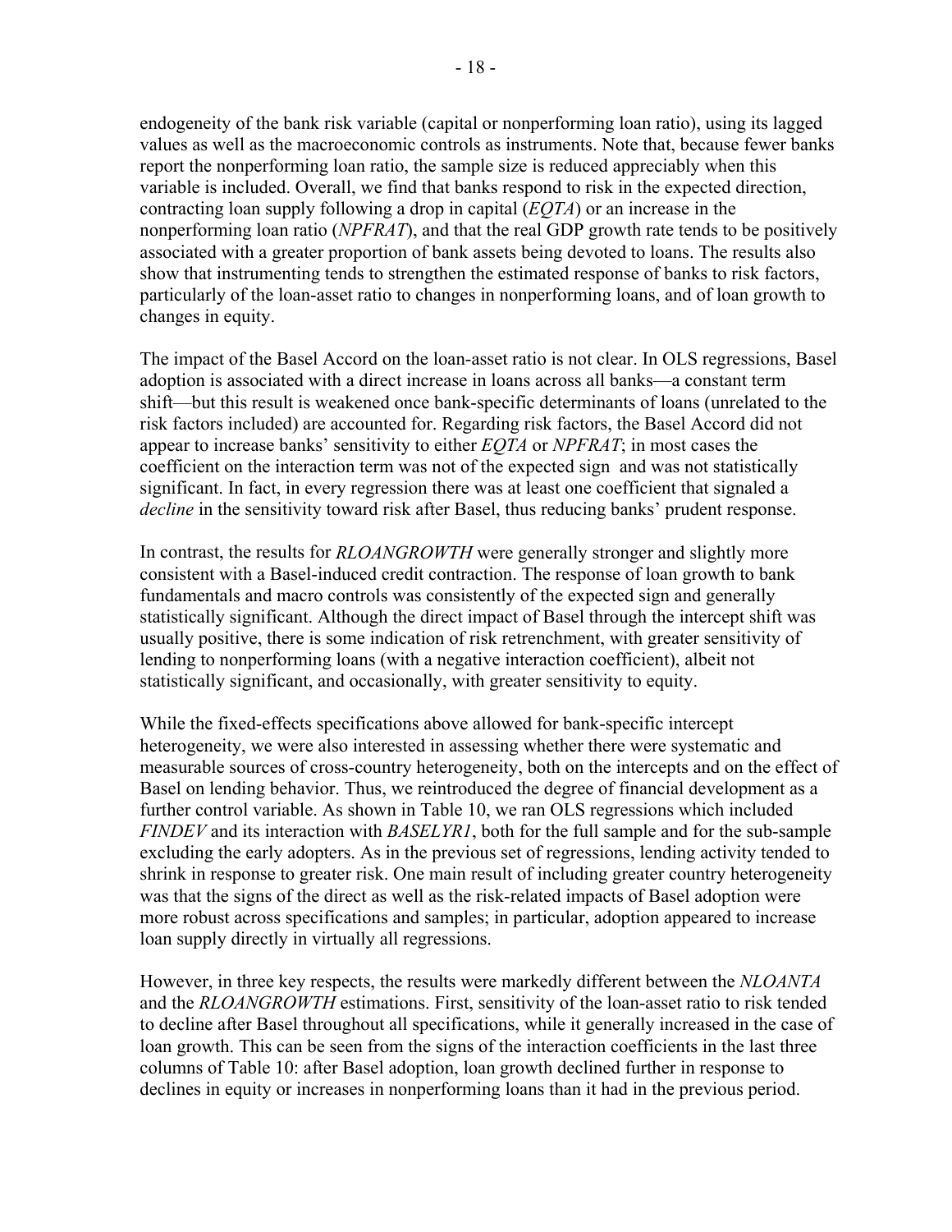endogeneity of the bank risk variable (capital or nonperforming loan ratio), using its lagged values as well as the macroeconomic controls as instruments. Note that, because fewer banks report the nonperforming loan ratio, the sample size is reduced appreciably when this variable is included. Overall, we find that banks respond to risk in the expected direction, contracting loan supply following a drop in capital (*EQTA*) or an increase in the nonperforming loan ratio (*NPFRAT*), and that the real GDP growth rate tends to be positively associated with a greater proportion of bank assets being devoted to loans. The results also show that instrumenting tends to strengthen the estimated response of banks to risk factors, particularly of the loan-asset ratio to changes in nonperforming loans, and of loan growth to changes in equity.

The impact of the Basel Accord on the loan-asset ratio is not clear. In OLS regressions, Basel adoption is associated with a direct increase in loans across all banks—a constant term shift—but this result is weakened once bank-specific determinants of loans (unrelated to the risk factors included) are accounted for. Regarding risk factors, the Basel Accord did not appear to increase banks' sensitivity to either *EQTA* or *NPFRAT*; in most cases the coefficient on the interaction term was not of the expected sign and was not statistically significant. In fact, in every regression there was at least one coefficient that signaled a *decline* in the sensitivity toward risk after Basel, thus reducing banks' prudent response.

In contrast, the results for *RLOANGROWTH* were generally stronger and slightly more consistent with a Basel-induced credit contraction. The response of loan growth to bank fundamentals and macro controls was consistently of the expected sign and generally statistically significant. Although the direct impact of Basel through the intercept shift was usually positive, there is some indication of risk retrenchment, with greater sensitivity of lending to nonperforming loans (with a negative interaction coefficient), albeit not statistically significant, and occasionally, with greater sensitivity to equity.

While the fixed-effects specifications above allowed for bank-specific intercept heterogeneity, we were also interested in assessing whether there were systematic and measurable sources of cross-country heterogeneity, both on the intercepts and on the effect of Basel on lending behavior. Thus, we reintroduced the degree of financial development as a further control variable. As shown in Table 10, we ran OLS regressions which included *FINDEV* and its interaction with *BASELYR1*, both for the full sample and for the sub-sample excluding the early adopters. As in the previous set of regressions, lending activity tended to shrink in response to greater risk. One main result of including greater country heterogeneity was that the signs of the direct as well as the risk-related impacts of Basel adoption were more robust across specifications and samples; in particular, adoption appeared to increase loan supply directly in virtually all regressions.

However, in three key respects, the results were markedly different between the *NLOANTA* and the *RLOANGROWTH* estimations. First, sensitivity of the loan-asset ratio to risk tended to decline after Basel throughout all specifications, while it generally increased in the case of loan growth. This can be seen from the signs of the interaction coefficients in the last three columns of Table 10: after Basel adoption, loan growth declined further in response to declines in equity or increases in nonperforming loans than it had in the previous period.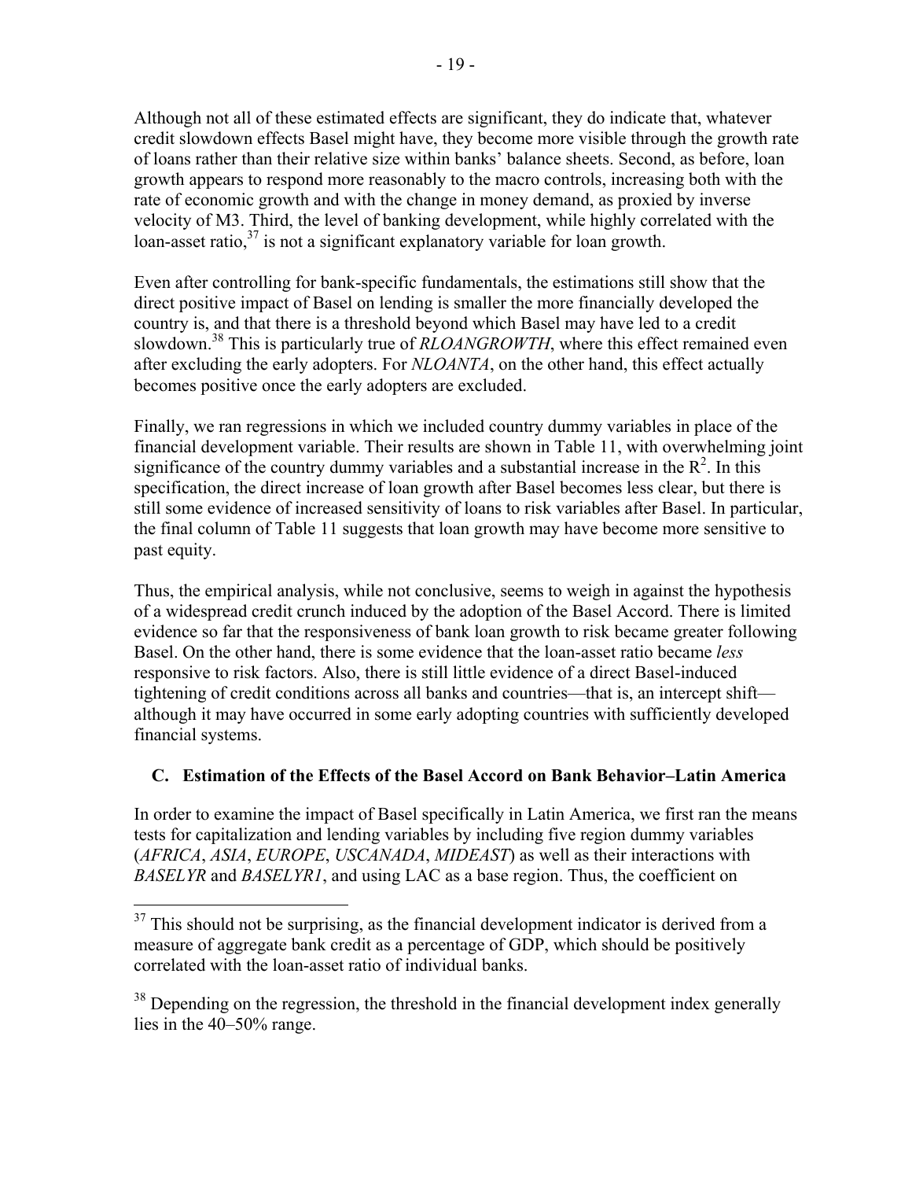Although not all of these estimated effects are significant, they do indicate that, whatever credit slowdown effects Basel might have, they become more visible through the growth rate of loans rather than their relative size within banks' balance sheets. Second, as before, loan growth appears to respond more reasonably to the macro controls, increasing both with the rate of economic growth and with the change in money demand, as proxied by inverse velocity of M3. Third, the level of banking development, while highly correlated with the loan-asset ratio,[37] is not a significant explanatory variable for loan growth.

Even after controlling for bank-specific fundamentals, the estimations still show that the direct positive impact of Basel on lending is smaller the more financially developed the country is, and that there is a threshold beyond which Basel may have led to a credit slowdown.[38] This is particularly true of *RLOANGROWTH*, where this effect remained even after excluding the early adopters. For *NLOANTA*, on the other hand, this effect actually becomes positive once the early adopters are excluded.

Finally, we ran regressions in which we included country dummy variables in place of the financial development variable. Their results are shown in Table 11, with overwhelming joint significance of the country dummy variables and a substantial increase in the $R^2$. In this specification, the direct increase of loan growth after Basel becomes less clear, but there is still some evidence of increased sensitivity of loans to risk variables after Basel. In particular, the final column of Table 11 suggests that loan growth may have become more sensitive to past equity.

Thus, the empirical analysis, while not conclusive, seems to weigh in against the hypothesis of a widespread credit crunch induced by the adoption of the Basel Accord. There is limited evidence so far that the responsiveness of bank loan growth to risk became greater following Basel. On the other hand, there is some evidence that the loan-asset ratio became *less* responsive to risk factors. Also, there is still little evidence of a direct Basel-induced tightening of credit conditions across all banks and countries—that is, an intercept shift—although it may have occurred in some early adopting countries with sufficiently developed financial systems.

## C. Estimation of the Effects of the Basel Accord on Bank Behavior–Latin America

In order to examine the impact of Basel specifically in Latin America, we first ran the means tests for capitalization and lending variables by including five region dummy variables (*AFRICA*, *ASIA*, *EUROPE*, *USCANADA*, *MIDEAST*) as well as their interactions with *BASELYR* and *BASELYR1*, and using LAC as a base region. Thus, the coefficient on

---

[37] This should not be surprising, as the financial development indicator is derived from a measure of aggregate bank credit as a percentage of GDP, which should be positively correlated with the loan-asset ratio of individual banks.

[38] Depending on the regression, the threshold in the financial development index generally lies in the 40–50% range.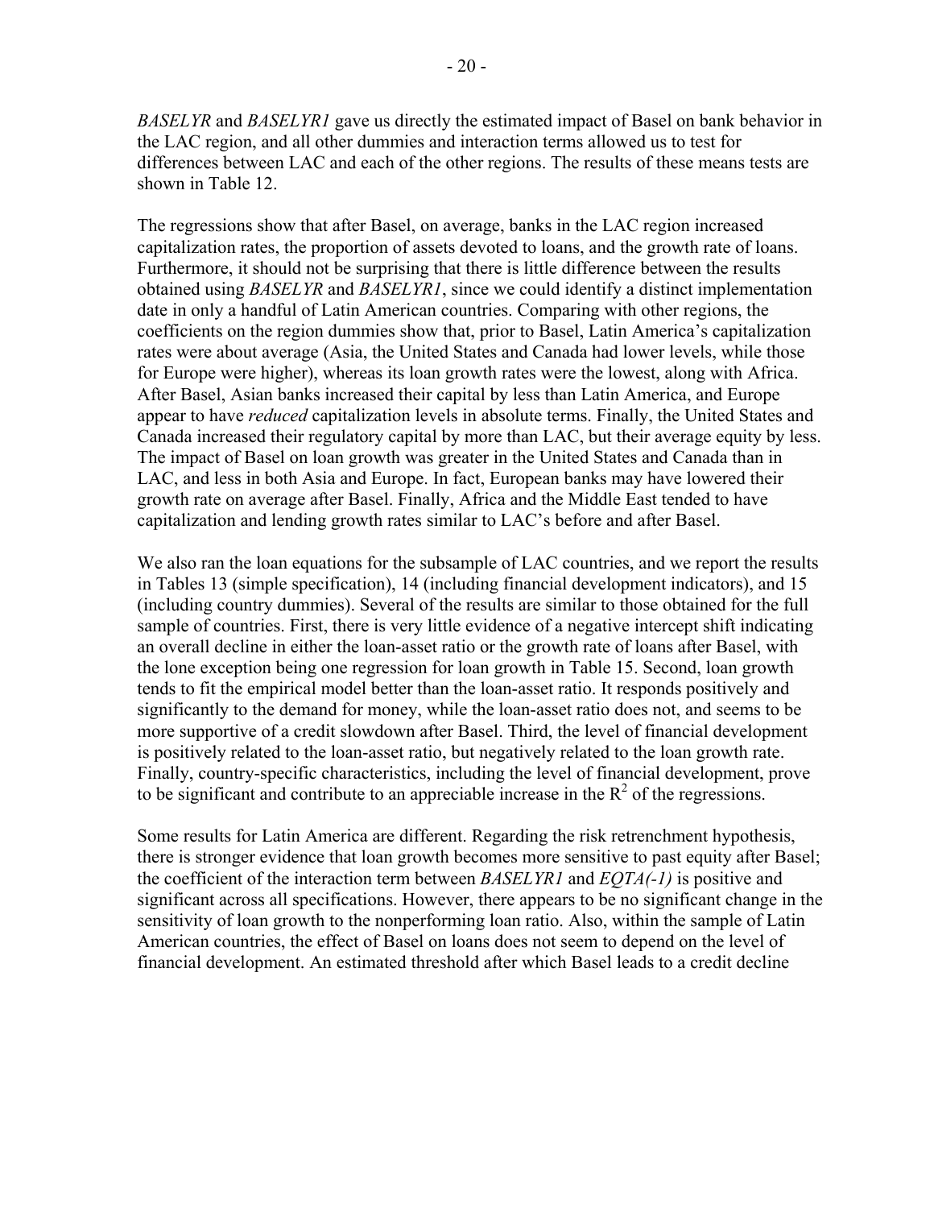*BASELYR* and *BASELYR1* gave us directly the estimated impact of Basel on bank behavior in the LAC region, and all other dummies and interaction terms allowed us to test for differences between LAC and each of the other regions. The results of these means tests are shown in Table 12.

The regressions show that after Basel, on average, banks in the LAC region increased capitalization rates, the proportion of assets devoted to loans, and the growth rate of loans. Furthermore, it should not be surprising that there is little difference between the results obtained using *BASELYR* and *BASELYR1*, since we could identify a distinct implementation date in only a handful of Latin American countries. Comparing with other regions, the coefficients on the region dummies show that, prior to Basel, Latin America's capitalization rates were about average (Asia, the United States and Canada had lower levels, while those for Europe were higher), whereas its loan growth rates were the lowest, along with Africa. After Basel, Asian banks increased their capital by less than Latin America, and Europe appear to have *reduced* capitalization levels in absolute terms. Finally, the United States and Canada increased their regulatory capital by more than LAC, but their average equity by less. The impact of Basel on loan growth was greater in the United States and Canada than in LAC, and less in both Asia and Europe. In fact, European banks may have lowered their growth rate on average after Basel. Finally, Africa and the Middle East tended to have capitalization and lending growth rates similar to LAC's before and after Basel.

We also ran the loan equations for the subsample of LAC countries, and we report the results in Tables 13 (simple specification), 14 (including financial development indicators), and 15 (including country dummies). Several of the results are similar to those obtained for the full sample of countries. First, there is very little evidence of a negative intercept shift indicating an overall decline in either the loan-asset ratio or the growth rate of loans after Basel, with the lone exception being one regression for loan growth in Table 15. Second, loan growth tends to fit the empirical model better than the loan-asset ratio. It responds positively and significantly to the demand for money, while the loan-asset ratio does not, and seems to be more supportive of a credit slowdown after Basel. Third, the level of financial development is positively related to the loan-asset ratio, but negatively related to the loan growth rate. Finally, country-specific characteristics, including the level of financial development, prove to be significant and contribute to an appreciable increase in the $R^2$ of the regressions.

Some results for Latin America are different. Regarding the risk retrenchment hypothesis, there is stronger evidence that loan growth becomes more sensitive to past equity after Basel; the coefficient of the interaction term between *BASELYR1* and *EQTA(-1)* is positive and significant across all specifications. However, there appears to be no significant change in the sensitivity of loan growth to the nonperforming loan ratio. Also, within the sample of Latin American countries, the effect of Basel on loans does not seem to depend on the level of financial development. An estimated threshold after which Basel leads to a credit decline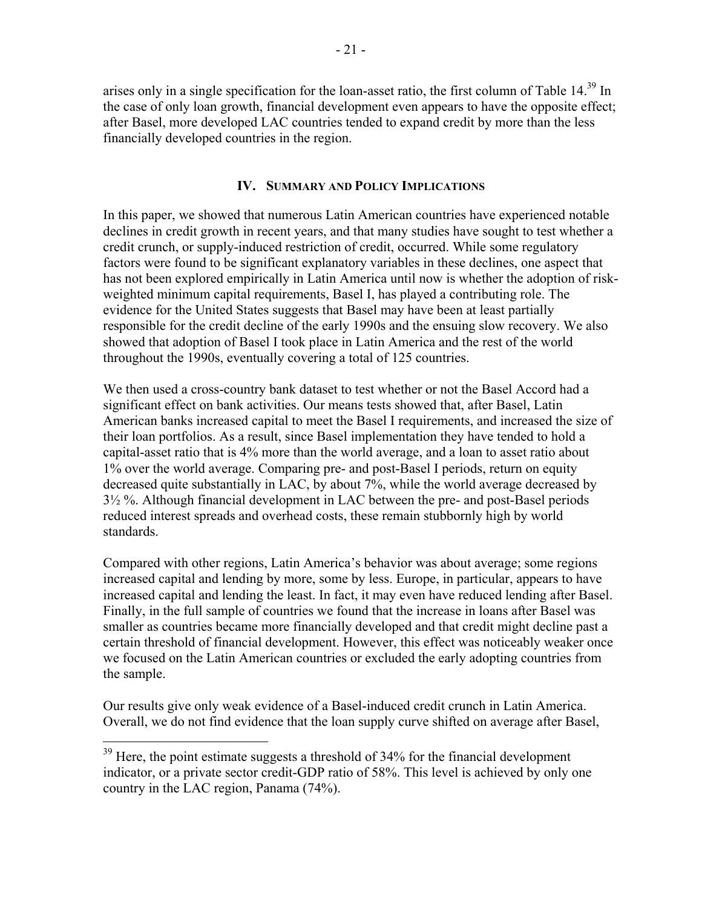arises only in a single specification for the loan-asset ratio, the first column of Table 14.[39] In the case of only loan growth, financial development even appears to have the opposite effect; after Basel, more developed LAC countries tended to expand credit by more than the less financially developed countries in the region.

## IV. Summary and Policy Implications

In this paper, we showed that numerous Latin American countries have experienced notable declines in credit growth in recent years, and that many studies have sought to test whether a credit crunch, or supply-induced restriction of credit, occurred. While some regulatory factors were found to be significant explanatory variables in these declines, one aspect that has not been explored empirically in Latin America until now is whether the adoption of risk-weighted minimum capital requirements, Basel I, has played a contributing role. The evidence for the United States suggests that Basel may have been at least partially responsible for the credit decline of the early 1990s and the ensuing slow recovery. We also showed that adoption of Basel I took place in Latin America and the rest of the world throughout the 1990s, eventually covering a total of 125 countries.

We then used a cross-country bank dataset to test whether or not the Basel Accord had a significant effect on bank activities. Our means tests showed that, after Basel, Latin American banks increased capital to meet the Basel I requirements, and increased the size of their loan portfolios. As a result, since Basel implementation they have tended to hold a capital-asset ratio that is 4% more than the world average, and a loan to asset ratio about 1% over the world average. Comparing pre- and post-Basel I periods, return on equity decreased quite substantially in LAC, by about 7%, while the world average decreased by 3½ %. Although financial development in LAC between the pre- and post-Basel periods reduced interest spreads and overhead costs, these remain stubbornly high by world standards.

Compared with other regions, Latin America's behavior was about average; some regions increased capital and lending by more, some by less. Europe, in particular, appears to have increased capital and lending the least. In fact, it may even have reduced lending after Basel. Finally, in the full sample of countries we found that the increase in loans after Basel was smaller as countries became more financially developed and that credit might decline past a certain threshold of financial development. However, this effect was noticeably weaker once we focused on the Latin American countries or excluded the early adopting countries from the sample.

Our results give only weak evidence of a Basel-induced credit crunch in Latin America. Overall, we do not find evidence that the loan supply curve shifted on average after Basel,

---

[39] Here, the point estimate suggests a threshold of 34% for the financial development indicator, or a private sector credit-GDP ratio of 58%. This level is achieved by only one country in the LAC region, Panama (74%).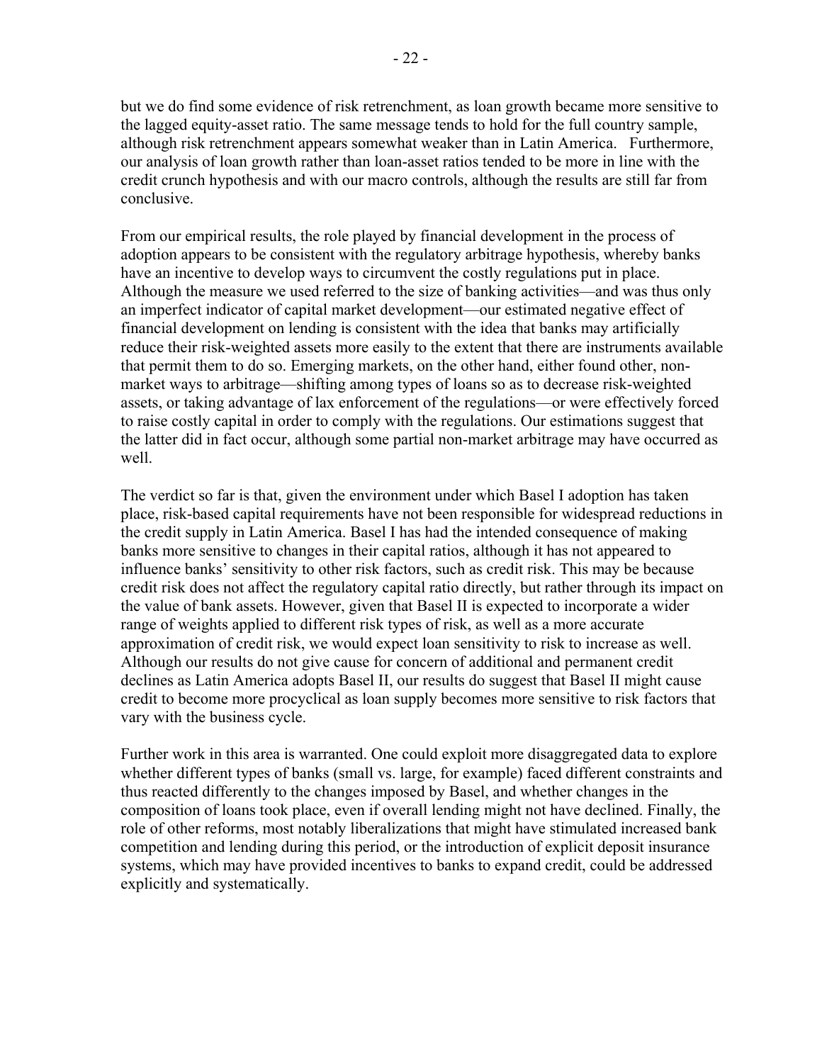but we do find some evidence of risk retrenchment, as loan growth became more sensitive to the lagged equity-asset ratio. The same message tends to hold for the full country sample, although risk retrenchment appears somewhat weaker than in Latin America. Furthermore, our analysis of loan growth rather than loan-asset ratios tended to be more in line with the credit crunch hypothesis and with our macro controls, although the results are still far from conclusive.

From our empirical results, the role played by financial development in the process of adoption appears to be consistent with the regulatory arbitrage hypothesis, whereby banks have an incentive to develop ways to circumvent the costly regulations put in place. Although the measure we used referred to the size of banking activities—and was thus only an imperfect indicator of capital market development—our estimated negative effect of financial development on lending is consistent with the idea that banks may artificially reduce their risk-weighted assets more easily to the extent that there are instruments available that permit them to do so. Emerging markets, on the other hand, either found other, non-market ways to arbitrage—shifting among types of loans so as to decrease risk-weighted assets, or taking advantage of lax enforcement of the regulations—or were effectively forced to raise costly capital in order to comply with the regulations. Our estimations suggest that the latter did in fact occur, although some partial non-market arbitrage may have occurred as well.

The verdict so far is that, given the environment under which Basel I adoption has taken place, risk-based capital requirements have not been responsible for widespread reductions in the credit supply in Latin America. Basel I has had the intended consequence of making banks more sensitive to changes in their capital ratios, although it has not appeared to influence banks' sensitivity to other risk factors, such as credit risk. This may be because credit risk does not affect the regulatory capital ratio directly, but rather through its impact on the value of bank assets. However, given that Basel II is expected to incorporate a wider range of weights applied to different risk types of risk, as well as a more accurate approximation of credit risk, we would expect loan sensitivity to risk to increase as well. Although our results do not give cause for concern of additional and permanent credit declines as Latin America adopts Basel II, our results do suggest that Basel II might cause credit to become more procyclical as loan supply becomes more sensitive to risk factors that vary with the business cycle.

Further work in this area is warranted. One could exploit more disaggregated data to explore whether different types of banks (small vs. large, for example) faced different constraints and thus reacted differently to the changes imposed by Basel, and whether changes in the composition of loans took place, even if overall lending might not have declined. Finally, the role of other reforms, most notably liberalizations that might have stimulated increased bank competition and lending during this period, or the introduction of explicit deposit insurance systems, which may have provided incentives to banks to expand credit, could be addressed explicitly and systematically.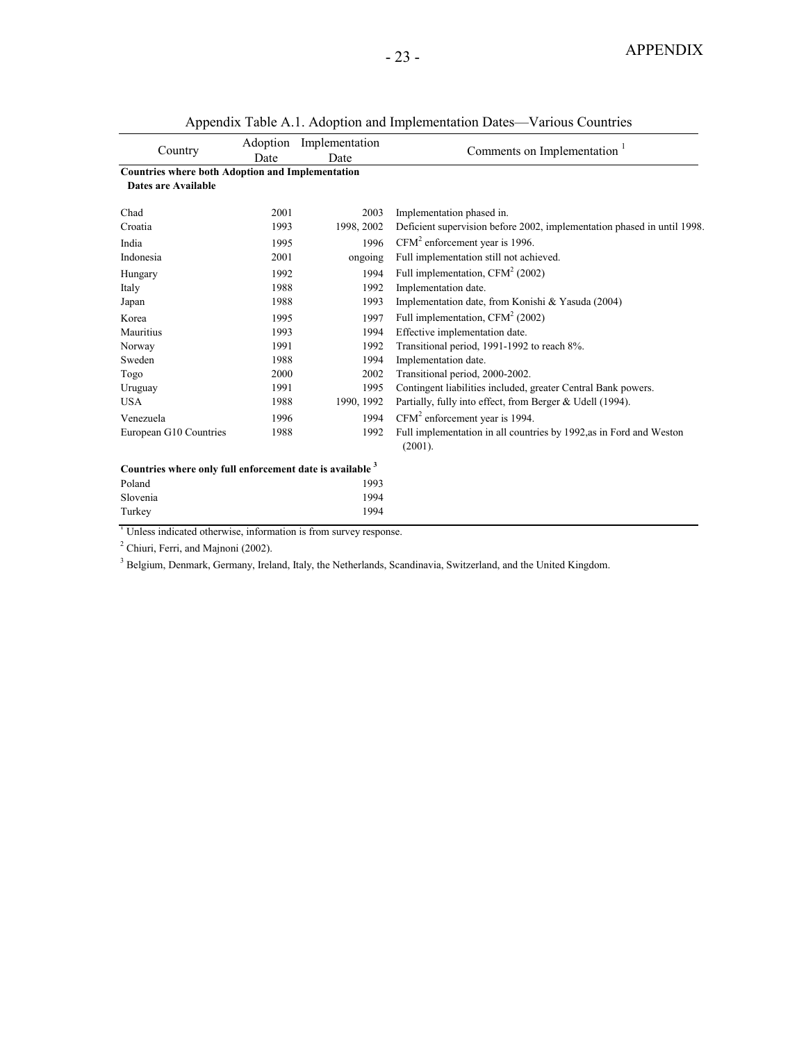APPENDIX

Appendix Table A.1. Adoption and Implementation Dates—Various Countries

| Country | Adoption Date | Implementation Date | Comments on Implementation [1] |
|---|---|---|---|
| **Countries where both Adoption and Implementation Dates are Available** | | | |
| Chad | 2001 | 2003 | Implementation phased in. |
| Croatia | 1993 | 1998, 2002 | Deficient supervision before 2002, implementation phased in until 1998. |
| India | 1995 | 1996 | CFM[2] enforcement year is 1996. |
| Indonesia | 2001 | ongoing | Full implementation still not achieved. |
| Hungary | 1992 | 1994 | Full implementation, CFM[2] (2002) |
| Italy | 1988 | 1992 | Implementation date. |
| Japan | 1988 | 1993 | Implementation date, from Konishi & Yasuda (2004) |
| Korea | 1995 | 1997 | Full implementation, CFM[2] (2002) |
| Mauritius | 1993 | 1994 | Effective implementation date. |
| Norway | 1991 | 1992 | Transitional period, 1991-1992 to reach 8%. |
| Sweden | 1988 | 1994 | Implementation date. |
| Togo | 2000 | 2002 | Transitional period, 2000-2002. |
| Uruguay | 1991 | 1995 | Contingent liabilities included, greater Central Bank powers. |
| USA | 1988 | 1990, 1992 | Partially, fully into effect, from Berger & Udell (1994). |
| Venezuela | 1996 | 1994 | CFM[2] enforcement year is 1994. |
| European G10 Countries | 1988 | 1992 | Full implementation in all countries by 1992,as in Ford and Weston (2001). |
| **Countries where only full enforcement date is available [3]** | | | |
| Poland | | 1993 | |
| Slovenia | | 1994 | |
| Turkey | | 1994 | |

[1] Unless indicated otherwise, information is from survey response.

[2] Chiuri, Ferri, and Majnoni (2002).

[3] Belgium, Denmark, Germany, Ireland, Italy, the Netherlands, Scandinavia, Switzerland, and the United Kingdom.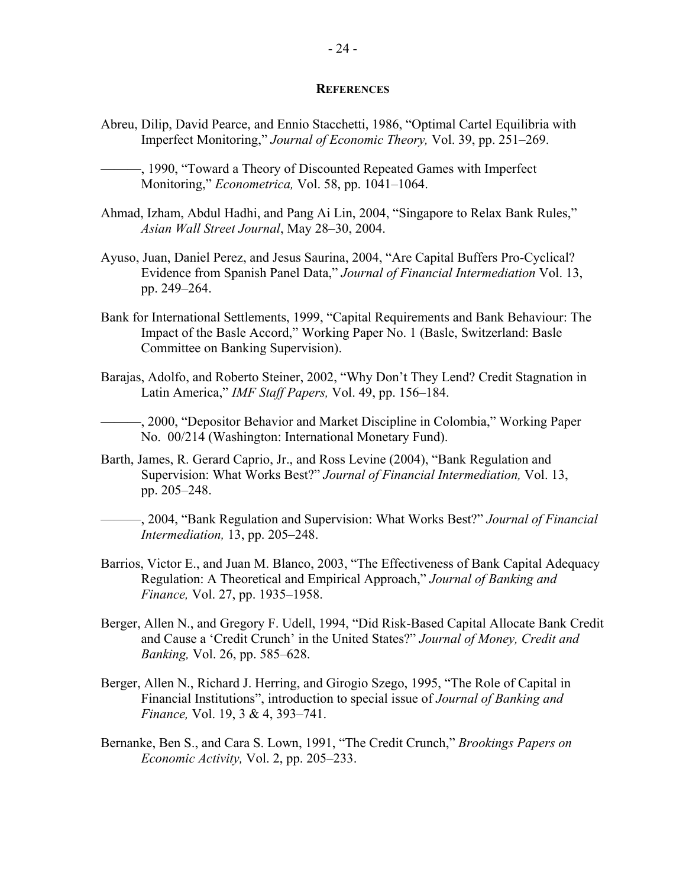## References

Abreu, Dilip, David Pearce, and Ennio Stacchetti, 1986, "Optimal Cartel Equilibria with Imperfect Monitoring," *Journal of Economic Theory,* Vol. 39, pp. 251–269.

———, 1990, "Toward a Theory of Discounted Repeated Games with Imperfect Monitoring," *Econometrica,* Vol. 58, pp. 1041–1064.

Ahmad, Izham, Abdul Hadhi, and Pang Ai Lin, 2004, "Singapore to Relax Bank Rules," *Asian Wall Street Journal*, May 28–30, 2004.

Ayuso, Juan, Daniel Perez, and Jesus Saurina, 2004, "Are Capital Buffers Pro-Cyclical? Evidence from Spanish Panel Data," *Journal of Financial Intermediation* Vol. 13, pp. 249–264.

Bank for International Settlements, 1999, "Capital Requirements and Bank Behaviour: The Impact of the Basle Accord," Working Paper No. 1 (Basle, Switzerland: Basle Committee on Banking Supervision).

Barajas, Adolfo, and Roberto Steiner, 2002, "Why Don't They Lend? Credit Stagnation in Latin America," *IMF Staff Papers,* Vol. 49, pp. 156–184.

———, 2000, "Depositor Behavior and Market Discipline in Colombia," Working Paper No. 00/214 (Washington: International Monetary Fund).

Barth, James, R. Gerard Caprio, Jr., and Ross Levine (2004), "Bank Regulation and Supervision: What Works Best?" *Journal of Financial Intermediation,* Vol. 13, pp. 205–248.

———, 2004, "Bank Regulation and Supervision: What Works Best?" *Journal of Financial Intermediation,* 13, pp. 205–248.

Barrios, Victor E., and Juan M. Blanco, 2003, "The Effectiveness of Bank Capital Adequacy Regulation: A Theoretical and Empirical Approach," *Journal of Banking and Finance,* Vol. 27, pp. 1935–1958.

Berger, Allen N., and Gregory F. Udell, 1994, "Did Risk-Based Capital Allocate Bank Credit and Cause a 'Credit Crunch' in the United States?" *Journal of Money, Credit and Banking,* Vol. 26, pp. 585–628.

Berger, Allen N., Richard J. Herring, and Girogio Szego, 1995, "The Role of Capital in Financial Institutions", introduction to special issue of *Journal of Banking and Finance,* Vol. 19, 3 & 4, 393–741.

Bernanke, Ben S., and Cara S. Lown, 1991, "The Credit Crunch," *Brookings Papers on Economic Activity,* Vol. 2, pp. 205–233.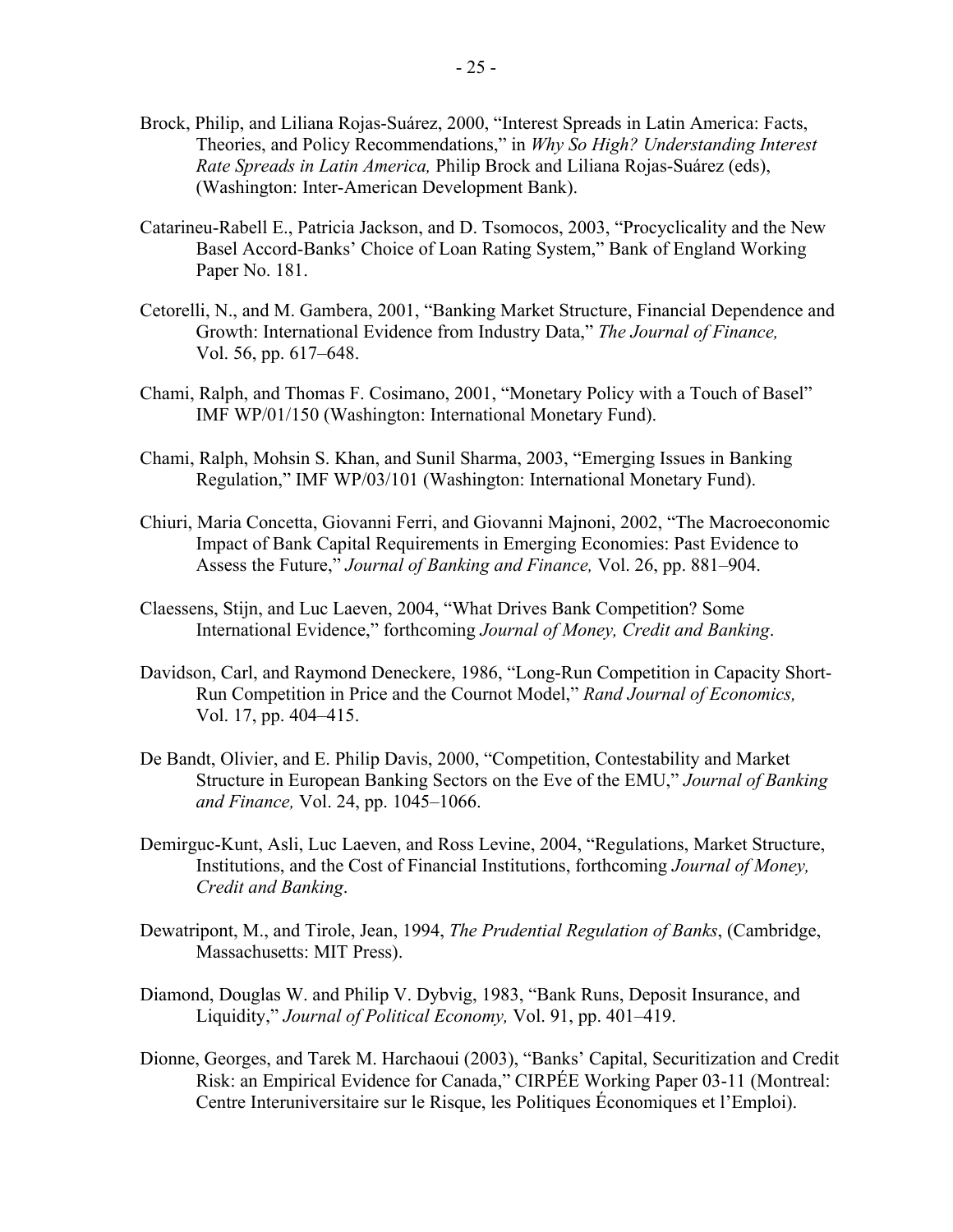Brock, Philip, and Liliana Rojas-Suárez, 2000, "Interest Spreads in Latin America: Facts, Theories, and Policy Recommendations," in *Why So High? Understanding Interest Rate Spreads in Latin America,* Philip Brock and Liliana Rojas-Suárez (eds), (Washington: Inter-American Development Bank).

Catarineu-Rabell E., Patricia Jackson, and D. Tsomocos, 2003, "Procyclicality and the New Basel Accord-Banks' Choice of Loan Rating System," Bank of England Working Paper No. 181.

Cetorelli, N., and M. Gambera, 2001, "Banking Market Structure, Financial Dependence and Growth: International Evidence from Industry Data," *The Journal of Finance,* Vol. 56, pp. 617–648.

Chami, Ralph, and Thomas F. Cosimano, 2001, "Monetary Policy with a Touch of Basel" IMF WP/01/150 (Washington: International Monetary Fund).

Chami, Ralph, Mohsin S. Khan, and Sunil Sharma, 2003, "Emerging Issues in Banking Regulation," IMF WP/03/101 (Washington: International Monetary Fund).

Chiuri, Maria Concetta, Giovanni Ferri, and Giovanni Majnoni, 2002, "The Macroeconomic Impact of Bank Capital Requirements in Emerging Economies: Past Evidence to Assess the Future," *Journal of Banking and Finance,* Vol. 26, pp. 881–904.

Claessens, Stijn, and Luc Laeven, 2004, "What Drives Bank Competition? Some International Evidence," forthcoming *Journal of Money, Credit and Banking*.

Davidson, Carl, and Raymond Deneckere, 1986, "Long-Run Competition in Capacity Short-Run Competition in Price and the Cournot Model," *Rand Journal of Economics,* Vol. 17, pp. 404–415.

De Bandt, Olivier, and E. Philip Davis, 2000, "Competition, Contestability and Market Structure in European Banking Sectors on the Eve of the EMU," *Journal of Banking and Finance,* Vol. 24, pp. 1045–1066.

Demirguc-Kunt, Asli, Luc Laeven, and Ross Levine, 2004, "Regulations, Market Structure, Institutions, and the Cost of Financial Institutions, forthcoming *Journal of Money, Credit and Banking*.

Dewatripont, M., and Tirole, Jean, 1994, *The Prudential Regulation of Banks*, (Cambridge, Massachusetts: MIT Press).

Diamond, Douglas W. and Philip V. Dybvig, 1983, "Bank Runs, Deposit Insurance, and Liquidity," *Journal of Political Economy,* Vol. 91, pp. 401–419.

Dionne, Georges, and Tarek M. Harchaoui (2003), "Banks' Capital, Securitization and Credit Risk: an Empirical Evidence for Canada," CIRPÉE Working Paper 03-11 (Montreal: Centre Interuniversitaire sur le Risque, les Politiques Économiques et l'Emploi).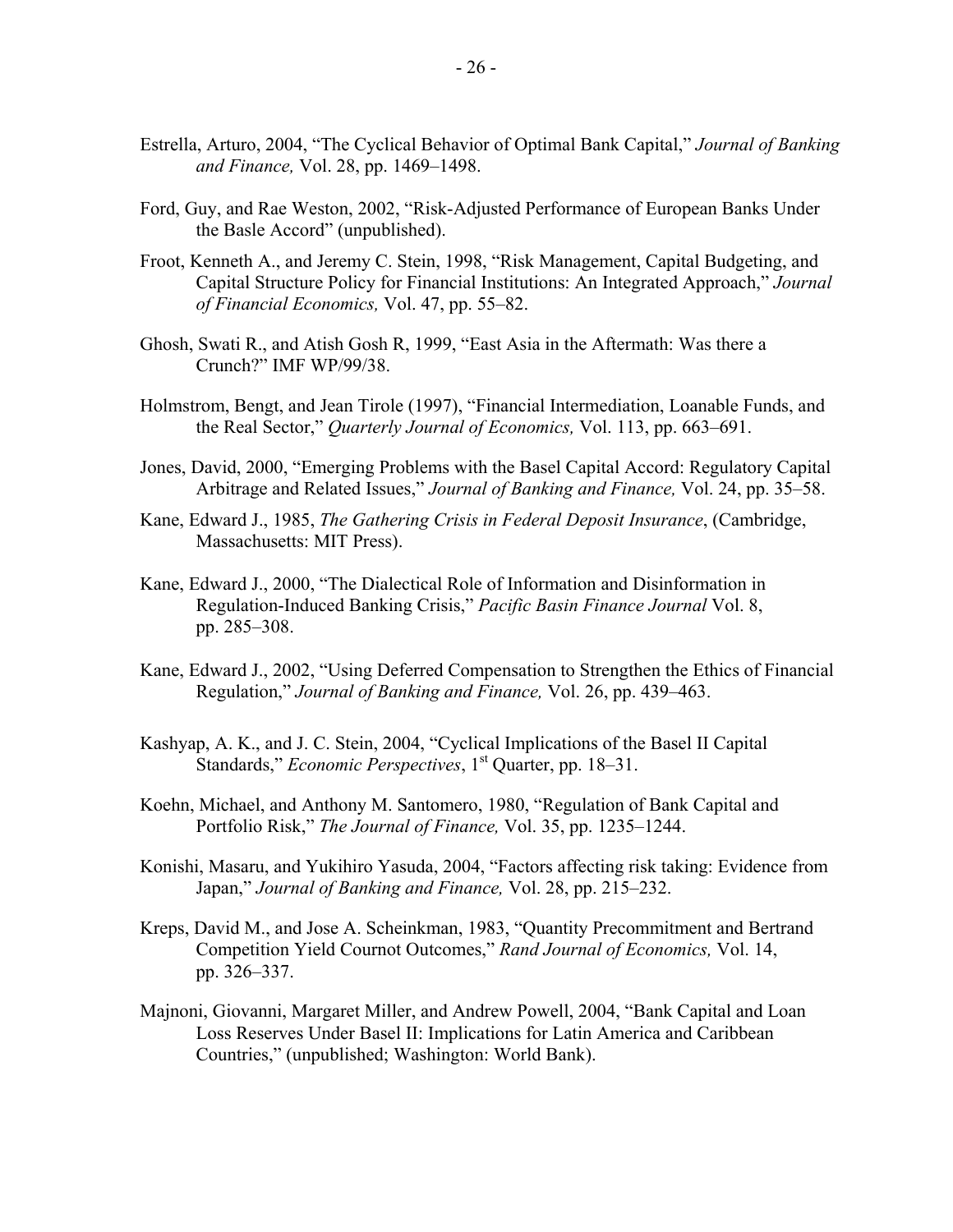Estrella, Arturo, 2004, "The Cyclical Behavior of Optimal Bank Capital," *Journal of Banking and Finance,* Vol. 28, pp. 1469–1498.

Ford, Guy, and Rae Weston, 2002, "Risk-Adjusted Performance of European Banks Under the Basle Accord" (unpublished).

Froot, Kenneth A., and Jeremy C. Stein, 1998, "Risk Management, Capital Budgeting, and Capital Structure Policy for Financial Institutions: An Integrated Approach," *Journal of Financial Economics,* Vol. 47, pp. 55–82.

Ghosh, Swati R., and Atish Gosh R, 1999, "East Asia in the Aftermath: Was there a Crunch?" IMF WP/99/38.

Holmstrom, Bengt, and Jean Tirole (1997), "Financial Intermediation, Loanable Funds, and the Real Sector," *Quarterly Journal of Economics,* Vol. 113, pp. 663–691.

Jones, David, 2000, "Emerging Problems with the Basel Capital Accord: Regulatory Capital Arbitrage and Related Issues," *Journal of Banking and Finance,* Vol. 24, pp. 35–58.

Kane, Edward J., 1985, *The Gathering Crisis in Federal Deposit Insurance*, (Cambridge, Massachusetts: MIT Press).

Kane, Edward J., 2000, "The Dialectical Role of Information and Disinformation in Regulation-Induced Banking Crisis," *Pacific Basin Finance Journal* Vol. 8, pp. 285–308.

Kane, Edward J., 2002, "Using Deferred Compensation to Strengthen the Ethics of Financial Regulation," *Journal of Banking and Finance,* Vol. 26, pp. 439–463.

Kashyap, A. K., and J. C. Stein, 2004, "Cyclical Implications of the Basel II Capital Standards," *Economic Perspectives*, 1st Quarter, pp. 18–31.

Koehn, Michael, and Anthony M. Santomero, 1980, "Regulation of Bank Capital and Portfolio Risk," *The Journal of Finance,* Vol. 35, pp. 1235–1244.

Konishi, Masaru, and Yukihiro Yasuda, 2004, "Factors affecting risk taking: Evidence from Japan," *Journal of Banking and Finance,* Vol. 28, pp. 215–232.

Kreps, David M., and Jose A. Scheinkman, 1983, "Quantity Precommitment and Bertrand Competition Yield Cournot Outcomes," *Rand Journal of Economics,* Vol. 14, pp. 326–337.

Majnoni, Giovanni, Margaret Miller, and Andrew Powell, 2004, "Bank Capital and Loan Loss Reserves Under Basel II: Implications for Latin America and Caribbean Countries," (unpublished; Washington: World Bank).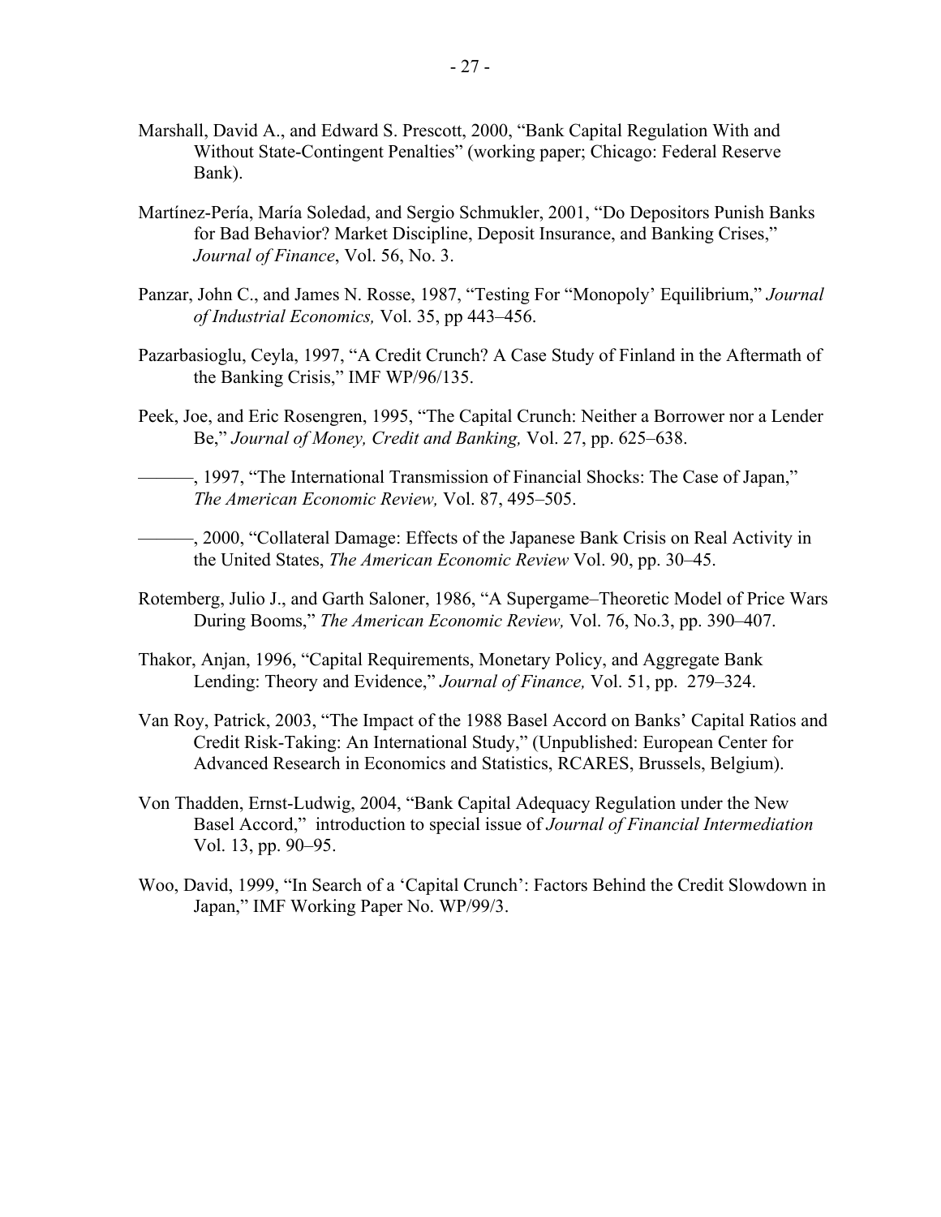Marshall, David A., and Edward S. Prescott, 2000, "Bank Capital Regulation With and Without State-Contingent Penalties" (working paper; Chicago: Federal Reserve Bank).

Martínez-Pería, María Soledad, and Sergio Schmukler, 2001, "Do Depositors Punish Banks for Bad Behavior? Market Discipline, Deposit Insurance, and Banking Crises," *Journal of Finance*, Vol. 56, No. 3.

Panzar, John C., and James N. Rosse, 1987, "Testing For "Monopoly' Equilibrium," *Journal of Industrial Economics,* Vol. 35, pp 443–456.

Pazarbasioglu, Ceyla, 1997, "A Credit Crunch? A Case Study of Finland in the Aftermath of the Banking Crisis," IMF WP/96/135.

Peek, Joe, and Eric Rosengren, 1995, "The Capital Crunch: Neither a Borrower nor a Lender Be," *Journal of Money, Credit and Banking,* Vol. 27, pp. 625–638.

———, 1997, "The International Transmission of Financial Shocks: The Case of Japan," *The American Economic Review,* Vol. 87, 495–505.

———, 2000, "Collateral Damage: Effects of the Japanese Bank Crisis on Real Activity in the United States, *The American Economic Review* Vol. 90, pp. 30–45.

Rotemberg, Julio J., and Garth Saloner, 1986, "A Supergame–Theoretic Model of Price Wars During Booms," *The American Economic Review,* Vol. 76, No.3, pp. 390–407.

Thakor, Anjan, 1996, "Capital Requirements, Monetary Policy, and Aggregate Bank Lending: Theory and Evidence," *Journal of Finance,* Vol. 51, pp. 279–324.

Van Roy, Patrick, 2003, "The Impact of the 1988 Basel Accord on Banks' Capital Ratios and Credit Risk-Taking: An International Study," (Unpublished: European Center for Advanced Research in Economics and Statistics, RCARES, Brussels, Belgium).

Von Thadden, Ernst-Ludwig, 2004, "Bank Capital Adequacy Regulation under the New Basel Accord," introduction to special issue of *Journal of Financial Intermediation* Vol. 13, pp. 90–95.

Woo, David, 1999, "In Search of a 'Capital Crunch': Factors Behind the Credit Slowdown in Japan," IMF Working Paper No. WP/99/3.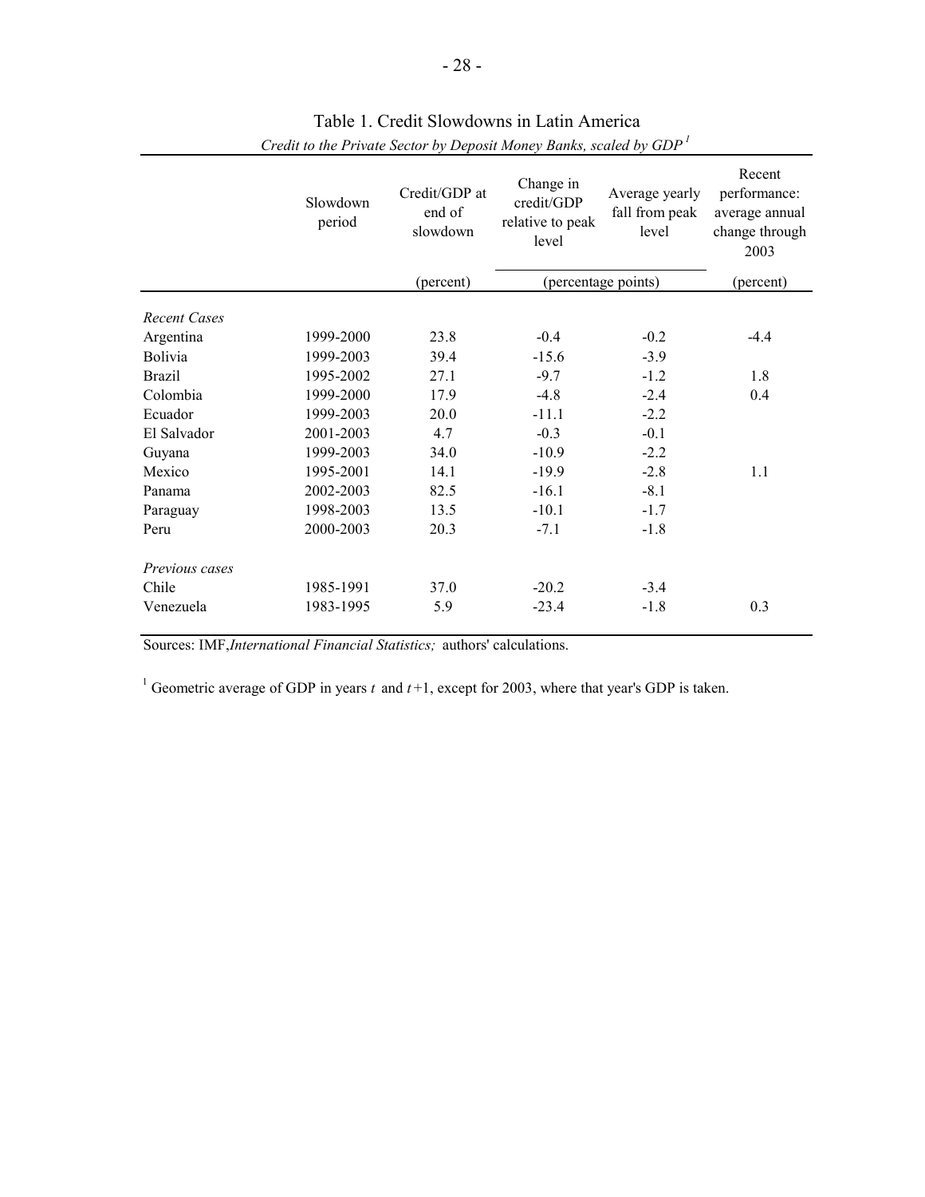# Table 1. Credit Slowdowns in Latin America

*Credit to the Private Sector by Deposit Money Banks, scaled by GDP* [1]

| | Slowdown period | Credit/GDP at end of slowdown | Change in credit/GDP relative to peak level | Average yearly fall from peak level | Recent performance: average annual change through 2003 |
|---|---|---|---|---|---|
| | | (percent) | (percentage points) | | (percent) |
| *Recent Cases* | | | | | |
| Argentina | 1999-2000 | 23.8 | -0.4 | -0.2 | -4.4 |
| Bolivia | 1999-2003 | 39.4 | -15.6 | -3.9 | |
| Brazil | 1995-2002 | 27.1 | -9.7 | -1.2 | 1.8 |
| Colombia | 1999-2000 | 17.9 | -4.8 | -2.4 | 0.4 |
| Ecuador | 1999-2003 | 20.0 | -11.1 | -2.2 | |
| El Salvador | 2001-2003 | 4.7 | -0.3 | -0.1 | |
| Guyana | 1999-2003 | 34.0 | -10.9 | -2.2 | |
| Mexico | 1995-2001 | 14.1 | -19.9 | -2.8 | 1.1 |
| Panama | 2002-2003 | 82.5 | -16.1 | -8.1 | |
| Paraguay | 1998-2003 | 13.5 | -10.1 | -1.7 | |
| Peru | 2000-2003 | 20.3 | -7.1 | -1.8 | |
| *Previous cases* | | | | | |
| Chile | 1985-1991 | 37.0 | -20.2 | -3.4 | |
| Venezuela | 1983-1995 | 5.9 | -23.4 | -1.8 | 0.3 |

Sources: IMF, *International Financial Statistics;* authors' calculations.

[1] Geometric average of GDP in years $t$ and $t+1$, except for 2003, where that year's GDP is taken.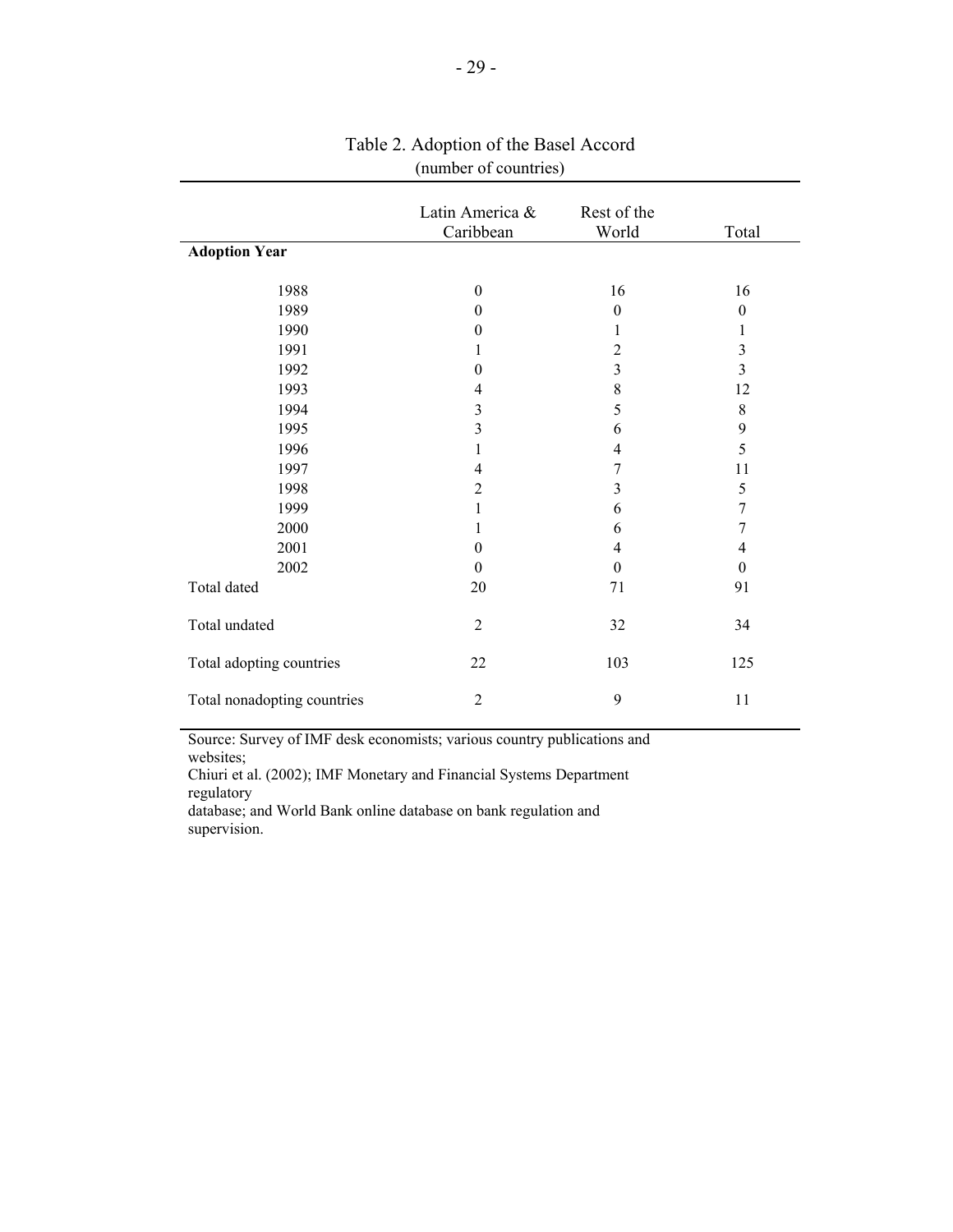Table 2. Adoption of the Basel Accord
(number of countries)

| | Latin America & Caribbean | Rest of the World | Total |
|---|---|---|---|
| **Adoption Year** | | | |
| 1988 | 0 | 16 | 16 |
| 1989 | 0 | 0 | 0 |
| 1990 | 0 | 1 | 1 |
| 1991 | 1 | 2 | 3 |
| 1992 | 0 | 3 | 3 |
| 1993 | 4 | 8 | 12 |
| 1994 | 3 | 5 | 8 |
| 1995 | 3 | 6 | 9 |
| 1996 | 1 | 4 | 5 |
| 1997 | 4 | 7 | 11 |
| 1998 | 2 | 3 | 5 |
| 1999 | 1 | 6 | 7 |
| 2000 | 1 | 6 | 7 |
| 2001 | 0 | 4 | 4 |
| 2002 | 0 | 0 | 0 |
| Total dated | 20 | 71 | 91 |
| Total undated | 2 | 32 | 34 |
| Total adopting countries | 22 | 103 | 125 |
| Total nonadopting countries | 2 | 9 | 11 |

Source: Survey of IMF desk economists; various country publications and websites; Chiuri et al. (2002); IMF Monetary and Financial Systems Department regulatory database; and World Bank online database on bank regulation and supervision.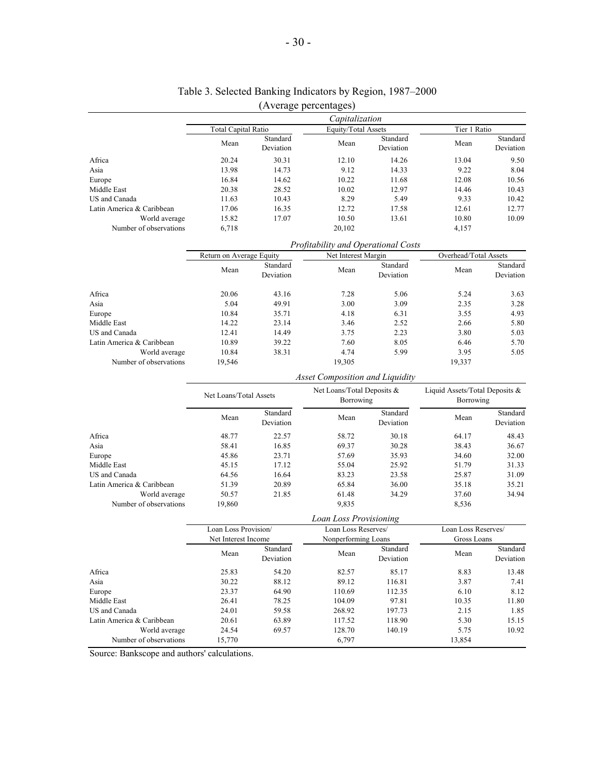# Table 3. Selected Banking Indicators by Region, 1987–2000

(Average percentages)

| | *Capitalization* | | | | | |
|---|---|---|---|---|---|---|
| | Total Capital Ratio | | Equity/Total Assets | | Tier 1 Ratio | |
| | Mean | Standard Deviation | Mean | Standard Deviation | Mean | Standard Deviation |
| Africa | 20.24 | 30.31 | 12.10 | 14.26 | 13.04 | 9.50 |
| Asia | 13.98 | 14.73 | 9.12 | 14.33 | 9.22 | 8.04 |
| Europe | 16.84 | 14.62 | 10.22 | 11.68 | 12.08 | 10.56 |
| Middle East | 20.38 | 28.52 | 10.02 | 12.97 | 14.46 | 10.43 |
| US and Canada | 11.63 | 10.43 | 8.29 | 5.49 | 9.33 | 10.42 |
| Latin America & Caribbean | 17.06 | 16.35 | 12.72 | 17.58 | 12.61 | 12.77 |
| World average | 15.82 | 17.07 | 10.50 | 13.61 | 10.80 | 10.09 |
| Number of observations | 6,718 | | 20,102 | | 4,157 | |

| | *Profitability and Operational Costs* | | | | | |
|---|---|---|---|---|---|---|
| | Return on Average Equity | | Net Interest Margin | | Overhead/Total Assets | |
| | Mean | Standard Deviation | Mean | Standard Deviation | Mean | Standard Deviation |
| Africa | 20.06 | 43.16 | 7.28 | 5.06 | 5.24 | 3.63 |
| Asia | 5.04 | 49.91 | 3.00 | 3.09 | 2.35 | 3.28 |
| Europe | 10.84 | 35.71 | 4.18 | 6.31 | 3.55 | 4.93 |
| Middle East | 14.22 | 23.14 | 3.46 | 2.52 | 2.66 | 5.80 |
| US and Canada | 12.41 | 14.49 | 3.75 | 2.23 | 3.80 | 5.03 |
| Latin America & Caribbean | 10.89 | 39.22 | 7.60 | 8.05 | 6.46 | 5.70 |
| World average | 10.84 | 38.31 | 4.74 | 5.99 | 3.95 | 5.05 |
| Number of observations | 19,546 | | 19,305 | | 19,337 | |

| | *Asset Composition and Liquidity* | | | | | |
|---|---|---|---|---|---|---|
| | Net Loans/Total Assets | | Net Loans/Total Deposits & Borrowing | | Liquid Assets/Total Deposits & Borrowing | |
| | Mean | Standard Deviation | Mean | Standard Deviation | Mean | Standard Deviation |
| Africa | 48.77 | 22.57 | 58.72 | 30.18 | 64.17 | 48.43 |
| Asia | 58.41 | 16.85 | 69.37 | 30.28 | 38.43 | 36.67 |
| Europe | 45.86 | 23.71 | 57.69 | 35.93 | 34.60 | 32.00 |
| Middle East | 45.15 | 17.12 | 55.04 | 25.92 | 51.79 | 31.33 |
| US and Canada | 64.56 | 16.64 | 83.23 | 23.58 | 25.87 | 31.09 |
| Latin America & Caribbean | 51.39 | 20.89 | 65.84 | 36.00 | 35.18 | 35.21 |
| World average | 50.57 | 21.85 | 61.48 | 34.29 | 37.60 | 34.94 |
| Number of observations | 19,860 | | 9,835 | | 8,536 | |

| | *Loan Loss Provisioning* | | | | | |
|---|---|---|---|---|---|---|
| | Loan Loss Provision/ Net Interest Income | | Loan Loss Reserves/ Nonperforming Loans | | Loan Loss Reserves/ Gross Loans | |
| | Mean | Standard Deviation | Mean | Standard Deviation | Mean | Standard Deviation |
| Africa | 25.83 | 54.20 | 82.57 | 85.17 | 8.83 | 13.48 |
| Asia | 30.22 | 88.12 | 89.12 | 116.81 | 3.87 | 7.41 |
| Europe | 23.37 | 64.90 | 110.69 | 112.35 | 6.10 | 8.12 |
| Middle East | 26.41 | 78.25 | 104.09 | 97.81 | 10.35 | 11.80 |
| US and Canada | 24.01 | 59.58 | 268.92 | 197.73 | 2.15 | 1.85 |
| Latin America & Caribbean | 20.61 | 63.89 | 117.52 | 118.90 | 5.30 | 15.15 |
| World average | 24.54 | 69.57 | 128.70 | 140.19 | 5.75 | 10.92 |
| Number of observations | 15,770 | | 6,797 | | 13,854 | |

Source: Bankscope and authors' calculations.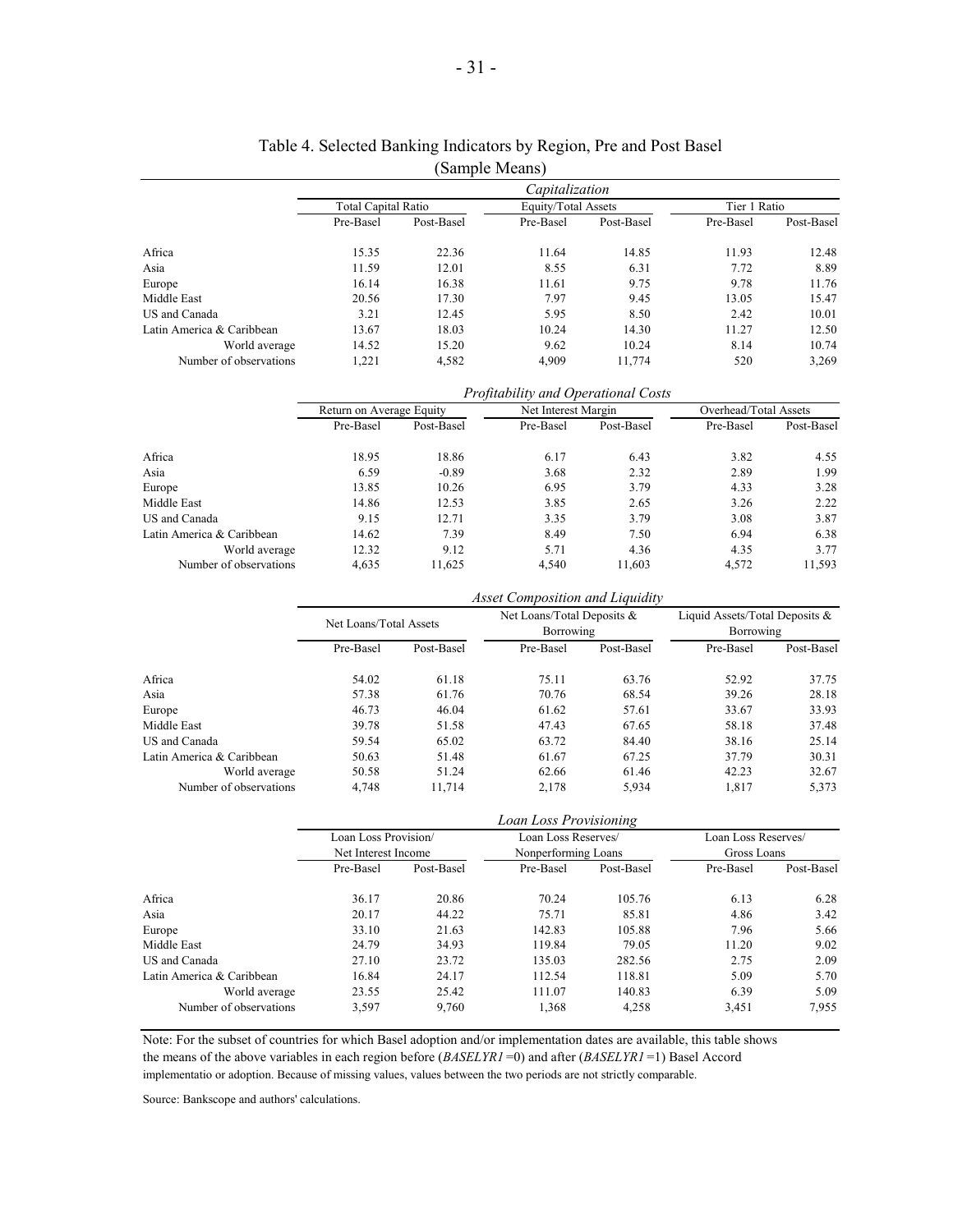# Table 4. Selected Banking Indicators by Region, Pre and Post Basel
(Sample Means)

| | *Capitalization* | | | | | |
|---|---|---|---|---|---|---|
| | Total Capital Ratio | | Equity/Total Assets | | Tier 1 Ratio | |
| | Pre-Basel | Post-Basel | Pre-Basel | Post-Basel | Pre-Basel | Post-Basel |
| Africa | 15.35 | 22.36 | 11.64 | 14.85 | 11.93 | 12.48 |
| Asia | 11.59 | 12.01 | 8.55 | 6.31 | 7.72 | 8.89 |
| Europe | 16.14 | 16.38 | 11.61 | 9.75 | 9.78 | 11.76 |
| Middle East | 20.56 | 17.30 | 7.97 | 9.45 | 13.05 | 15.47 |
| US and Canada | 3.21 | 12.45 | 5.95 | 8.50 | 2.42 | 10.01 |
| Latin America & Caribbean | 13.67 | 18.03 | 10.24 | 14.30 | 11.27 | 12.50 |
| World average | 14.52 | 15.20 | 9.62 | 10.24 | 8.14 | 10.74 |
| Number of observations | 1,221 | 4,582 | 4,909 | 11,774 | 520 | 3,269 |

| | *Profitability and Operational Costs* | | | | | |
|---|---|---|---|---|---|---|
| | Return on Average Equity | | Net Interest Margin | | Overhead/Total Assets | |
| | Pre-Basel | Post-Basel | Pre-Basel | Post-Basel | Pre-Basel | Post-Basel |
| Africa | 18.95 | 18.86 | 6.17 | 6.43 | 3.82 | 4.55 |
| Asia | 6.59 | -0.89 | 3.68 | 2.32 | 2.89 | 1.99 |
| Europe | 13.85 | 10.26 | 6.95 | 3.79 | 4.33 | 3.28 |
| Middle East | 14.86 | 12.53 | 3.85 | 2.65 | 3.26 | 2.22 |
| US and Canada | 9.15 | 12.71 | 3.35 | 3.79 | 3.08 | 3.87 |
| Latin America & Caribbean | 14.62 | 7.39 | 8.49 | 7.50 | 6.94 | 6.38 |
| World average | 12.32 | 9.12 | 5.71 | 4.36 | 4.35 | 3.77 |
| Number of observations | 4,635 | 11,625 | 4,540 | 11,603 | 4,572 | 11,593 |

| | *Asset Composition and Liquidity* | | | | | |
|---|---|---|---|---|---|---|
| | Net Loans/Total Assets | | Net Loans/Total Deposits & Borrowing | | Liquid Assets/Total Deposits & Borrowing | |
| | Pre-Basel | Post-Basel | Pre-Basel | Post-Basel | Pre-Basel | Post-Basel |
| Africa | 54.02 | 61.18 | 75.11 | 63.76 | 52.92 | 37.75 |
| Asia | 57.38 | 61.76 | 70.76 | 68.54 | 39.26 | 28.18 |
| Europe | 46.73 | 46.04 | 61.62 | 57.61 | 33.67 | 33.93 |
| Middle East | 39.78 | 51.58 | 47.43 | 67.65 | 58.18 | 37.48 |
| US and Canada | 59.54 | 65.02 | 63.72 | 84.40 | 38.16 | 25.14 |
| Latin America & Caribbean | 50.63 | 51.48 | 61.67 | 67.25 | 37.79 | 30.31 |
| World average | 50.58 | 51.24 | 62.66 | 61.46 | 42.23 | 32.67 |
| Number of observations | 4,748 | 11,714 | 2,178 | 5,934 | 1,817 | 5,373 |

| | *Loan Loss Provisioning* | | | | | |
|---|---|---|---|---|---|---|
| | Loan Loss Provision/ Net Interest Income | | Loan Loss Reserves/ Nonperforming Loans | | Loan Loss Reserves/ Gross Loans | |
| | Pre-Basel | Post-Basel | Pre-Basel | Post-Basel | Pre-Basel | Post-Basel |
| Africa | 36.17 | 20.86 | 70.24 | 105.76 | 6.13 | 6.28 |
| Asia | 20.17 | 44.22 | 75.71 | 85.81 | 4.86 | 3.42 |
| Europe | 33.10 | 21.63 | 142.83 | 105.88 | 7.96 | 5.66 |
| Middle East | 24.79 | 34.93 | 119.84 | 79.05 | 11.20 | 9.02 |
| US and Canada | 27.10 | 23.72 | 135.03 | 282.56 | 2.75 | 2.09 |
| Latin America & Caribbean | 16.84 | 24.17 | 112.54 | 118.81 | 5.09 | 5.70 |
| World average | 23.55 | 25.42 | 111.07 | 140.83 | 6.39 | 5.09 |
| Number of observations | 3,597 | 9,760 | 1,368 | 4,258 | 3,451 | 7,955 |

Note: For the subset of countries for which Basel adoption and/or implementation dates are available, this table shows the means of the above variables in each region before (*BASELYR1* =0) and after (*BASELYR1* =1) Basel Accord implementatio or adoption. Because of missing values, values between the two periods are not strictly comparable.

Source: Bankscope and authors' calculations.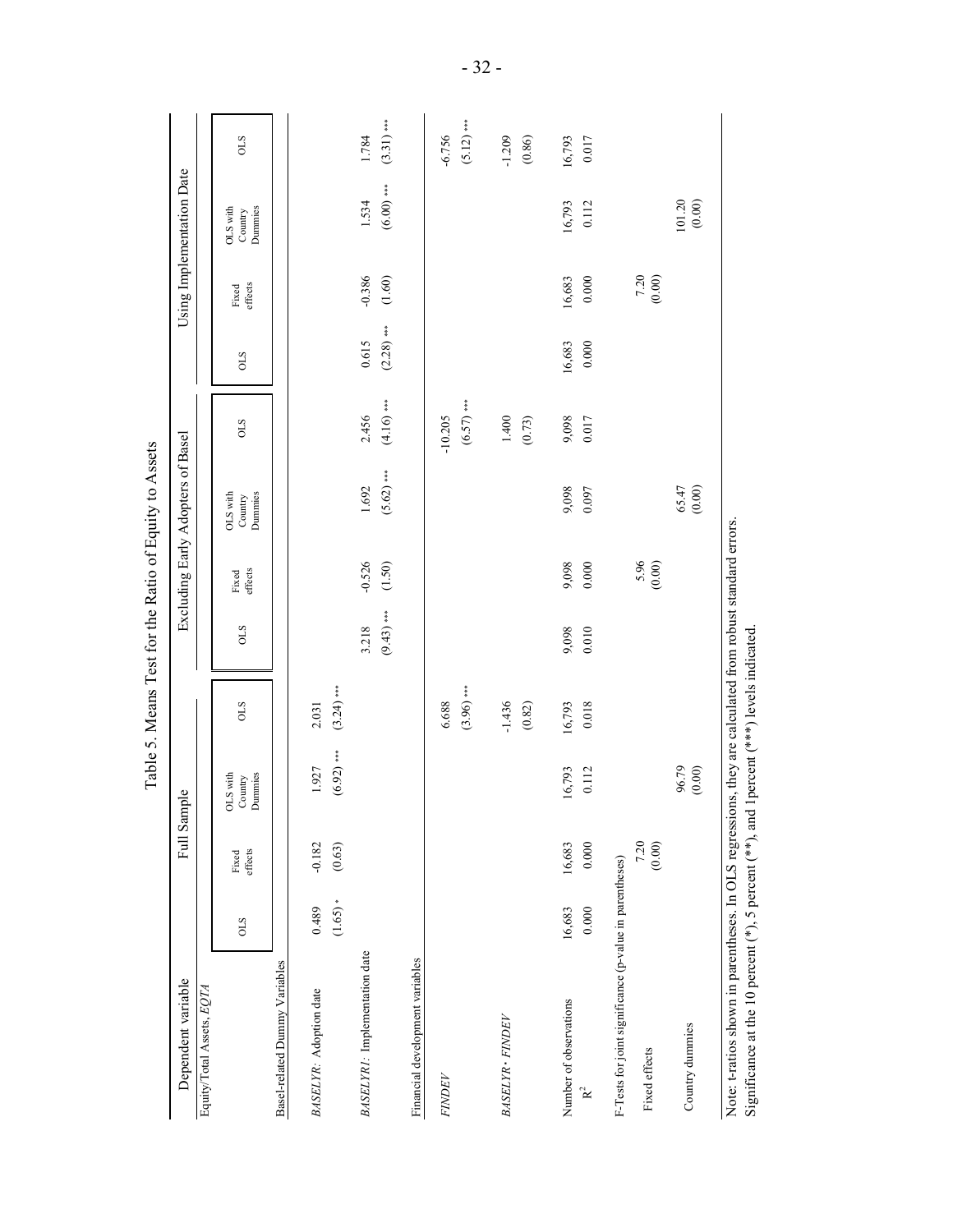# Table 5. Means Test for the Ratio of Equity to Assets

| Dependent variable | Full Sample | | | | Excluding Early Adopters of Basel | | | | Using Implementation Date | | | |
|---|---|---|---|---|---|---|---|---|---|---|---|---|
| Equity/Total Assets, *EQTA* | OLS | Fixed effects | OLS with Country Dummies | OLS | OLS | Fixed effects | OLS with Country Dummies | OLS | OLS | Fixed effects | OLS with Country Dummies | OLS |
| Basel-related Dummy Variables | | | | | | | | | | | | |
| *BASELYR*: Adoption date | 0.489 | -0.182 | 1.927 | 2.031 | | | | | | | | |
| | (1.65) * | (0.63) | (6.92) *** | (3.24) *** | | | | | | | | |
| *BASELYR1*: Implementation date | | | | | 3.218 | -0.526 | 1.692 | 2.456 | 0.615 | -0.386 | 1.534 | 1.784 |
| | | | | | (9.43) *** | (1.50) | (5.62) *** | (4.16) *** | (2.28) *** | (1.60) | (6.00) *** | (3.31) *** |
| Financial development variables | | | | | | | | | | | | |
| *FINDEV* | | | | 6.688 | | | | -10.205 | | | | -6.756 |
| | | | | (3.96) *** | | | | (6.57) *** | | | | (5.12) *** |
| *BASELYR* · *FINDEV* | | | | -1.436 | | | | 1.400 | | | | -1.209 |
| | | | | (0.82) | | | | (0.73) | | | | (0.86) |
| Number of observations | 16,683 | 16,683 | 16,793 | 16,793 | 9,098 | 9,098 | 9,098 | 9,098 | 16,683 | 16,683 | 16,793 | 16,793 |
| $R^2$ | 0.000 | 0.000 | 0.112 | 0.018 | 0.010 | 0.000 | 0.097 | 0.017 | 0.000 | 0.000 | 0.112 | 0.017 |
| F-Tests for joint significance (p-value in parentheses) | | | | | | | | | | | | |
| Fixed effects | | 7.20 | | | | 5.96 | | | | 7.20 | | |
| | | (0.00) | | | | (0.00) | | | | (0.00) | | |
| Country dummies | | | 96.79 | | | | 65.47 | | | | 101.20 | |
| | | | (0.00) | | | | (0.00) | | | | (0.00) | |

Note: t-ratios shown in parentheses. In OLS regressions, they are calculated from robust standard errors.
Significance at the 10 percent (*), 5 percent (**), and 1percent (***) levels indicated.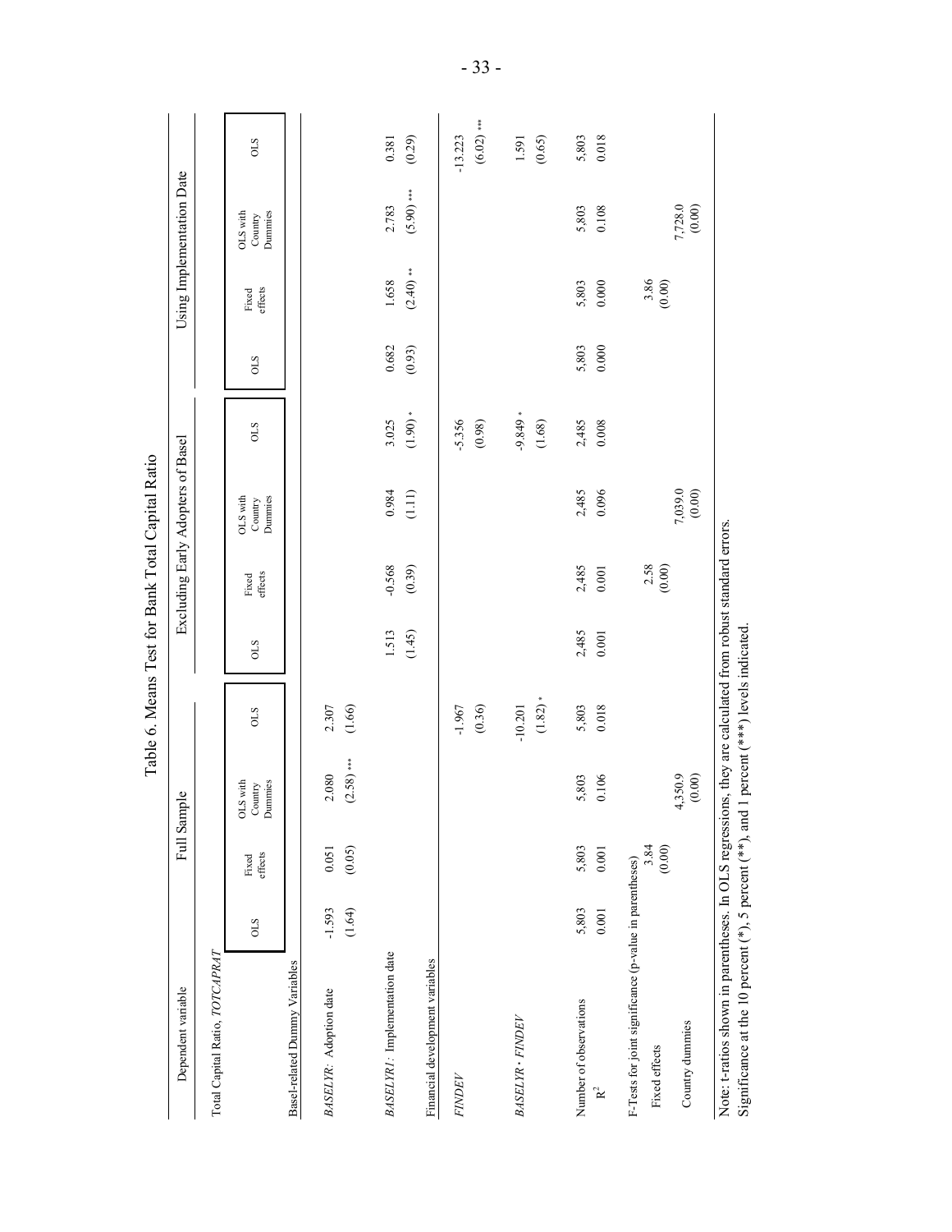# Table 6. Means Test for Bank Total Capital Ratio

| Dependent variable | Full Sample | | | | Excluding Early Adopters of Basel | | | | Using Implementation Date | | | |
|---|---|---|---|---|---|---|---|---|---|---|---|---|
| Total Capital Ratio, *TOTCAPRAT* | OLS | Fixed effects | OLS with Country Dummies | OLS | OLS | Fixed effects | OLS with Country Dummies | OLS | OLS | Fixed effects | OLS with Country Dummies | OLS |
| Basel-related Dummy Variables | | | | | | | | | | | | |
| *BASELYR*: Adoption date | -1.593 | 0.051 | 2.080 | 2.307 | | | | | | | | |
| | (1.64) | (0.05) | (2.58) *** | (1.66) | | | | | | | | |
| *BASELYR1*: Implementation date | | | | | 1.513 | -0.568 | 0.984 | 3.025 | 0.682 | 1.658 | 2.783 | 0.381 |
| | | | | | (1.45) | (0.39) | (1.11) | (1.90) * | (0.93) | (2.40) ** | (5.90) *** | (0.29) |
| Financial development variables | | | | | | | | | | | | |
| *FINDEV* | | | | -1.967 | | | | -5.356 | | | | -13.223 |
| | | | | (0.36) | | | | (0.98) | | | | (6.02) *** |
| *BASELYR · FINDEV* | | | | -10.201 | | | | -9.849 * | | | | 1.591 |
| | | | | (1.82) * | | | | (1.68) | | | | (0.65) |
| Number of observations | 5,803 | 5,803 | 5,803 | 5,803 | 2,485 | 2,485 | 2,485 | 2,485 | 5,803 | 5,803 | 5,803 | 5,803 |
| $R^2$ | 0.001 | 0.001 | 0.106 | 0.018 | 0.001 | 0.001 | 0.096 | 0.008 | 0.000 | 0.000 | 0.108 | 0.018 |
| F-Tests for joint significance (p-value in parentheses) | | | | | | | | | | | | |
| Fixed effects | | 3.84 | | | | 2.58 | | | | 3.86 | | |
| | | (0.00) | | | | (0.00) | | | | (0.00) | | |
| Country dummies | | | 4,350.9 | | | | 7,039.0 | | | | 7,728.0 | |
| | | | (0.00) | | | | (0.00) | | | | (0.00) | |

Note: t-ratios shown in parentheses. In OLS regressions, they are calculated from robust standard errors.
Significance at the 10 percent (*), 5 percent (**), and 1 percent (***) levels indicated.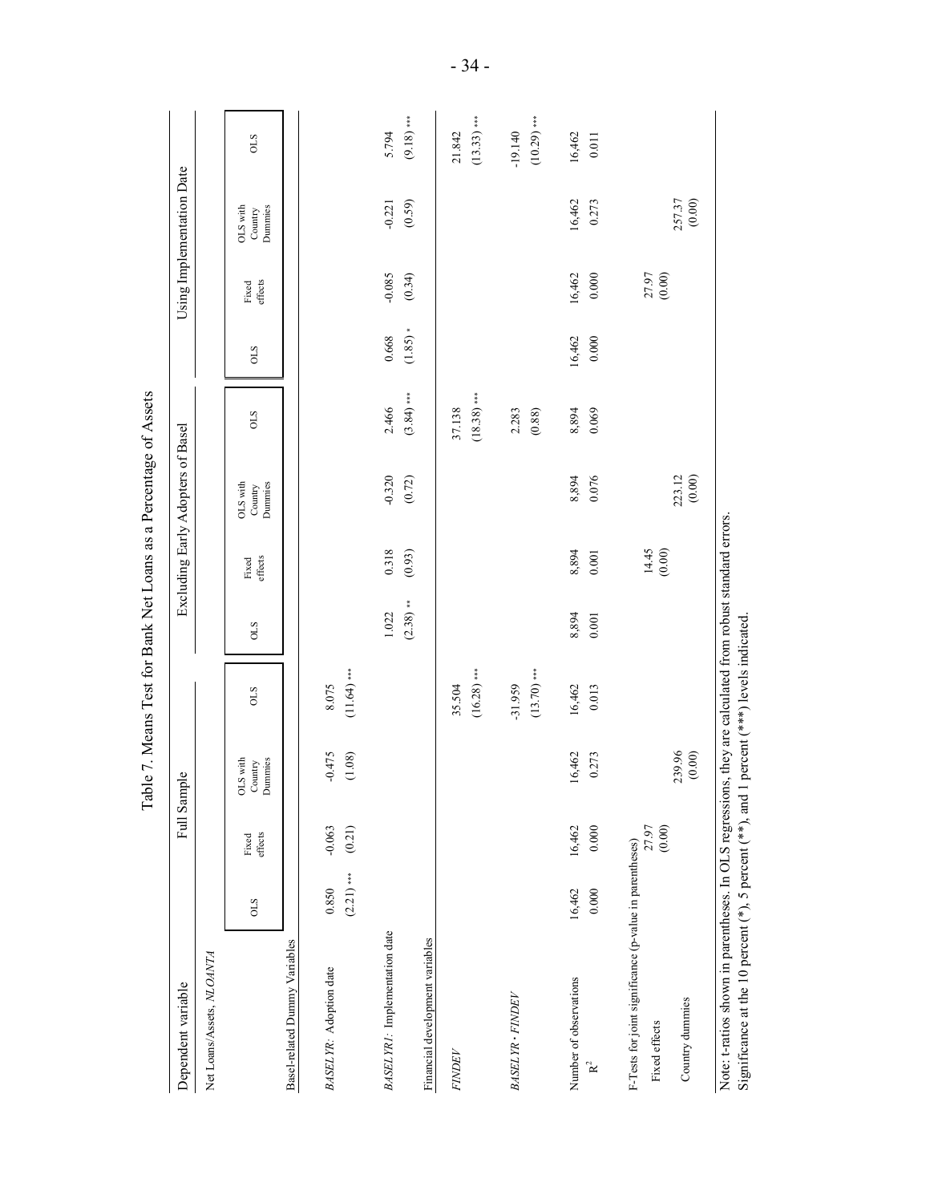# Table 7. Means Test for Bank Net Loans as a Percentage of Assets

| Dependent variable | Full Sample | | | | Excluding Early Adopters of Basel | | | | Using Implementation Date | | | |
|---|---|---|---|---|---|---|---|---|---|---|---|---|
| Net Loans/Assets, *NLOANTA* | OLS | Fixed effects | OLS with Country Dummies | OLS | OLS | Fixed effects | OLS with Country Dummies | OLS | OLS | Fixed effects | OLS with Country Dummies | OLS |
| Basel-related Dummy Variables | | | | | | | | | | | | |
| *BASELYR*: Adoption date | 0.850 | -0.063 | -0.475 | 8.075 | | | | | | | | |
| | (2.21) *** | (0.21) | (1.08) | (11.64) *** | | | | | | | | |
| *BASELYR1*: Implementation date | | | | | 1.022 | 0.318 | -0.320 | 2.466 | 0.668 | -0.085 | -0.221 | 5.794 |
| | | | | | (2.38) ** | (0.93) | (0.72) | (3.84) *** | (1.85) * | (0.34) | (0.59) | (9.18) *** |
| Financial development variables | | | | | | | | | | | | |
| *FINDEV* | | | | 35.504 | | | | 37.138 | | | | 21.842 |
| | | | | (16.28) *** | | | | (18.38) *** | | | | (13.33) *** |
| *BASELYR · FINDEV* | | | | -31.959 | | | | 2.283 | | | | -19.140 |
| | | | | (13.70) *** | | | | (0.88) | | | | (10.29) *** |
| Number of observations | 16,462 | 16,462 | 16,462 | 16,462 | 8,894 | 8,894 | 8,894 | 8,894 | 16,462 | 16,462 | 16,462 | 16,462 |
| $R^2$ | 0.000 | 0.000 | 0.273 | 0.013 | 0.001 | 0.001 | 0.076 | 0.069 | 0.000 | 0.000 | 0.273 | 0.011 |
| F-Tests for joint significance (p-value in parentheses) | | | | | | | | | | | | |
| Fixed effects | | 27.97 | | | | 14.45 | | | | 27.97 | | |
| | | (0.00) | | | | (0.00) | | | | (0.00) | | |
| Country dummies | | | 239.96 | | | | 223.12 | | | | 257.37 | |
| | | | (0.00) | | | | (0.00) | | | | (0.00) | |

Note: t-ratios shown in parentheses. In OLS regressions, they are calculated from robust standard errors.
Significance at the 10 percent (*), 5 percent (**), and 1 percent (***) levels indicated.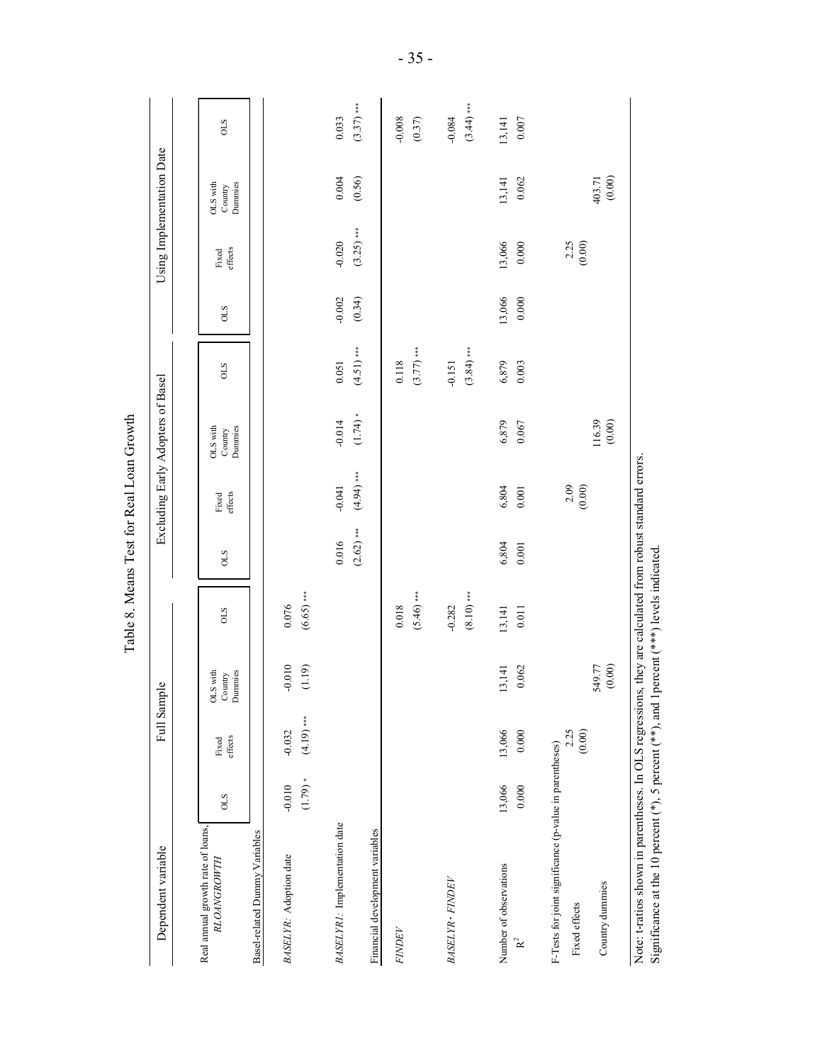# Table 8. Means Test for Real Loan Growth

| Dependent variable | Full Sample | | | | Excluding Early Adopters of Basel | | | | Using Implementation Date | | | |
|---|---|---|---|---|---|---|---|---|---|---|---|---|
| Real annual growth rate of loans, *RLOANGROWTH* | OLS | Fixed effects | OLS with Country Dummies | OLS | OLS | Fixed effects | OLS with Country Dummies | OLS | OLS | Fixed effects | OLS with Country Dummies | OLS |
| Basel-related Dummy Variables | | | | | | | | | | | | |
| *BASELYR*: Adoption date | -0.010 | -0.032 | -0.010 | 0.076 | | | | | | | | |
| | (1.79) * | (4.19) *** | (1.19) | (6.65) *** | | | | | | | | |
| *BASELYR1*: Implementation date | | | | | 0.016 | -0.041 | -0.014 | 0.051 | -0.002 | -0.020 | 0.004 | 0.033 |
| | | | | | (2.62) *** | (4.94) *** | (1.74) * | (4.51) *** | (0.34) | (3.25) *** | (0.56) | (3.37) *** |
| Financial development variables | | | | | | | | | | | | |
| *FINDEV* | | | | 0.018 | | | | 0.118 | | | | -0.008 |
| | | | | (5.46) *** | | | | (3.77) *** | | | | (0.37) |
| *BASELYR · FINDEV* | | | | -0.282 | | | | -0.151 | | | | -0.084 |
| | | | | (8.10) *** | | | | (3.84) *** | | | | (3.44) *** |
| Number of observations | 13,066 | 13,066 | 13,141 | 13,141 | 6,804 | 6,804 | 6,879 | 6,879 | 13,066 | 13,066 | 13,141 | 13,141 |
| $R^2$ | 0.000 | 0.000 | 0.062 | 0.011 | 0.001 | 0.001 | 0.067 | 0.003 | 0.000 | 0.000 | 0.062 | 0.007 |
| F-Tests for joint significance (p-value in parentheses) | | | | | | | | | | | | |
| Fixed effects | | 2.25 | | | | 2.09 | | | | 2.25 | | |
| | | (0.00) | | | | (0.00) | | | | (0.00) | | |
| Country dummies | | | 549.77 | | | | 116.39 | | | | 403.71 | |
| | | | (0.00) | | | | (0.00) | | | | (0.00) | |

Note: t-ratios shown in parentheses. In OLS regressions, they are calculated from robust standard errors.
Significance at the 10 percent (*), 5 percent (**), and 1percent (***) levels indicated.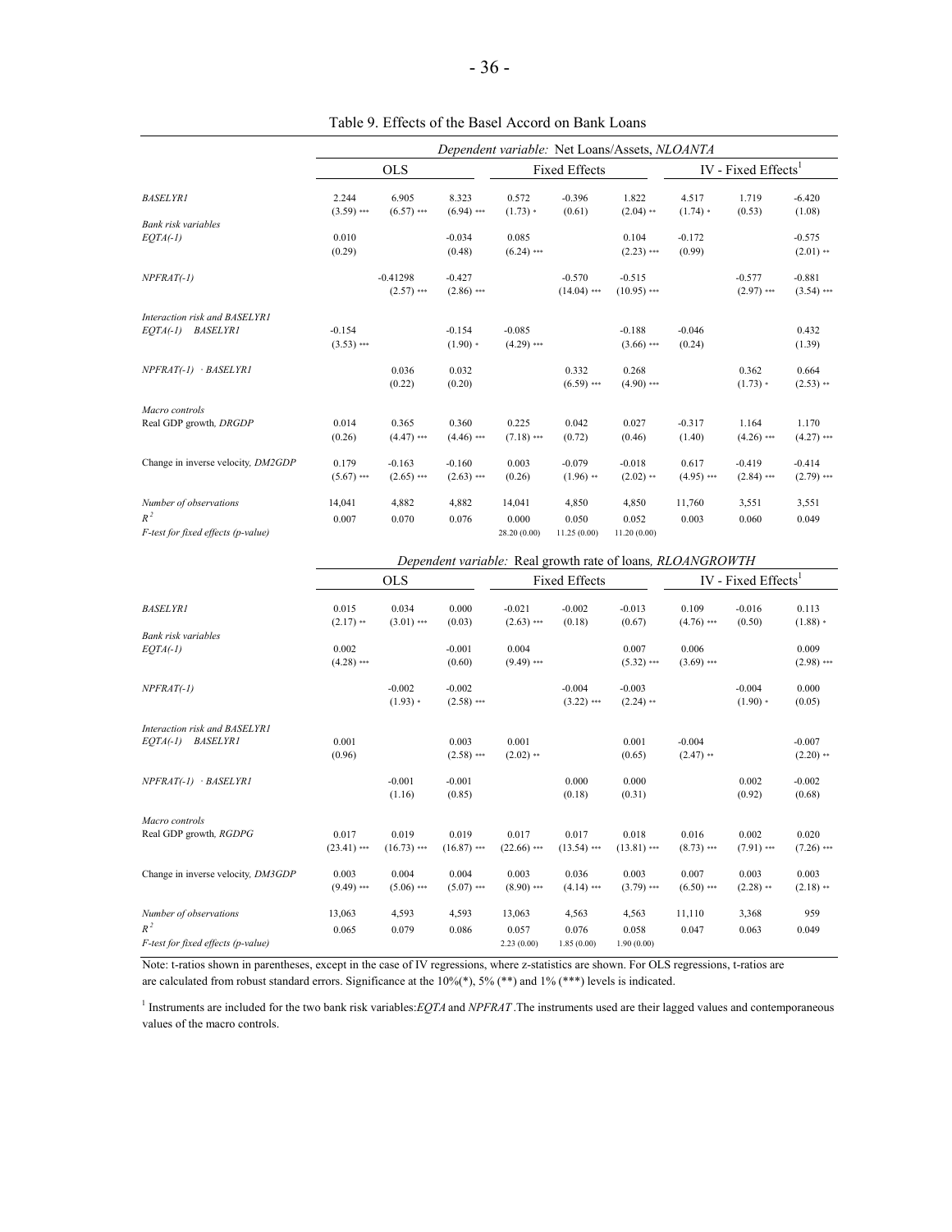Table 9. Effects of the Basel Accord on Bank Loans

| | *Dependent variable:* Net Loans/Assets, *NLOANTA* | | | | | | | | |
|---|---|---|---|---|---|---|---|---|---|
| | OLS | | | Fixed Effects | | | IV - Fixed Effects[1] | | |
| *BASELYR1* | 2.244 | 6.905 | 8.323 | 0.572 | -0.396 | 1.822 | 4.517 | 1.719 | -6.420 |
| | (3.59) *** | (6.57) *** | (6.94) *** | (1.73) * | (0.61) | (2.04) ** | (1.74) * | (0.53) | (1.08) |
| *Bank risk variables* | | | | | | | | | |
| *EQTA(-1)* | 0.010 | | -0.034 | 0.085 | | 0.104 | -0.172 | | -0.575 |
| | (0.29) | | (0.48) | (6.24) *** | | (2.23) *** | (0.99) | | (2.01) ** |
| *NPFRAT(-1)* | | -0.41298 | -0.427 | | -0.570 | -0.515 | | -0.577 | -0.881 |
| | | (2.57) *** | (2.86) *** | | (14.04) *** | (10.95) *** | | (2.97) *** | (3.54) *** |
| *Interaction risk and BASELYR1* | | | | | | | | | |
| *EQTA(-1) BASELYR1* | -0.154 | | -0.154 | -0.085 | | -0.188 | -0.046 | | 0.432 |
| | (3.53) *** | | (1.90) * | (4.29) *** | | (3.66) *** | (0.24) | | (1.39) |
| *NPFRAT(-1) · BASELYR1* | | 0.036 | 0.032 | | 0.332 | 0.268 | | 0.362 | 0.664 |
| | | (0.22) | (0.20) | | (6.59) *** | (4.90) *** | | (1.73) * | (2.53) ** |
| *Macro controls* | | | | | | | | | |
| Real GDP growth, *DRGDP* | 0.014 | 0.365 | 0.360 | 0.225 | 0.042 | 0.027 | -0.317 | 1.164 | 1.170 |
| | (0.26) | (4.47) *** | (4.46) *** | (7.18) *** | (0.72) | (0.46) | (1.40) | (4.26) *** | (4.27) *** |
| Change in inverse velocity, *DM2GDP* | 0.179 | -0.163 | -0.160 | 0.003 | -0.079 | -0.018 | 0.617 | -0.419 | -0.414 |
| | (5.67) *** | (2.65) *** | (2.63) *** | (0.26) | (1.96) ** | (2.02) ** | (4.95) *** | (2.84) *** | (2.79) *** |
| *Number of observations* | 14,041 | 4,882 | 4,882 | 14,041 | 4,850 | 4,850 | 11,760 | 3,551 | 3,551 |
| $R^2$ | 0.007 | 0.070 | 0.076 | 0.000 | 0.050 | 0.052 | 0.003 | 0.060 | 0.049 |
| *F-test for fixed effects (p-value)* | | | | 28.20 (0.00) | 11.25 (0.00) | 11.20 (0.00) | | | |

| | *Dependent variable:* Real growth rate of loans, *RLOANGROWTH* | | | | | | | | |
|---|---|---|---|---|---|---|---|---|---|
| | OLS | | | Fixed Effects | | | IV - Fixed Effects[1] | | |
| *BASELYR1* | 0.015 | 0.034 | 0.000 | -0.021 | -0.002 | -0.013 | 0.109 | -0.016 | 0.113 |
| | (2.17) ** | (3.01) *** | (0.03) | (2.63) *** | (0.18) | (0.67) | (4.76) *** | (0.50) | (1.88) * |
| *Bank risk variables* | | | | | | | | | |
| *EQTA(-1)* | 0.002 | | -0.001 | 0.004 | | 0.007 | 0.006 | | 0.009 |
| | (4.28) *** | | (0.60) | (9.49) *** | | (5.32) *** | (3.69) *** | | (2.98) *** |
| *NPFRAT(-1)* | | -0.002 | -0.002 | | -0.004 | -0.003 | | -0.004 | 0.000 |
| | | (1.93) * | (2.58) *** | | (3.22) *** | (2.24) ** | | (1.90) * | (0.05) |
| *Interaction risk and BASELYR1* | | | | | | | | | |
| *EQTA(-1) BASELYR1* | 0.001 | | 0.003 | 0.001 | | 0.001 | -0.004 | | -0.007 |
| | (0.96) | | (2.58) *** | (2.02) ** | | (0.65) | (2.47) ** | | (2.20) ** |
| *NPFRAT(-1) · BASELYR1* | | -0.001 | -0.001 | | 0.000 | 0.000 | | 0.002 | -0.002 |
| | | (1.16) | (0.85) | | (0.18) | (0.31) | | (0.92) | (0.68) |
| *Macro controls* | | | | | | | | | |
| Real GDP growth, *RGDPG* | 0.017 | 0.019 | 0.019 | 0.017 | 0.017 | 0.018 | 0.016 | 0.002 | 0.020 |
| | (23.41) *** | (16.73) *** | (16.87) *** | (22.66) *** | (13.54) *** | (13.81) *** | (8.73) *** | (7.91) *** | (7.26) *** |
| Change in inverse velocity, *DM3GDP* | 0.003 | 0.004 | 0.004 | 0.003 | 0.036 | 0.003 | 0.007 | 0.003 | 0.003 |
| | (9.49) *** | (5.06) *** | (5.07) *** | (8.90) *** | (4.14) *** | (3.79) *** | (6.50) *** | (2.28) ** | (2.18) ** |
| *Number of observations* | 13,063 | 4,593 | 4,593 | 13,063 | 4,563 | 4,563 | 11,110 | 3,368 | 959 |
| $R^2$ | 0.065 | 0.079 | 0.086 | 0.057 | 0.076 | 0.058 | 0.047 | 0.063 | 0.049 |
| *F-test for fixed effects (p-value)* | | | | 2.23 (0.00) | 1.85 (0.00) | 1.90 (0.00) | | | |

Note: t-ratios shown in parentheses, except in the case of IV regressions, where z-statistics are shown. For OLS regressions, t-ratios are are calculated from robust standard errors. Significance at the 10%(*), 5% (**) and 1% (***) levels is indicated.

[1] Instruments are included for the two bank risk variables: *EQTA* and *NPFRAT*. The instruments used are their lagged values and contemporaneous values of the macro controls.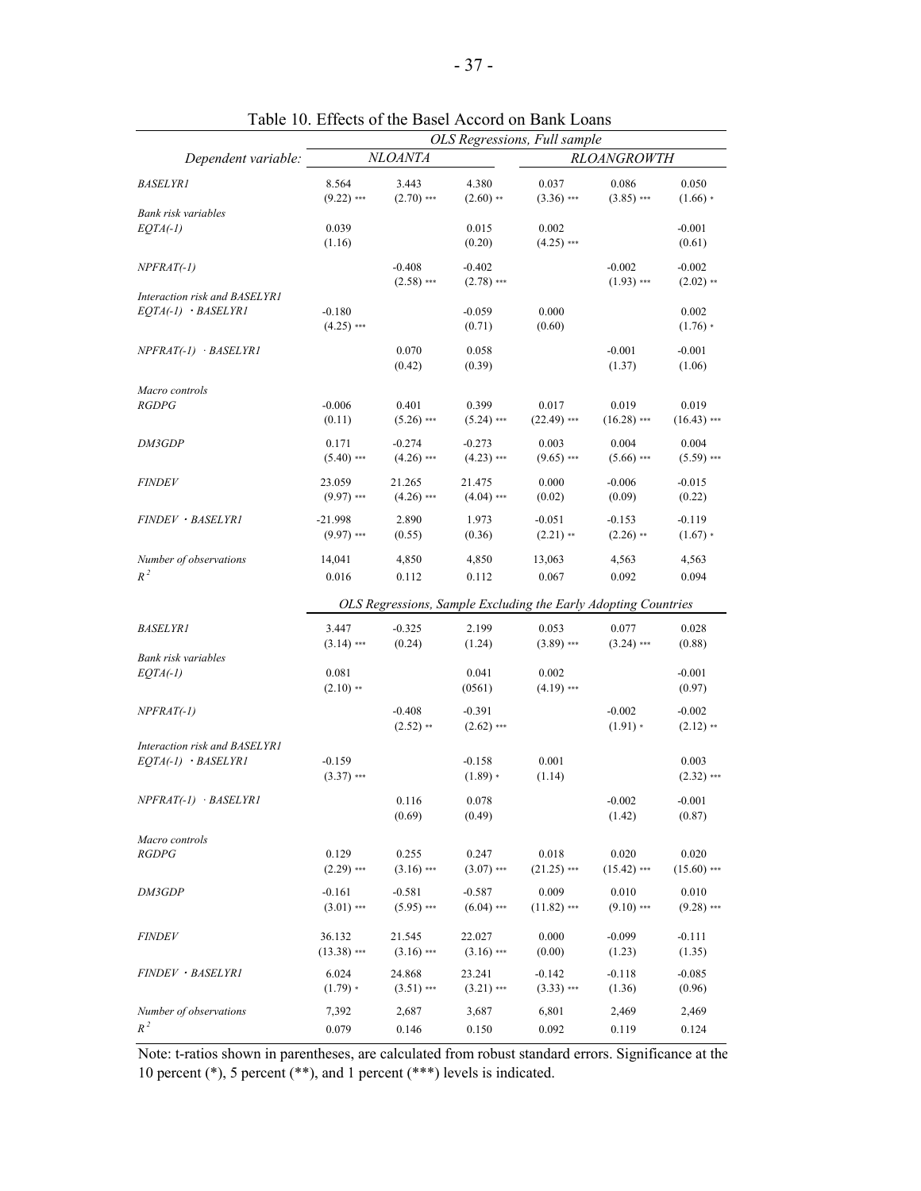Table 10. Effects of the Basel Accord on Bank Loans

| | *OLS Regressions, Full sample* | | | | | |
|---|---|---|---|---|---|---|
| *Dependent variable:* | *NLOANTA* | | | *RLOANGROWTH* | | |
| *BASELYR1* | 8.564 | 3.443 | 4.380 | 0.037 | 0.086 | 0.050 |
| | (9.22) *** | (2.70) *** | (2.60) ** | (3.36) *** | (3.85) *** | (1.66) * |
| *Bank risk variables* | | | | | | |
| *EQTA(-1)* | 0.039 | | 0.015 | 0.002 | | -0.001 |
| | (1.16) | | (0.20) | (4.25) *** | | (0.61) |
| *NPFRAT(-1)* | | -0.408 | -0.402 | | -0.002 | -0.002 |
| | | (2.58) *** | (2.78) *** | | (1.93) *** | (2.02) ** |
| *Interaction risk and BASELYR1* | | | | | | |
| *EQTA(-1) · BASELYR1* | -0.180 | | -0.059 | 0.000 | | 0.002 |
| | (4.25) *** | | (0.71) | (0.60) | | (1.76) * |
| *NPFRAT(-1) · BASELYR1* | | 0.070 | 0.058 | | -0.001 | -0.001 |
| | | (0.42) | (0.39) | | (1.37) | (1.06) |
| *Macro controls* | | | | | | |
| *RGDPG* | -0.006 | 0.401 | 0.399 | 0.017 | 0.019 | 0.019 |
| | (0.11) | (5.26) *** | (5.24) *** | (22.49) *** | (16.28) *** | (16.43) *** |
| *DM3GDP* | 0.171 | -0.274 | -0.273 | 0.003 | 0.004 | 0.004 |
| | (5.40) *** | (4.26) *** | (4.23) *** | (9.65) *** | (5.66) *** | (5.59) *** |
| *FINDEV* | 23.059 | 21.265 | 21.475 | 0.000 | -0.006 | -0.015 |
| | (9.97) *** | (4.26) *** | (4.04) *** | (0.02) | (0.09) | (0.22) |
| *FINDEV · BASELYR1* | -21.998 | 2.890 | 1.973 | -0.051 | -0.153 | -0.119 |
| | (9.97) *** | (0.55) | (0.36) | (2.21) ** | (2.26) ** | (1.67) * |
| *Number of observations* | 14,041 | 4,850 | 4,850 | 13,063 | 4,563 | 4,563 |
| $R^2$ | 0.016 | 0.112 | 0.112 | 0.067 | 0.092 | 0.094 |
| | *OLS Regressions, Sample Excluding the Early Adopting Countries* | | | | | |
| *BASELYR1* | 3.447 | -0.325 | 2.199 | 0.053 | 0.077 | 0.028 |
| | (3.14) *** | (0.24) | (1.24) | (3.89) *** | (3.24) *** | (0.88) |
| *Bank risk variables* | | | | | | |
| *EQTA(-1)* | 0.081 | | 0.041 | 0.002 | | -0.001 |
| | (2.10) ** | | (0561) | (4.19) *** | | (0.97) |
| *NPFRAT(-1)* | | -0.408 | -0.391 | | -0.002 | -0.002 |
| | | (2.52) ** | (2.62) *** | | (1.91) * | (2.12) ** |
| *Interaction risk and BASELYR1* | | | | | | |
| *EQTA(-1) · BASELYR1* | -0.159 | | -0.158 | 0.001 | | 0.003 |
| | (3.37) *** | | (1.89) * | (1.14) | | (2.32) *** |
| *NPFRAT(-1) · BASELYR1* | | 0.116 | 0.078 | | -0.002 | -0.001 |
| | | (0.69) | (0.49) | | (1.42) | (0.87) |
| *Macro controls* | | | | | | |
| *RGDPG* | 0.129 | 0.255 | 0.247 | 0.018 | 0.020 | 0.020 |
| | (2.29) *** | (3.16) *** | (3.07) *** | (21.25) *** | (15.42) *** | (15.60) *** |
| *DM3GDP* | -0.161 | -0.581 | -0.587 | 0.009 | 0.010 | 0.010 |
| | (3.01) *** | (5.95) *** | (6.04) *** | (11.82) *** | (9.10) *** | (9.28) *** |
| *FINDEV* | 36.132 | 21.545 | 22.027 | 0.000 | -0.099 | -0.111 |
| | (13.38) *** | (3.16) *** | (3.16) *** | (0.00) | (1.23) | (1.35) |
| *FINDEV · BASELYR1* | 6.024 | 24.868 | 23.241 | -0.142 | -0.118 | -0.085 |
| | (1.79) * | (3.51) *** | (3.21) *** | (3.33) *** | (1.36) | (0.96) |
| *Number of observations* | 7,392 | 2,687 | 3,687 | 6,801 | 2,469 | 2,469 |
| $R^2$ | 0.079 | 0.146 | 0.150 | 0.092 | 0.119 | 0.124 |

Note: t-ratios shown in parentheses, are calculated from robust standard errors. Significance at the 10 percent (*), 5 percent (**), and 1 percent (***) levels is indicated.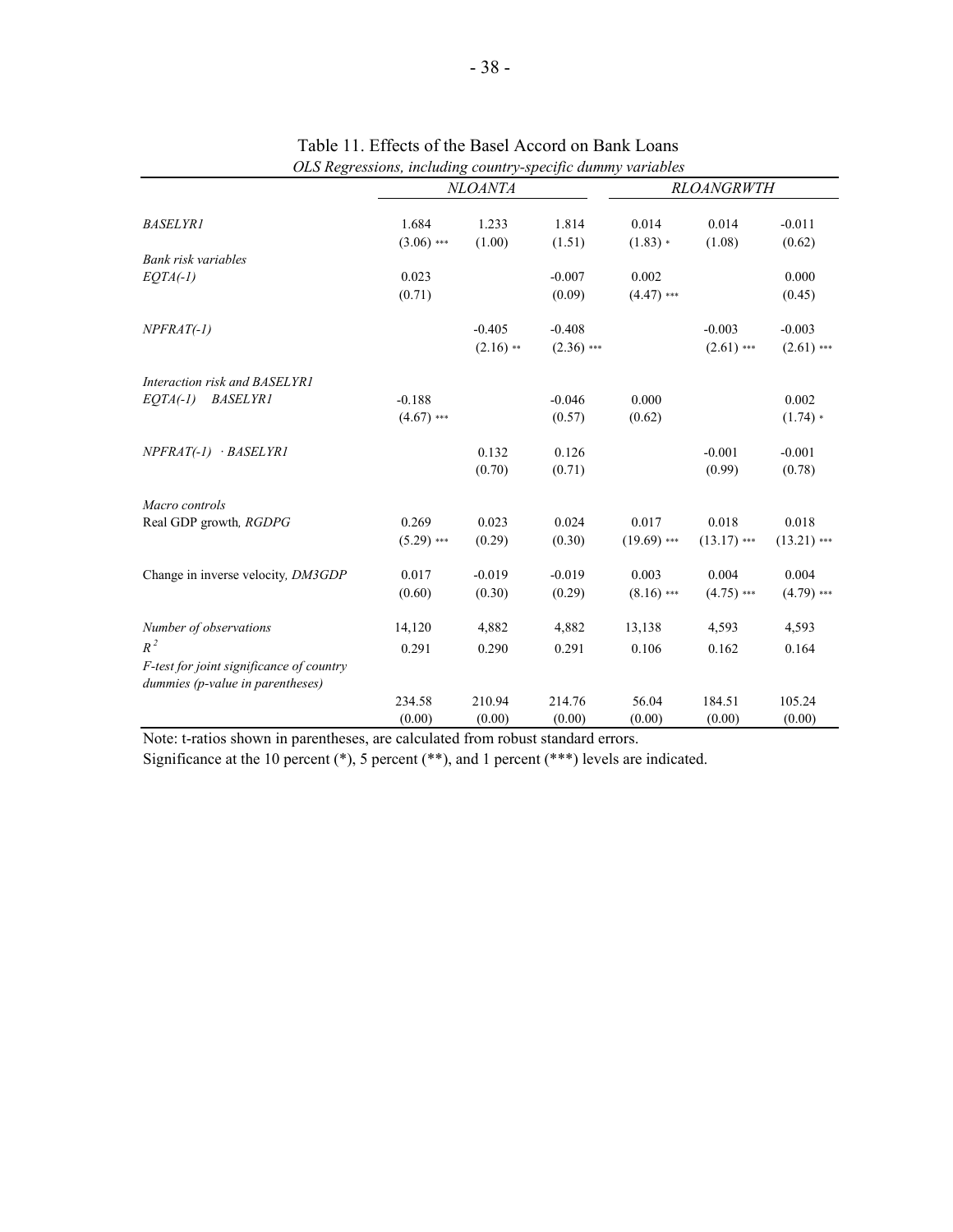Table 11. Effects of the Basel Accord on Bank Loans

*OLS Regressions, including country-specific dummy variables*

| | *NLOANTA* | | | *RLOANGRWTH* | | |
|---|---|---|---|---|---|---|
| *BASELYR1* | 1.684 | 1.233 | 1.814 | 0.014 | 0.014 | -0.011 |
| | (3.06) *** | (1.00) | (1.51) | (1.83) * | (1.08) | (0.62) |
| *Bank risk variables* | | | | | | |
| *EQTA(-1)* | 0.023 | | -0.007 | 0.002 | | 0.000 |
| | (0.71) | | (0.09) | (4.47) *** | | (0.45) |
| *NPFRAT(-1)* | | -0.405 | -0.408 | | -0.003 | -0.003 |
| | | (2.16) ** | (2.36) *** | | (2.61) *** | (2.61) *** |
| *Interaction risk and BASELYR1* | | | | | | |
| *EQTA(-1) BASELYR1* | -0.188 | | -0.046 | 0.000 | | 0.002 |
| | (4.67) *** | | (0.57) | (0.62) | | (1.74) * |
| *NPFRAT(-1) · BASELYR1* | | 0.132 | 0.126 | | -0.001 | -0.001 |
| | | (0.70) | (0.71) | | (0.99) | (0.78) |
| *Macro controls* | | | | | | |
| Real GDP growth, *RGDPG* | 0.269 | 0.023 | 0.024 | 0.017 | 0.018 | 0.018 |
| | (5.29) *** | (0.29) | (0.30) | (19.69) *** | (13.17) *** | (13.21) *** |
| Change in inverse velocity, *DM3GDP* | 0.017 | -0.019 | -0.019 | 0.003 | 0.004 | 0.004 |
| | (0.60) | (0.30) | (0.29) | (8.16) *** | (4.75) *** | (4.79) *** |
| *Number of observations* | 14,120 | 4,882 | 4,882 | 13,138 | 4,593 | 4,593 |
| $R^2$ | 0.291 | 0.290 | 0.291 | 0.106 | 0.162 | 0.164 |
| *F-test for joint significance of country dummies (p-value in parentheses)* | 234.58 | 210.94 | 214.76 | 56.04 | 184.51 | 105.24 |
| | (0.00) | (0.00) | (0.00) | (0.00) | (0.00) | (0.00) |

Note: t-ratios shown in parentheses, are calculated from robust standard errors.

Significance at the 10 percent (*), 5 percent (**), and 1 percent (***) levels are indicated.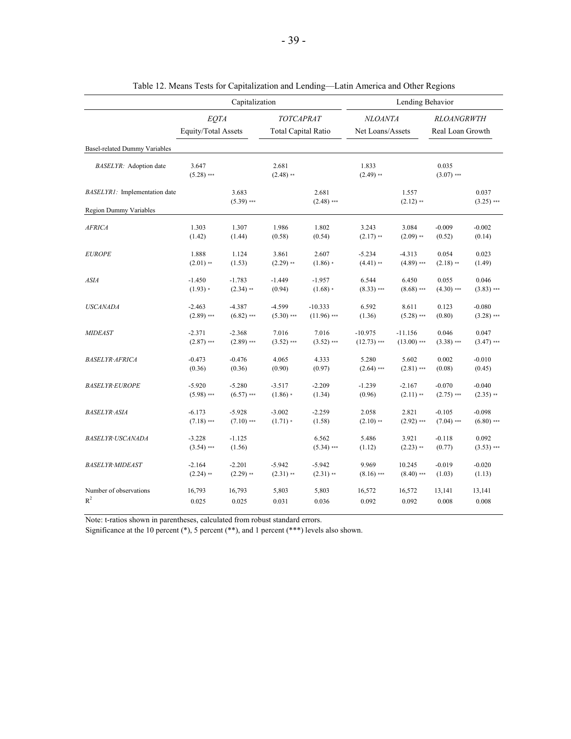Table 12. Means Tests for Capitalization and Lending—Latin America and Other Regions

| | Capitalization | | | | Lending Behavior | | | |
|---|---|---|---|---|---|---|---|---|
| | *EQTA* Equity/Total Assets | | *TOTCAPRAT* Total Capital Ratio | | *NLOANTA* Net Loans/Assets | | *RLOANGRWTH* Real Loan Growth | |
| Basel-related Dummy Variables | | | | | | | | |
| *BASELYR:* Adoption date | 3.647 (5.28) *** | | 2.681 (2.48) ** | | 1.833 (2.49) ** | | 0.035 (3.07) *** | |
| *BASELYR1:* Implementation date | | 3.683 (5.39) *** | | 2.681 (2.48) *** | | 1.557 (2.12) ** | | 0.037 (3.25) *** |
| Region Dummy Variables | | | | | | | | |
| *AFRICA* | 1.303 (1.42) | 1.307 (1.44) | 1.986 (0.58) | 1.802 (0.54) | 3.243 (2.17) ** | 3.084 (2.09) ** | -0.009 (0.52) | -0.002 (0.14) |
| *EUROPE* | 1.888 (2.01) ** | 1.124 (1.53) | 3.861 (2.29) ** | 2.607 (1.86) * | -5.234 (4.41) ** | -4.313 (4.89) *** | 0.054 (2.18) ** | 0.023 (1.49) |
| *ASIA* | -1.450 (1.93) * | -1.783 (2.34) ** | -1.449 (0.94) | -1.957 (1.68) * | 6.544 (8.33) *** | 6.450 (8.68) *** | 0.055 (4.30) *** | 0.046 (3.83) *** |
| *USCANADA* | -2.463 (2.89) *** | -4.387 (6.82) *** | -4.599 (5.30) *** | -10.333 (11.96) *** | 6.592 (1.36) | 8.611 (5.28) *** | 0.123 (0.80) | -0.080 (3.28) *** |
| *MIDEAST* | -2.371 (2.87) *** | -2.368 (2.89) *** | 7.016 (3.52) *** | 7.016 (3.52) *** | -10.975 (12.73) *** | -11.156 (13.00) *** | 0.046 (3.38) *** | 0.047 (3.47) *** |
| *BASELYR·AFRICA* | -0.473 (0.36) | -0.476 (0.36) | 4.065 (0.90) | 4.333 (0.97) | 5.280 (2.64) *** | 5.602 (2.81) *** | 0.002 (0.08) | -0.010 (0.45) |
| *BASELYR·EUROPE* | -5.920 (5.98) *** | -5.280 (6.57) *** | -3.517 (1.86) * | -2.209 (1.34) | -1.239 (0.96) | -2.167 (2.11) ** | -0.070 (2.75) *** | -0.040 (2.35) ** |
| *BASELYR·ASIA* | -6.173 (7.18) *** | -5.928 (7.10) *** | -3.002 (1.71) * | -2.259 (1.58) | 2.058 (2.10) ** | 2.821 (2.92) *** | -0.105 (7.04) *** | -0.098 (6.80) *** |
| *BASELYR·USCANADA* | -3.228 (3.54) *** | -1.125 (1.56) | | 6.562 (5.34) *** | 5.486 (1.12) | 3.921 (2.23) ** | -0.118 (0.77) | 0.092 (3.53) *** |
| *BASELYR·MIDEAST* | -2.164 (2.24) ** | -2.201 (2.29) ** | -5.942 (2.31) ** | -5.942 (2.31) ** | 9.969 (8.16) *** | 10.245 (8.40) *** | -0.019 (1.03) | -0.020 (1.13) |
| Number of observations | 16,793 | 16,793 | 5,803 | 5,803 | 16,572 | 16,572 | 13,141 | 13,141 |
| $R^2$ | 0.025 | 0.025 | 0.031 | 0.036 | 0.092 | 0.092 | 0.008 | 0.008 |

Note: t-ratios shown in parentheses, calculated from robust standard errors.
Significance at the 10 percent (*), 5 percent (**), and 1 percent (***) levels also shown.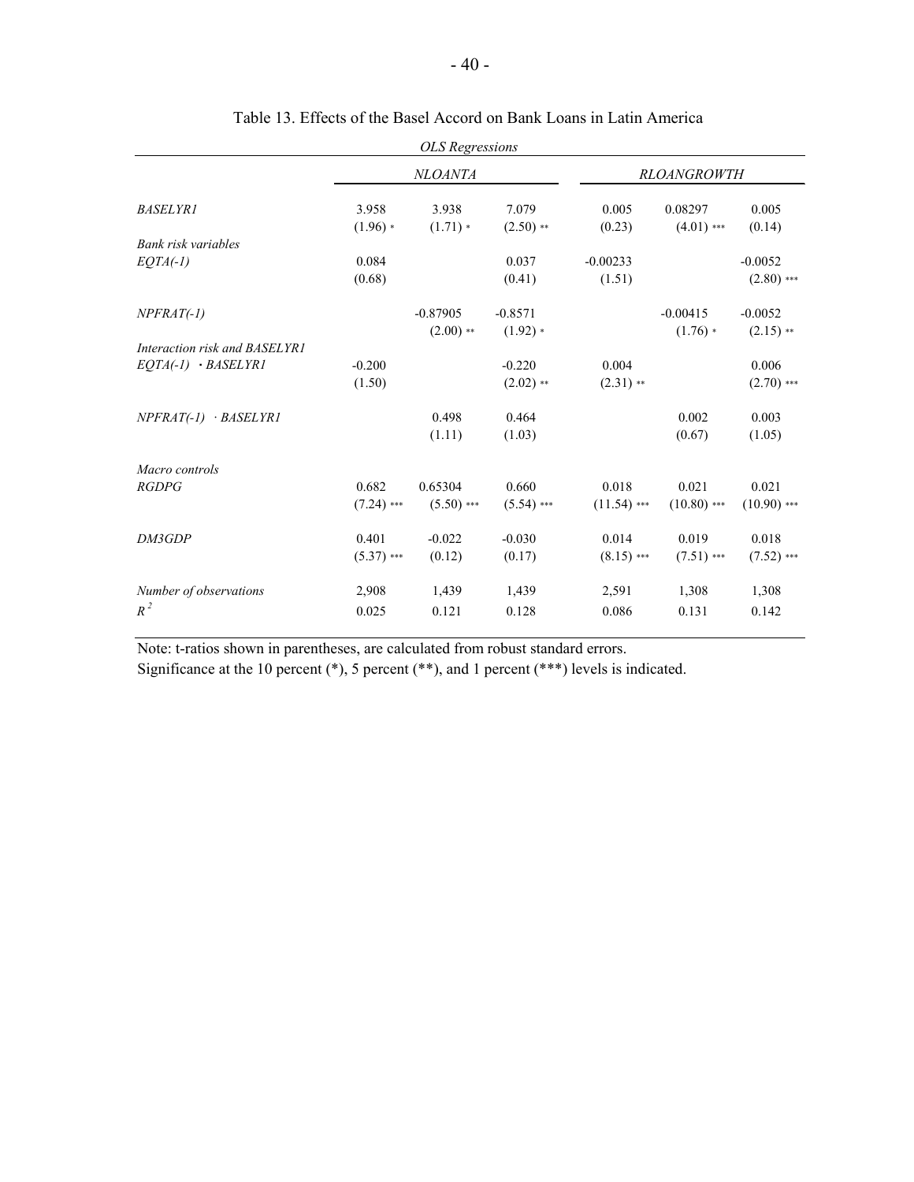Table 13. Effects of the Basel Accord on Bank Loans in Latin America

*OLS Regressions*

| | *NLOANTA* | | | *RLOANGROWTH* | | |
|---|---|---|---|---|---|---|
| *BASELYR1* | 3.958 | 3.938 | 7.079 | 0.005 | 0.08297 | 0.005 |
| | (1.96) * | (1.71) * | (2.50) ** | (0.23) | (4.01) *** | (0.14) |
| *Bank risk variables* | | | | | | |
| *EQTA(-1)* | 0.084 | | 0.037 | -0.00233 | | -0.0052 |
| | (0.68) | | (0.41) | (1.51) | | (2.80) *** |
| *NPFRAT(-1)* | | -0.87905 | -0.8571 | | -0.00415 | -0.0052 |
| | | (2.00) ** | (1.92) * | | (1.76) * | (2.15) ** |
| *Interaction risk and BASELYR1* | | | | | | |
| *EQTA(-1) · BASELYR1* | -0.200 | | -0.220 | 0.004 | | 0.006 |
| | (1.50) | | (2.02) ** | (2.31) ** | | (2.70) *** |
| *NPFRAT(-1) · BASELYR1* | | 0.498 | 0.464 | | 0.002 | 0.003 |
| | | (1.11) | (1.03) | | (0.67) | (1.05) |
| *Macro controls* | | | | | | |
| *RGDPG* | 0.682 | 0.65304 | 0.660 | 0.018 | 0.021 | 0.021 |
| | (7.24) *** | (5.50) *** | (5.54) *** | (11.54) *** | (10.80) *** | (10.90) *** |
| *DM3GDP* | 0.401 | -0.022 | -0.030 | 0.014 | 0.019 | 0.018 |
| | (5.37) *** | (0.12) | (0.17) | (8.15) *** | (7.51) *** | (7.52) *** |
| *Number of observations* | 2,908 | 1,439 | 1,439 | 2,591 | 1,308 | 1,308 |
| $R^2$ | 0.025 | 0.121 | 0.128 | 0.086 | 0.131 | 0.142 |

Note: t-ratios shown in parentheses, are calculated from robust standard errors.
Significance at the 10 percent (*), 5 percent (**), and 1 percent (***) levels is indicated.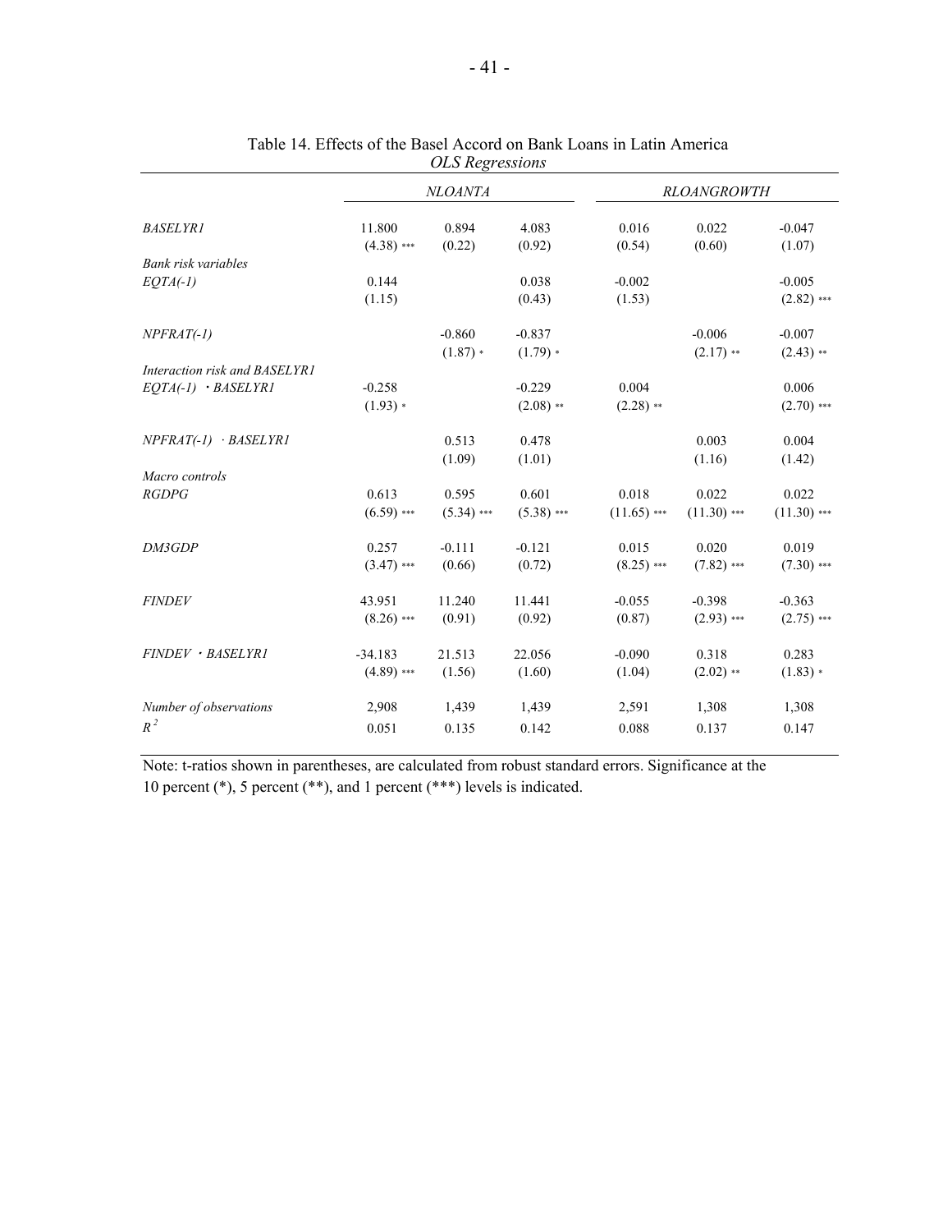Table 14. Effects of the Basel Accord on Bank Loans in Latin America
*OLS Regressions*

| | *NLOANTA* | | | *RLOANGROWTH* | | |
|---|---|---|---|---|---|---|
| *BASELYR1* | 11.800 | 0.894 | 4.083 | 0.016 | 0.022 | -0.047 |
| | (4.38) *** | (0.22) | (0.92) | (0.54) | (0.60) | (1.07) |
| *Bank risk variables* | | | | | | |
| *EQTA(-1)* | 0.144 | | 0.038 | -0.002 | | -0.005 |
| | (1.15) | | (0.43) | (1.53) | | (2.82) *** |
| *NPFRAT(-1)* | | -0.860 | -0.837 | | -0.006 | -0.007 |
| | | (1.87) * | (1.79) * | | (2.17) ** | (2.43) ** |
| *Interaction risk and BASELYR1* | | | | | | |
| *EQTA(-1) · BASELYR1* | -0.258 | | -0.229 | 0.004 | | 0.006 |
| | (1.93) * | | (2.08) ** | (2.28) ** | | (2.70) *** |
| *NPFRAT(-1) · BASELYR1* | | 0.513 | 0.478 | | 0.003 | 0.004 |
| | | (1.09) | (1.01) | | (1.16) | (1.42) |
| *Macro controls* | | | | | | |
| *RGDPG* | 0.613 | 0.595 | 0.601 | 0.018 | 0.022 | 0.022 |
| | (6.59) *** | (5.34) *** | (5.38) *** | (11.65) *** | (11.30) *** | (11.30) *** |
| *DM3GDP* | 0.257 | -0.111 | -0.121 | 0.015 | 0.020 | 0.019 |
| | (3.47) *** | (0.66) | (0.72) | (8.25) *** | (7.82) *** | (7.30) *** |
| *FINDEV* | 43.951 | 11.240 | 11.441 | -0.055 | -0.398 | -0.363 |
| | (8.26) *** | (0.91) | (0.92) | (0.87) | (2.93) *** | (2.75) *** |
| *FINDEV · BASELYR1* | -34.183 | 21.513 | 22.056 | -0.090 | 0.318 | 0.283 |
| | (4.89) *** | (1.56) | (1.60) | (1.04) | (2.02) ** | (1.83) * |
| *Number of observations* | 2,908 | 1,439 | 1,439 | 2,591 | 1,308 | 1,308 |
| $R^2$ | 0.051 | 0.135 | 0.142 | 0.088 | 0.137 | 0.147 |

Note: t-ratios shown in parentheses, are calculated from robust standard errors. Significance at the 10 percent (*), 5 percent (**), and 1 percent (***) levels is indicated.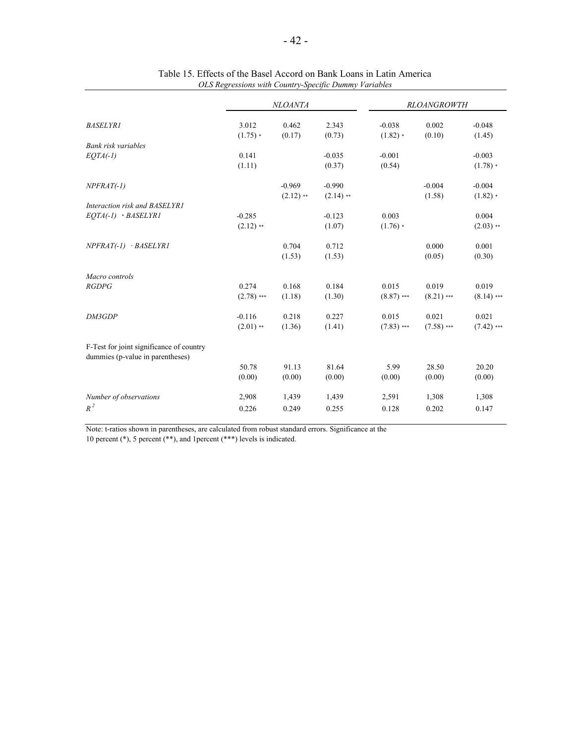Table 15. Effects of the Basel Accord on Bank Loans in Latin America

*OLS Regressions with Country-Specific Dummy Variables*

| | *NLOANTA* | | | *RLOANGROWTH* | | |
|---|---|---|---|---|---|---|
| *BASELYR1* | 3.012 | 0.462 | 2.343 | -0.038 | 0.002 | -0.048 |
| | (1.75) * | (0.17) | (0.73) | (1.82) * | (0.10) | (1.45) |
| *Bank risk variables* | | | | | | |
| *EQTA(-1)* | 0.141 | | -0.035 | -0.001 | | -0.003 |
| | (1.11) | | (0.37) | (0.54) | | (1.78) * |
| *NPFRAT(-1)* | | -0.969 | -0.990 | | -0.004 | -0.004 |
| | | (2.12) ** | (2.14) ** | | (1.58) | (1.82) * |
| *Interaction risk and BASELYR1* | | | | | | |
| *EQTA(-1) · BASELYR1* | -0.285 | | -0.123 | 0.003 | | 0.004 |
| | (2.12) ** | | (1.07) | (1.76) * | | (2.03) ** |
| *NPFRAT(-1) · BASELYR1* | | 0.704 | 0.712 | | 0.000 | 0.001 |
| | | (1.53) | (1.53) | | (0.05) | (0.30) |
| *Macro controls* | | | | | | |
| *RGDPG* | 0.274 | 0.168 | 0.184 | 0.015 | 0.019 | 0.019 |
| | (2.78) *** | (1.18) | (1.30) | (8.87) *** | (8.21) *** | (8.14) *** |
| *DM3GDP* | -0.116 | 0.218 | 0.227 | 0.015 | 0.021 | 0.021 |
| | (2.01) ** | (1.36) | (1.41) | (7.83) *** | (7.58) *** | (7.42) *** |
| F-Test for joint significance of country dummies (p-value in parentheses) | 50.78 | 91.13 | 81.64 | 5.99 | 28.50 | 20.20 |
| | (0.00) | (0.00) | (0.00) | (0.00) | (0.00) | (0.00) |
| *Number of observations* | 2,908 | 1,439 | 1,439 | 2,591 | 1,308 | 1,308 |
| $R^2$ | 0.226 | 0.249 | 0.255 | 0.128 | 0.202 | 0.147 |

Note: t-ratios shown in parentheses, are calculated from robust standard errors. Significance at the 10 percent (*), 5 percent (**), and 1percent (***) levels is indicated.